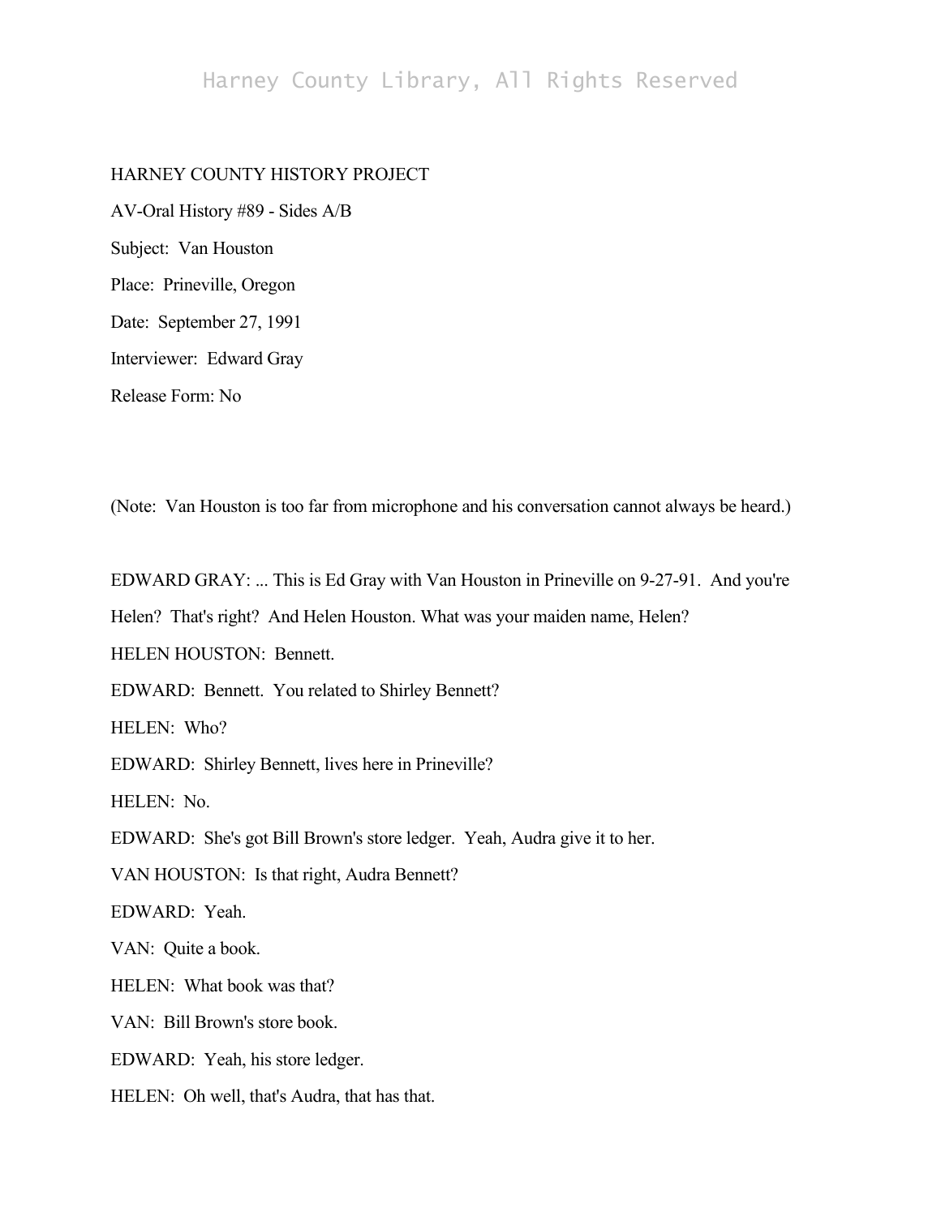HARNEY COUNTY HISTORY PROJECT

AV-Oral History #89 - Sides A/B

Subject: Van Houston

Place: Prineville, Oregon

Date: September 27, 1991

Interviewer: Edward Gray

Release Form: No

(Note: Van Houston is too far from microphone and his conversation cannot always be heard.)

EDWARD GRAY: ... This is Ed Gray with Van Houston in Prineville on 9-27-91. And you're Helen? That's right? And Helen Houston. What was your maiden name, Helen?

HELEN HOUSTON: Bennett.

EDWARD: Bennett. You related to Shirley Bennett?

HELEN: Who?

EDWARD: Shirley Bennett, lives here in Prineville?

HELEN: No.

EDWARD: She's got Bill Brown's store ledger. Yeah, Audra give it to her.

VAN HOUSTON: Is that right, Audra Bennett?

EDWARD: Yeah.

VAN: Quite a book.

HELEN: What book was that?

VAN: Bill Brown's store book.

EDWARD: Yeah, his store ledger.

HELEN: Oh well, that's Audra, that has that.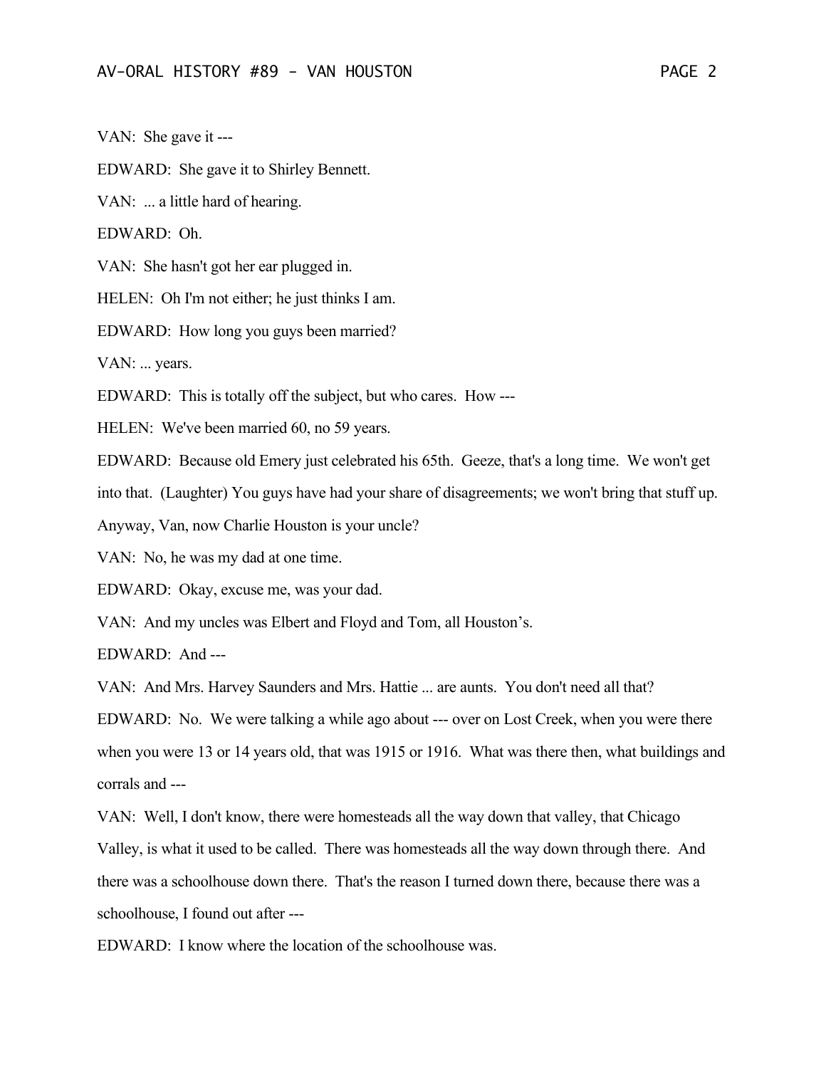VAN: She gave it ---

EDWARD: She gave it to Shirley Bennett.

VAN: ... a little hard of hearing.

EDWARD: Oh.

VAN: She hasn't got her ear plugged in.

HELEN: Oh I'm not either; he just thinks I am.

EDWARD: How long you guys been married?

VAN: ... years.

EDWARD: This is totally off the subject, but who cares. How ---

HELEN: We've been married 60, no 59 years.

EDWARD: Because old Emery just celebrated his 65th. Geeze, that's a long time. We won't get into that. (Laughter) You guys have had your share of disagreements; we won't bring that stuff up. Anyway, Van, now Charlie Houston is your uncle?

VAN: No, he was my dad at one time.

EDWARD: Okay, excuse me, was your dad.

VAN: And my uncles was Elbert and Floyd and Tom, all Houston's.

EDWARD: And ---

VAN: And Mrs. Harvey Saunders and Mrs. Hattie ... are aunts. You don't need all that?

EDWARD: No. We were talking a while ago about --- over on Lost Creek, when you were there when you were 13 or 14 years old, that was 1915 or 1916. What was there then, what buildings and corrals and ---

VAN: Well, I don't know, there were homesteads all the way down that valley, that Chicago Valley, is what it used to be called. There was homesteads all the way down through there. And there was a schoolhouse down there. That's the reason I turned down there, because there was a schoolhouse, I found out after ---

EDWARD: I know where the location of the schoolhouse was.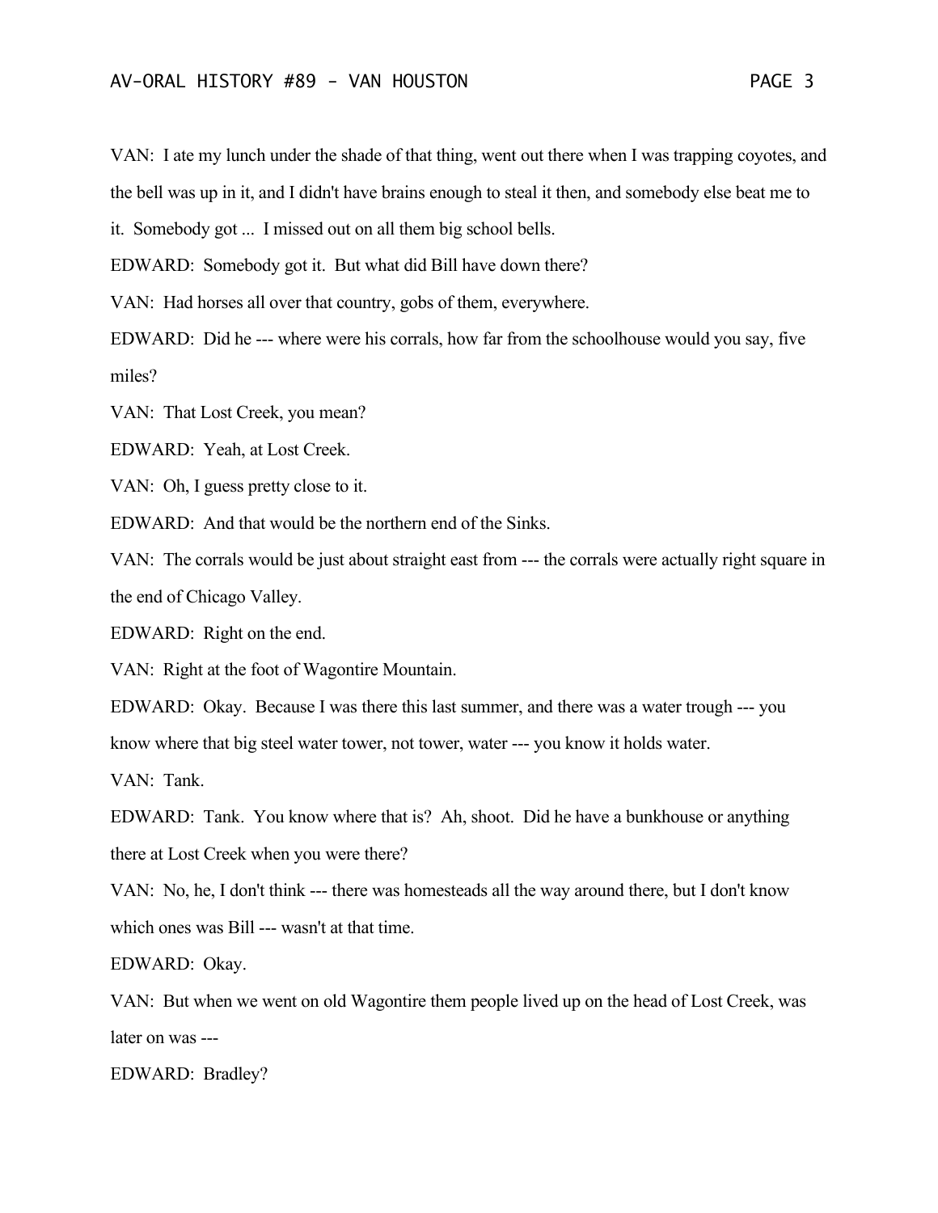VAN: I ate my lunch under the shade of that thing, went out there when I was trapping coyotes, and the bell was up in it, and I didn't have brains enough to steal it then, and somebody else beat me to it. Somebody got ... I missed out on all them big school bells.

EDWARD: Somebody got it. But what did Bill have down there?

VAN: Had horses all over that country, gobs of them, everywhere.

EDWARD: Did he --- where were his corrals, how far from the schoolhouse would you say, five miles?

VAN: That Lost Creek, you mean?

EDWARD: Yeah, at Lost Creek.

VAN: Oh, I guess pretty close to it.

EDWARD: And that would be the northern end of the Sinks.

VAN: The corrals would be just about straight east from --- the corrals were actually right square in the end of Chicago Valley.

EDWARD: Right on the end.

VAN: Right at the foot of Wagontire Mountain.

EDWARD: Okay. Because I was there this last summer, and there was a water trough --- you know where that big steel water tower, not tower, water --- you know it holds water.

VAN: Tank.

EDWARD: Tank. You know where that is? Ah, shoot. Did he have a bunkhouse or anything there at Lost Creek when you were there?

VAN: No, he, I don't think --- there was homesteads all the way around there, but I don't know which ones was Bill --- wasn't at that time.

EDWARD: Okay.

VAN: But when we went on old Wagontire them people lived up on the head of Lost Creek, was later on was ---

EDWARD: Bradley?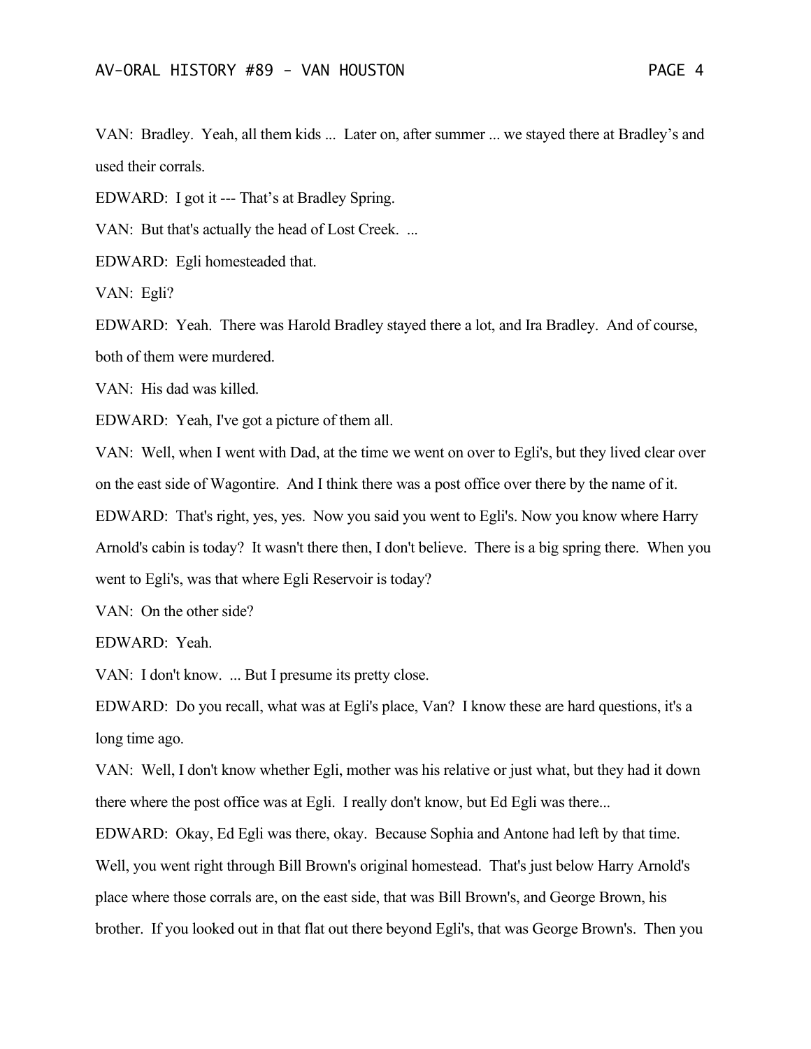VAN: Bradley. Yeah, all them kids ... Later on, after summer ... we stayed there at Bradley's and used their corrals.

EDWARD: I got it --- That's at Bradley Spring.

VAN: But that's actually the head of Lost Creek. ...

EDWARD: Egli homesteaded that.

VAN: Egli?

EDWARD: Yeah. There was Harold Bradley stayed there a lot, and Ira Bradley. And of course, both of them were murdered.

VAN: His dad was killed.

EDWARD: Yeah, I've got a picture of them all.

VAN: Well, when I went with Dad, at the time we went on over to Egli's, but they lived clear over on the east side of Wagontire. And I think there was a post office over there by the name of it.

EDWARD: That's right, yes, yes. Now you said you went to Egli's. Now you know where Harry Arnold's cabin is today? It wasn't there then, I don't believe. There is a big spring there. When you went to Egli's, was that where Egli Reservoir is today?

VAN: On the other side?

EDWARD: Yeah.

VAN: I don't know. ... But I presume its pretty close.

EDWARD: Do you recall, what was at Egli's place, Van? I know these are hard questions, it's a long time ago.

VAN: Well, I don't know whether Egli, mother was his relative or just what, but they had it down there where the post office was at Egli. I really don't know, but Ed Egli was there...

EDWARD: Okay, Ed Egli was there, okay. Because Sophia and Antone had left by that time. Well, you went right through Bill Brown's original homestead. That's just below Harry Arnold's place where those corrals are, on the east side, that was Bill Brown's, and George Brown, his brother. If you looked out in that flat out there beyond Egli's, that was George Brown's. Then you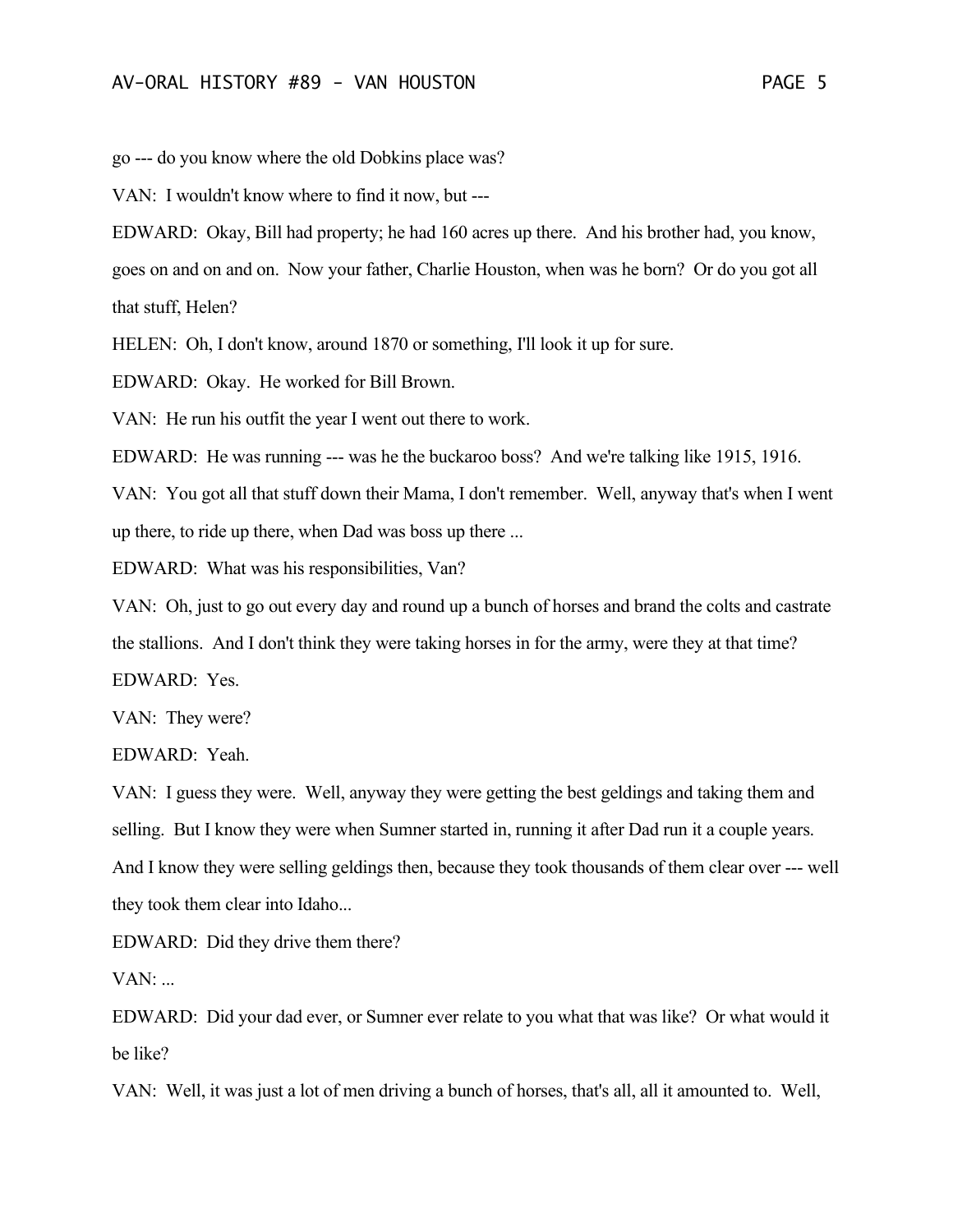go --- do you know where the old Dobkins place was?

VAN: I wouldn't know where to find it now, but ---

EDWARD: Okay, Bill had property; he had 160 acres up there. And his brother had, you know, goes on and on and on. Now your father, Charlie Houston, when was he born? Or do you got all that stuff, Helen?

HELEN: Oh, I don't know, around 1870 or something, I'll look it up for sure.

EDWARD: Okay. He worked for Bill Brown.

VAN: He run his outfit the year I went out there to work.

EDWARD: He was running --- was he the buckaroo boss? And we're talking like 1915, 1916.

VAN: You got all that stuff down their Mama, I don't remember. Well, anyway that's when I went up there, to ride up there, when Dad was boss up there ...

EDWARD: What was his responsibilities, Van?

VAN: Oh, just to go out every day and round up a bunch of horses and brand the colts and castrate the stallions. And I don't think they were taking horses in for the army, were they at that time?

EDWARD: Yes.

VAN: They were?

EDWARD: Yeah.

VAN: I guess they were. Well, anyway they were getting the best geldings and taking them and selling. But I know they were when Sumner started in, running it after Dad run it a couple years. And I know they were selling geldings then, because they took thousands of them clear over --- well they took them clear into Idaho...

EDWARD: Did they drive them there?

VAN: ...

EDWARD: Did your dad ever, or Sumner ever relate to you what that was like? Or what would it be like?

VAN: Well, it was just a lot of men driving a bunch of horses, that's all, all it amounted to. Well,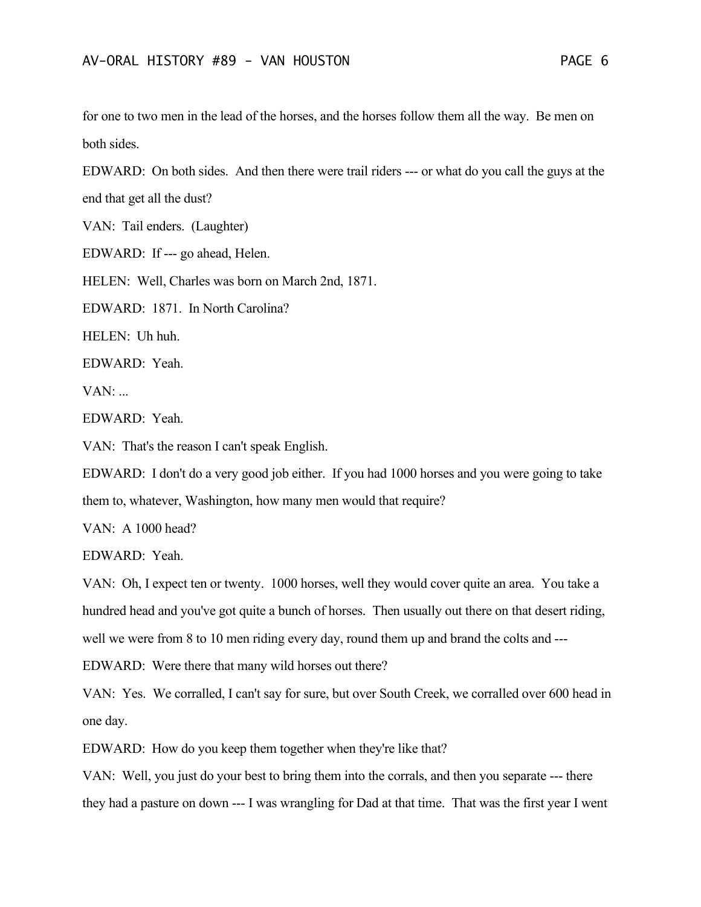for one to two men in the lead of the horses, and the horses follow them all the way. Be men on both sides.

EDWARD: On both sides. And then there were trail riders --- or what do you call the guys at the end that get all the dust?

VAN: Tail enders. (Laughter)

EDWARD: If --- go ahead, Helen.

HELEN: Well, Charles was born on March 2nd, 1871.

EDWARD: 1871. In North Carolina?

HELEN: Uh huh.

EDWARD: Yeah.

VAN: ...

EDWARD: Yeah.

VAN: That's the reason I can't speak English.

EDWARD: I don't do a very good job either. If you had 1000 horses and you were going to take them to, whatever, Washington, how many men would that require?

VAN: A 1000 head?

EDWARD: Yeah.

VAN: Oh, I expect ten or twenty. 1000 horses, well they would cover quite an area. You take a hundred head and you've got quite a bunch of horses. Then usually out there on that desert riding, well we were from 8 to 10 men riding every day, round them up and brand the colts and ---

EDWARD: Were there that many wild horses out there?

VAN: Yes. We corralled, I can't say for sure, but over South Creek, we corralled over 600 head in one day.

EDWARD: How do you keep them together when they're like that?

VAN: Well, you just do your best to bring them into the corrals, and then you separate --- there they had a pasture on down --- I was wrangling for Dad at that time. That was the first year I went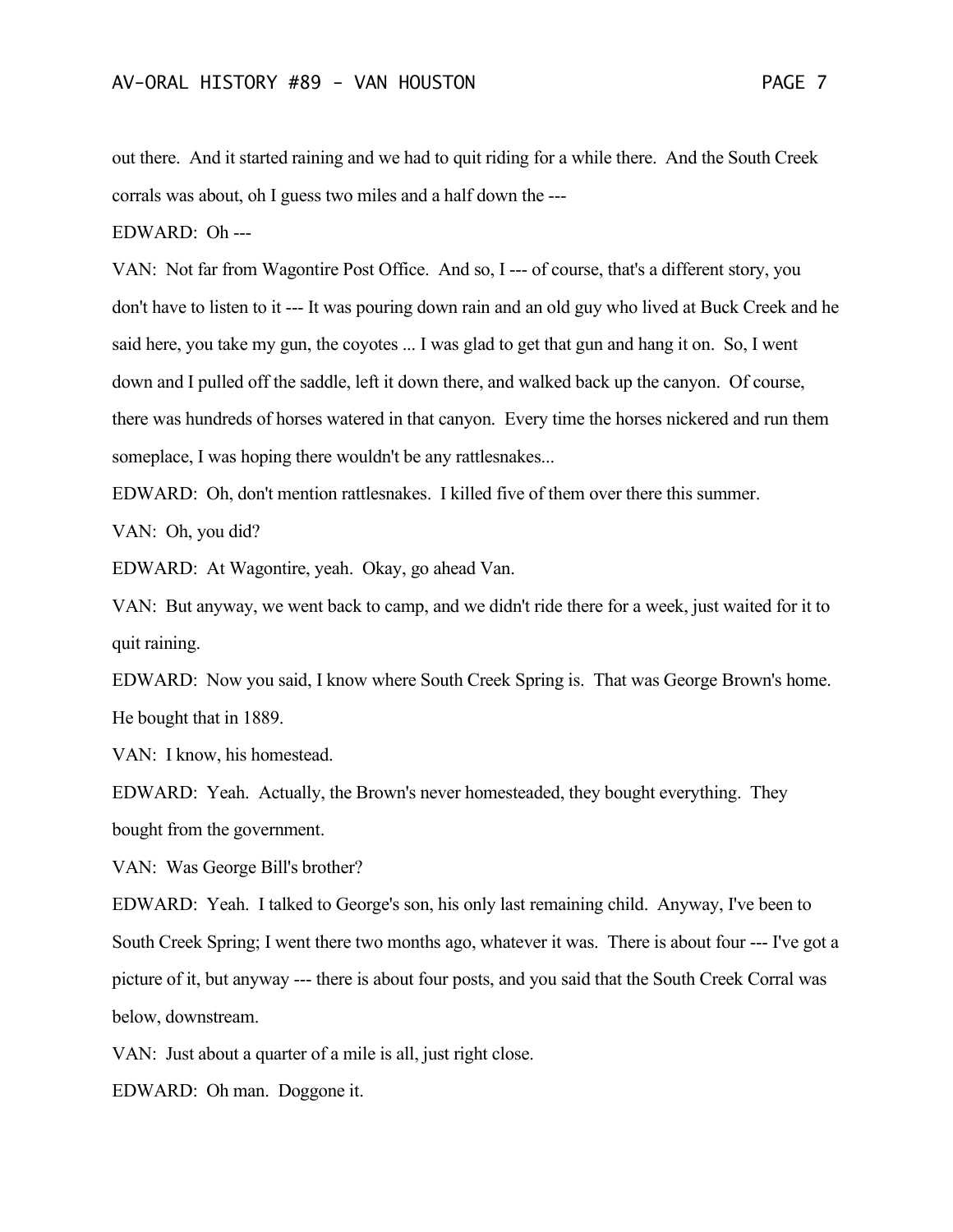out there. And it started raining and we had to quit riding for a while there. And the South Creek corrals was about, oh I guess two miles and a half down the ---

EDWARD: Oh ---

VAN: Not far from Wagontire Post Office. And so, I --- of course, that's a different story, you don't have to listen to it --- It was pouring down rain and an old guy who lived at Buck Creek and he said here, you take my gun, the coyotes ... I was glad to get that gun and hang it on. So, I went down and I pulled off the saddle, left it down there, and walked back up the canyon. Of course, there was hundreds of horses watered in that canyon. Every time the horses nickered and run them someplace, I was hoping there wouldn't be any rattlesnakes...

EDWARD: Oh, don't mention rattlesnakes. I killed five of them over there this summer.

VAN: Oh, you did?

EDWARD: At Wagontire, yeah. Okay, go ahead Van.

VAN: But anyway, we went back to camp, and we didn't ride there for a week, just waited for it to quit raining.

EDWARD: Now you said, I know where South Creek Spring is. That was George Brown's home. He bought that in 1889.

VAN: I know, his homestead.

EDWARD: Yeah. Actually, the Brown's never homesteaded, they bought everything. They bought from the government.

VAN: Was George Bill's brother?

EDWARD: Yeah. I talked to George's son, his only last remaining child. Anyway, I've been to South Creek Spring; I went there two months ago, whatever it was. There is about four --- I've got a picture of it, but anyway --- there is about four posts, and you said that the South Creek Corral was below, downstream.

VAN: Just about a quarter of a mile is all, just right close.

EDWARD: Oh man. Doggone it.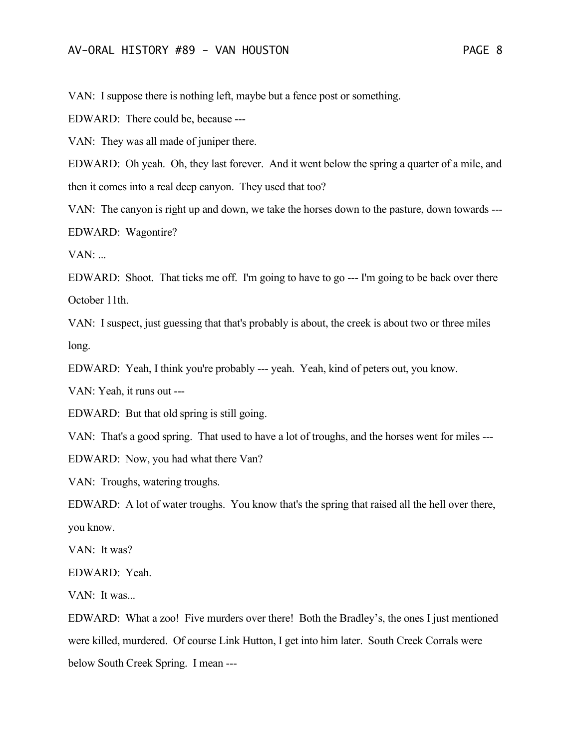VAN: I suppose there is nothing left, maybe but a fence post or something.

EDWARD: There could be, because ---

VAN: They was all made of juniper there.

EDWARD: Oh yeah. Oh, they last forever. And it went below the spring a quarter of a mile, and then it comes into a real deep canyon. They used that too?

VAN: The canyon is right up and down, we take the horses down to the pasture, down towards ---

EDWARD: Wagontire?

VAN: ...

EDWARD: Shoot. That ticks me off. I'm going to have to go --- I'm going to be back over there October 11th.

VAN: I suspect, just guessing that that's probably is about, the creek is about two or three miles long.

EDWARD: Yeah, I think you're probably --- yeah. Yeah, kind of peters out, you know.

VAN: Yeah, it runs out ---

EDWARD: But that old spring is still going.

VAN: That's a good spring. That used to have a lot of troughs, and the horses went for miles ---

EDWARD: Now, you had what there Van?

VAN: Troughs, watering troughs.

EDWARD: A lot of water troughs. You know that's the spring that raised all the hell over there, you know.

VAN: It was?

EDWARD: Yeah.

VAN: It was...

EDWARD: What a zoo! Five murders over there! Both the Bradley's, the ones I just mentioned were killed, murdered. Of course Link Hutton, I get into him later. South Creek Corrals were below South Creek Spring. I mean ---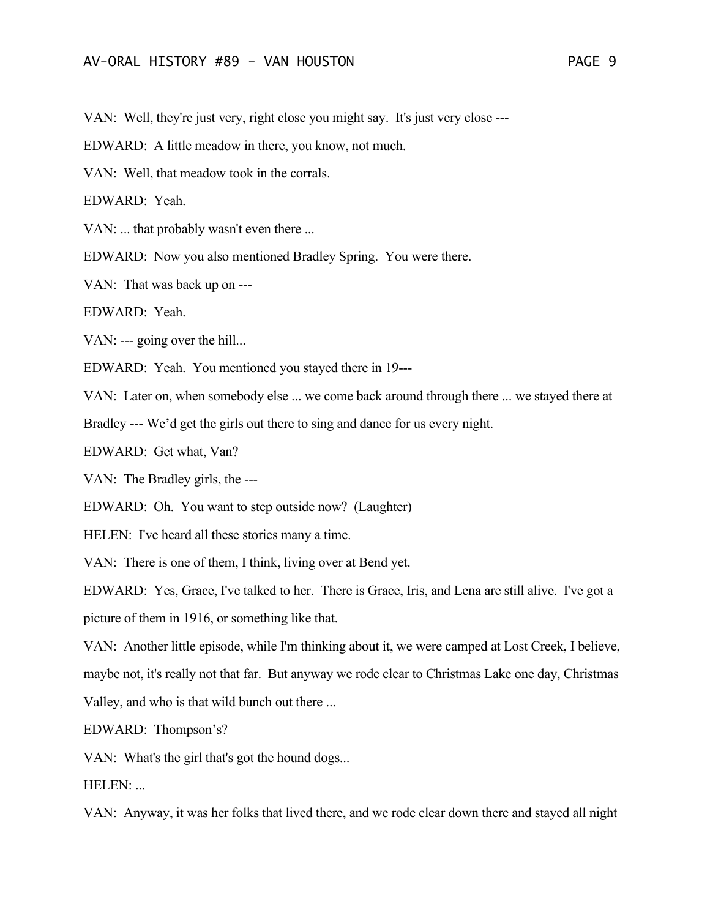VAN: Well, they're just very, right close you might say. It's just very close ---

EDWARD: A little meadow in there, you know, not much.

VAN: Well, that meadow took in the corrals.

EDWARD: Yeah.

VAN: ... that probably wasn't even there ...

EDWARD: Now you also mentioned Bradley Spring. You were there.

VAN: That was back up on ---

EDWARD: Yeah.

VAN: --- going over the hill...

EDWARD: Yeah. You mentioned you stayed there in 19---

VAN: Later on, when somebody else ... we come back around through there ... we stayed there at Bradley --- We'd get the girls out there to sing and dance for us every night.

EDWARD: Get what, Van?

VAN: The Bradley girls, the ---

EDWARD: Oh. You want to step outside now? (Laughter)

HELEN: I've heard all these stories many a time.

VAN: There is one of them, I think, living over at Bend yet.

EDWARD: Yes, Grace, I've talked to her. There is Grace, Iris, and Lena are still alive. I've got a picture of them in 1916, or something like that.

VAN: Another little episode, while I'm thinking about it, we were camped at Lost Creek, I believe, maybe not, it's really not that far. But anyway we rode clear to Christmas Lake one day, Christmas Valley, and who is that wild bunch out there ...

EDWARD: Thompson's?

VAN: What's the girl that's got the hound dogs...

HELEN: ...

VAN: Anyway, it was her folks that lived there, and we rode clear down there and stayed all night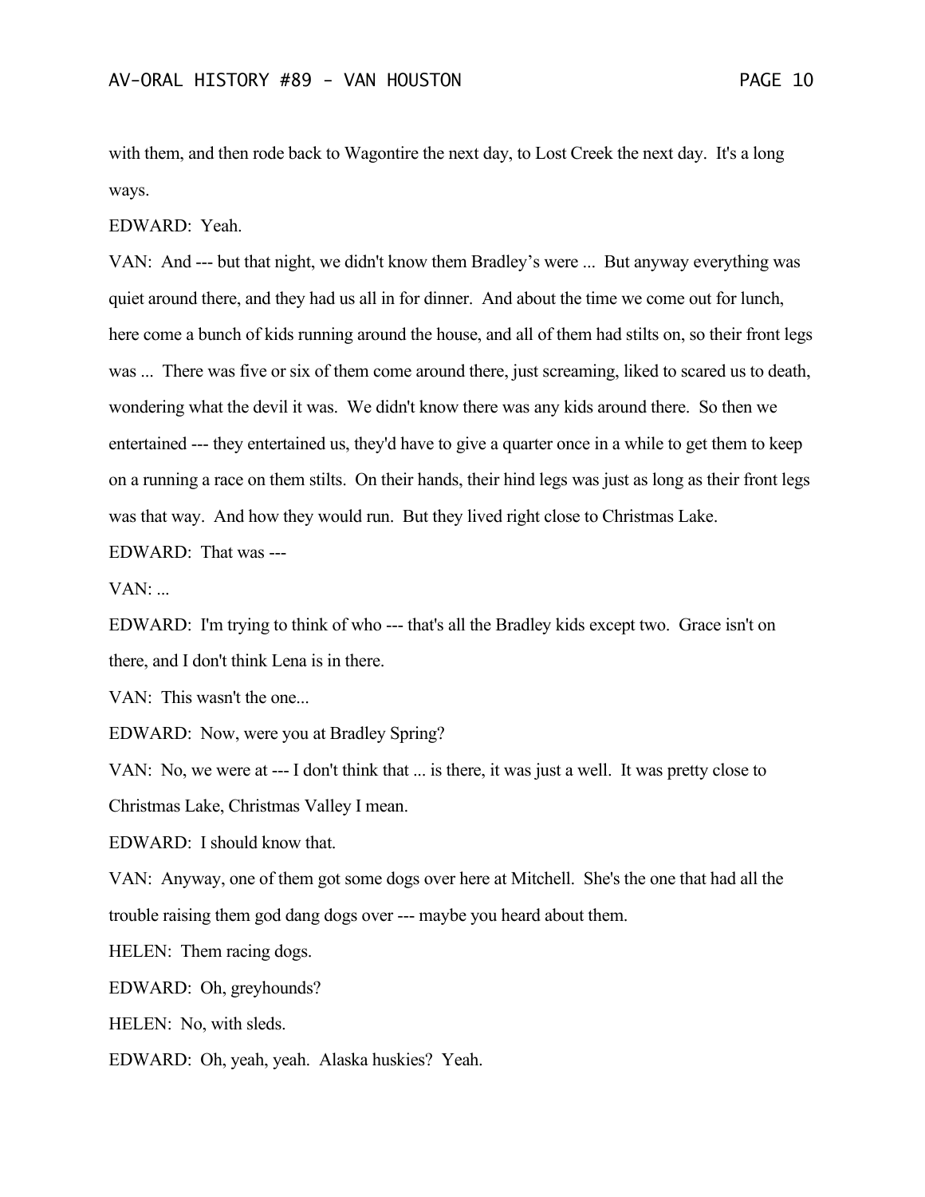with them, and then rode back to Wagontire the next day, to Lost Creek the next day. It's a long ways.

EDWARD: Yeah.

VAN: And --- but that night, we didn't know them Bradley's were ... But anyway everything was quiet around there, and they had us all in for dinner. And about the time we come out for lunch, here come a bunch of kids running around the house, and all of them had stilts on, so their front legs was ... There was five or six of them come around there, just screaming, liked to scared us to death, wondering what the devil it was. We didn't know there was any kids around there. So then we entertained --- they entertained us, they'd have to give a quarter once in a while to get them to keep on a running a race on them stilts. On their hands, their hind legs was just as long as their front legs was that way. And how they would run. But they lived right close to Christmas Lake.

EDWARD: That was ---

VAN: ...

EDWARD: I'm trying to think of who --- that's all the Bradley kids except two. Grace isn't on there, and I don't think Lena is in there.

VAN: This wasn't the one...

EDWARD: Now, were you at Bradley Spring?

VAN: No, we were at --- I don't think that ... is there, it was just a well. It was pretty close to Christmas Lake, Christmas Valley I mean.

EDWARD: I should know that.

VAN: Anyway, one of them got some dogs over here at Mitchell. She's the one that had all the trouble raising them god dang dogs over --- maybe you heard about them.

HELEN: Them racing dogs.

EDWARD: Oh, greyhounds?

HELEN: No, with sleds.

EDWARD: Oh, yeah, yeah. Alaska huskies? Yeah.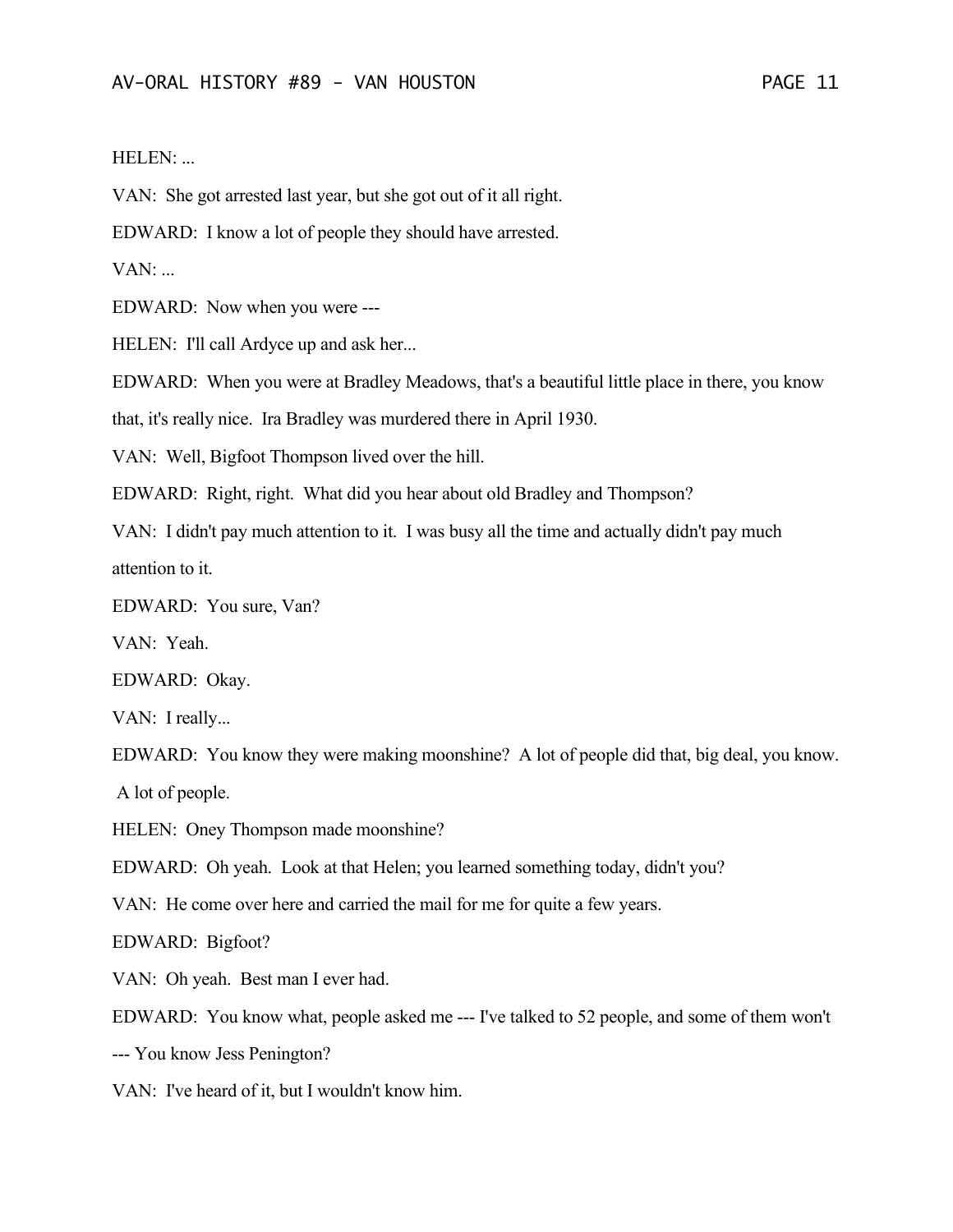HELEN: ...

VAN: She got arrested last year, but she got out of it all right.

EDWARD: I know a lot of people they should have arrested.

VAN: ...

EDWARD: Now when you were ---

HELEN: I'll call Ardyce up and ask her...

EDWARD: When you were at Bradley Meadows, that's a beautiful little place in there, you know that, it's really nice. Ira Bradley was murdered there in April 1930.

VAN: Well, Bigfoot Thompson lived over the hill.

EDWARD: Right, right. What did you hear about old Bradley and Thompson?

VAN: I didn't pay much attention to it. I was busy all the time and actually didn't pay much attention to it.

EDWARD: You sure, Van?

VAN: Yeah.

EDWARD: Okay.

VAN: I really...

EDWARD: You know they were making moonshine? A lot of people did that, big deal, you know. A lot of people.

HELEN: Oney Thompson made moonshine?

EDWARD: Oh yeah. Look at that Helen; you learned something today, didn't you?

VAN: He come over here and carried the mail for me for quite a few years.

EDWARD: Bigfoot?

VAN: Oh yeah. Best man I ever had.

EDWARD: You know what, people asked me --- I've talked to 52 people, and some of them won't --- You know Jess Penington?

VAN: I've heard of it, but I wouldn't know him.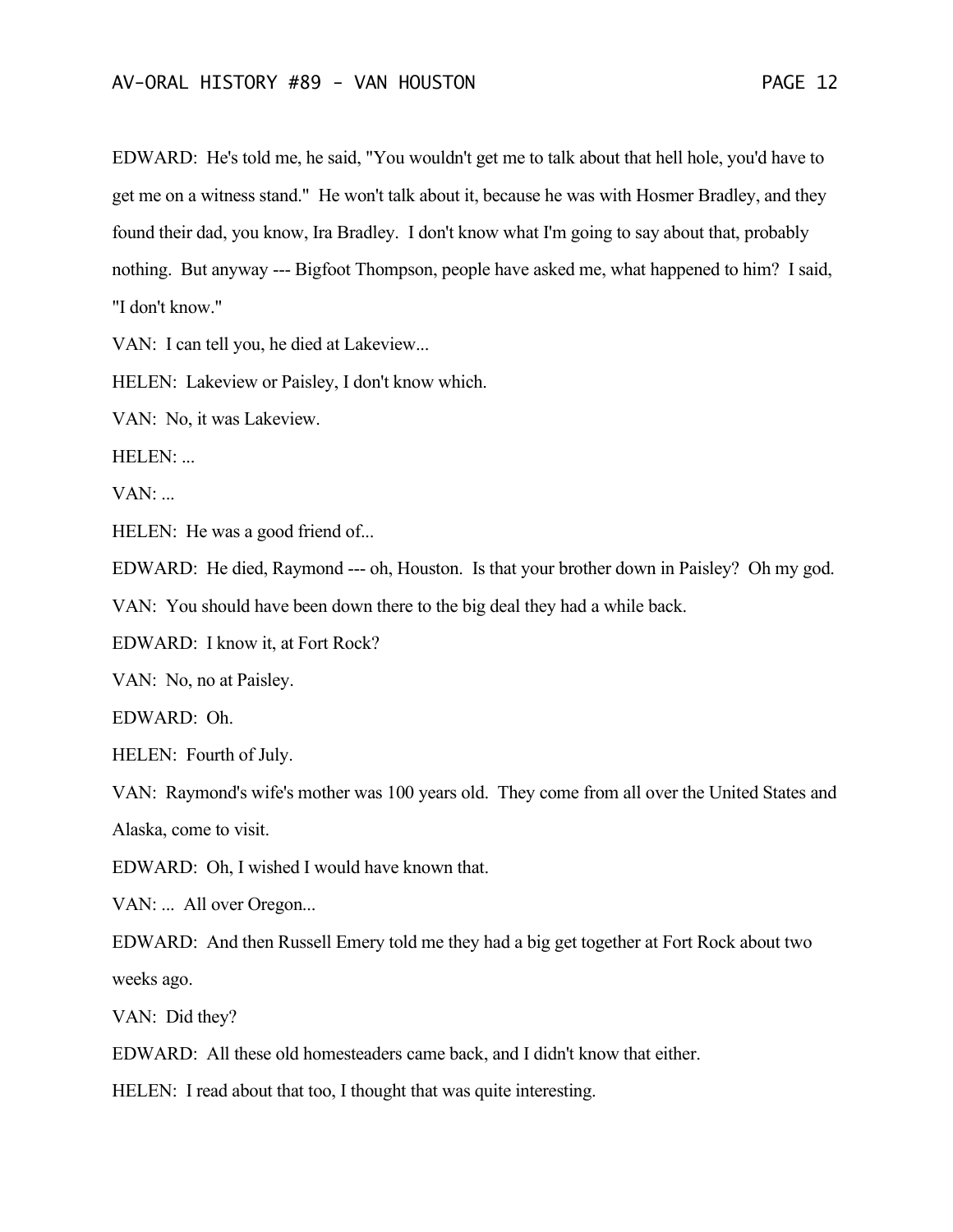EDWARD: He's told me, he said, "You wouldn't get me to talk about that hell hole, you'd have to get me on a witness stand." He won't talk about it, because he was with Hosmer Bradley, and they found their dad, you know, Ira Bradley. I don't know what I'm going to say about that, probably nothing. But anyway --- Bigfoot Thompson, people have asked me, what happened to him? I said, "I don't know."

VAN: I can tell you, he died at Lakeview...

HELEN: Lakeview or Paisley, I don't know which.

VAN: No, it was Lakeview.

HELEN: ...

VAN: ...

HELEN: He was a good friend of...

EDWARD: He died, Raymond --- oh, Houston. Is that your brother down in Paisley? Oh my god.

VAN: You should have been down there to the big deal they had a while back.

EDWARD: I know it, at Fort Rock?

VAN: No, no at Paisley.

EDWARD: Oh.

HELEN: Fourth of July.

VAN: Raymond's wife's mother was 100 years old. They come from all over the United States and Alaska, come to visit.

EDWARD: Oh, I wished I would have known that.

VAN: ... All over Oregon...

EDWARD: And then Russell Emery told me they had a big get together at Fort Rock about two weeks ago.

VAN: Did they?

EDWARD: All these old homesteaders came back, and I didn't know that either.

HELEN: I read about that too, I thought that was quite interesting.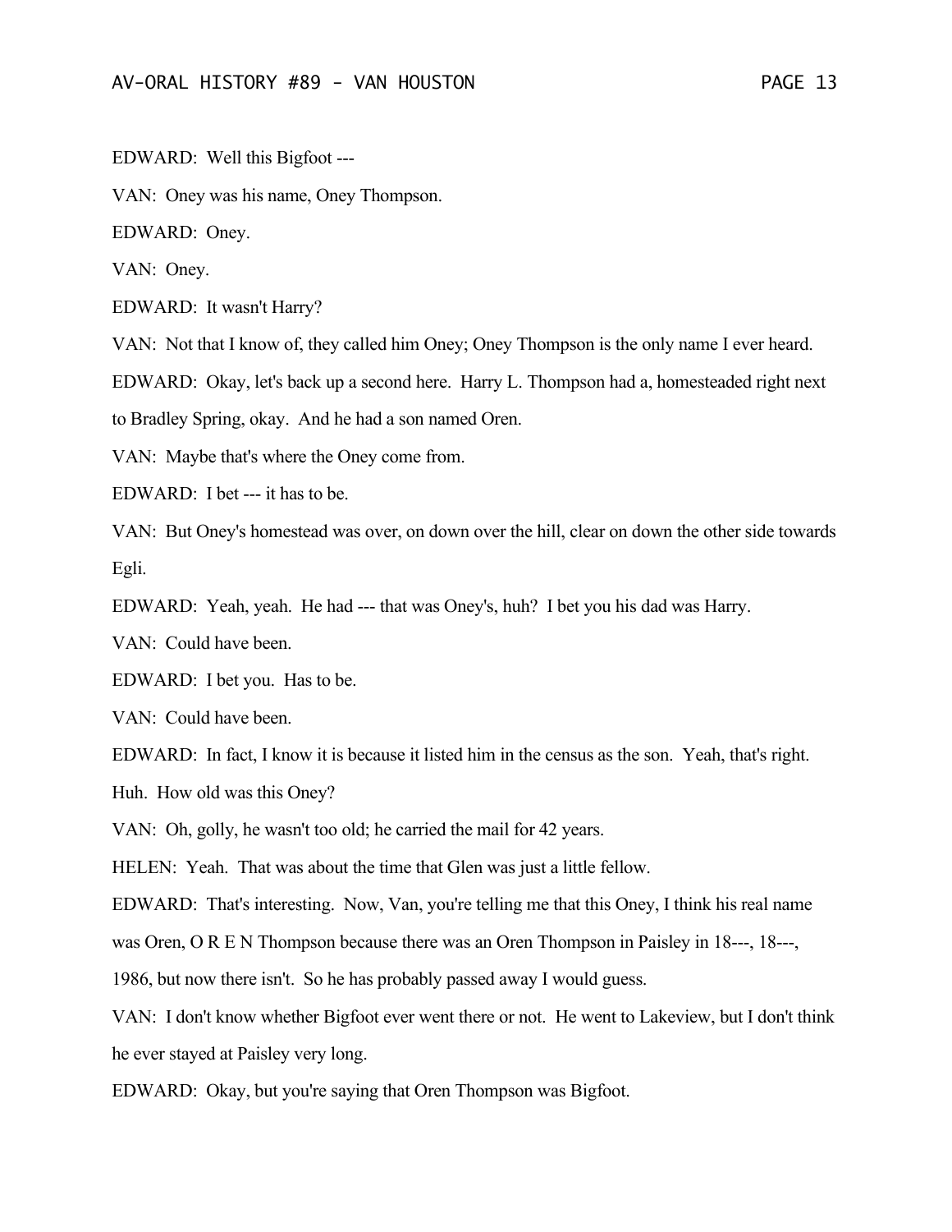EDWARD: Well this Bigfoot ---

VAN: Oney was his name, Oney Thompson.

EDWARD: Oney.

VAN: Oney.

EDWARD: It wasn't Harry?

VAN: Not that I know of, they called him Oney; Oney Thompson is the only name I ever heard.

EDWARD: Okay, let's back up a second here. Harry L. Thompson had a, homesteaded right next to Bradley Spring, okay. And he had a son named Oren.

VAN: Maybe that's where the Oney come from.

EDWARD: I bet --- it has to be.

VAN: But Oney's homestead was over, on down over the hill, clear on down the other side towards Egli.

EDWARD: Yeah, yeah. He had --- that was Oney's, huh? I bet you his dad was Harry.

VAN: Could have been.

EDWARD: I bet you. Has to be.

VAN: Could have been.

EDWARD: In fact, I know it is because it listed him in the census as the son. Yeah, that's right. Huh. How old was this Oney?

VAN: Oh, golly, he wasn't too old; he carried the mail for 42 years.

HELEN: Yeah. That was about the time that Glen was just a little fellow.

EDWARD: That's interesting. Now, Van, you're telling me that this Oney, I think his real name was Oren, O R E N Thompson because there was an Oren Thompson in Paisley in 18---, 18---, 1986, but now there isn't. So he has probably passed away I would guess.

VAN: I don't know whether Bigfoot ever went there or not. He went to Lakeview, but I don't think he ever stayed at Paisley very long.

EDWARD: Okay, but you're saying that Oren Thompson was Bigfoot.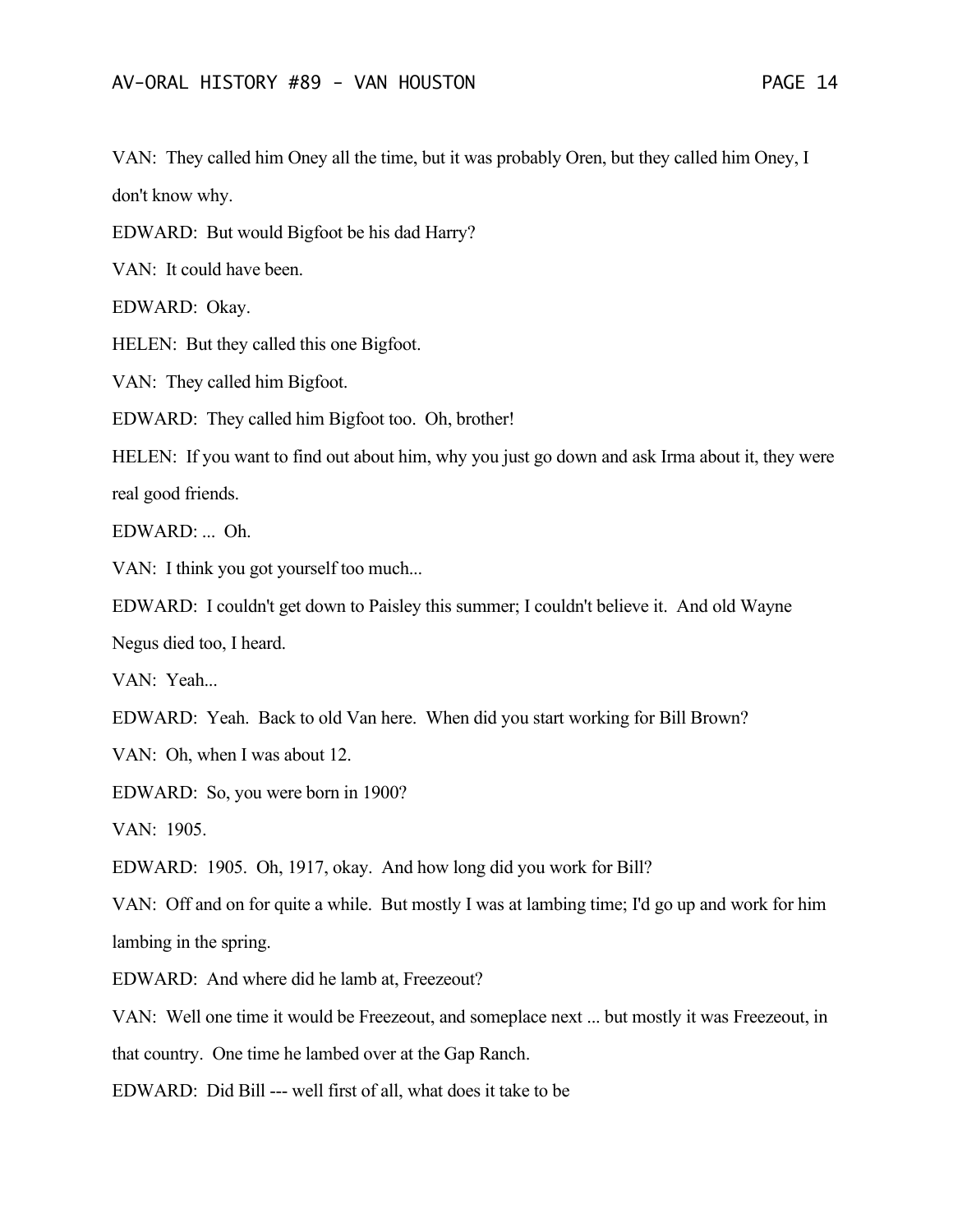VAN: They called him Oney all the time, but it was probably Oren, but they called him Oney, I don't know why.

EDWARD: But would Bigfoot be his dad Harry?

VAN: It could have been.

EDWARD: Okay.

HELEN: But they called this one Bigfoot.

VAN: They called him Bigfoot.

EDWARD: They called him Bigfoot too. Oh, brother!

HELEN: If you want to find out about him, why you just go down and ask Irma about it, they were real good friends.

EDWARD: ... Oh.

VAN: I think you got yourself too much...

EDWARD: I couldn't get down to Paisley this summer; I couldn't believe it. And old Wayne Negus died too, I heard.

VAN: Yeah...

EDWARD: Yeah. Back to old Van here. When did you start working for Bill Brown?

VAN: Oh, when I was about 12.

EDWARD: So, you were born in 1900?

VAN: 1905.

EDWARD: 1905. Oh, 1917, okay. And how long did you work for Bill?

VAN: Off and on for quite a while. But mostly I was at lambing time; I'd go up and work for him lambing in the spring.

EDWARD: And where did he lamb at, Freezeout?

VAN: Well one time it would be Freezeout, and someplace next ... but mostly it was Freezeout, in that country. One time he lambed over at the Gap Ranch.

EDWARD: Did Bill --- well first of all, what does it take to be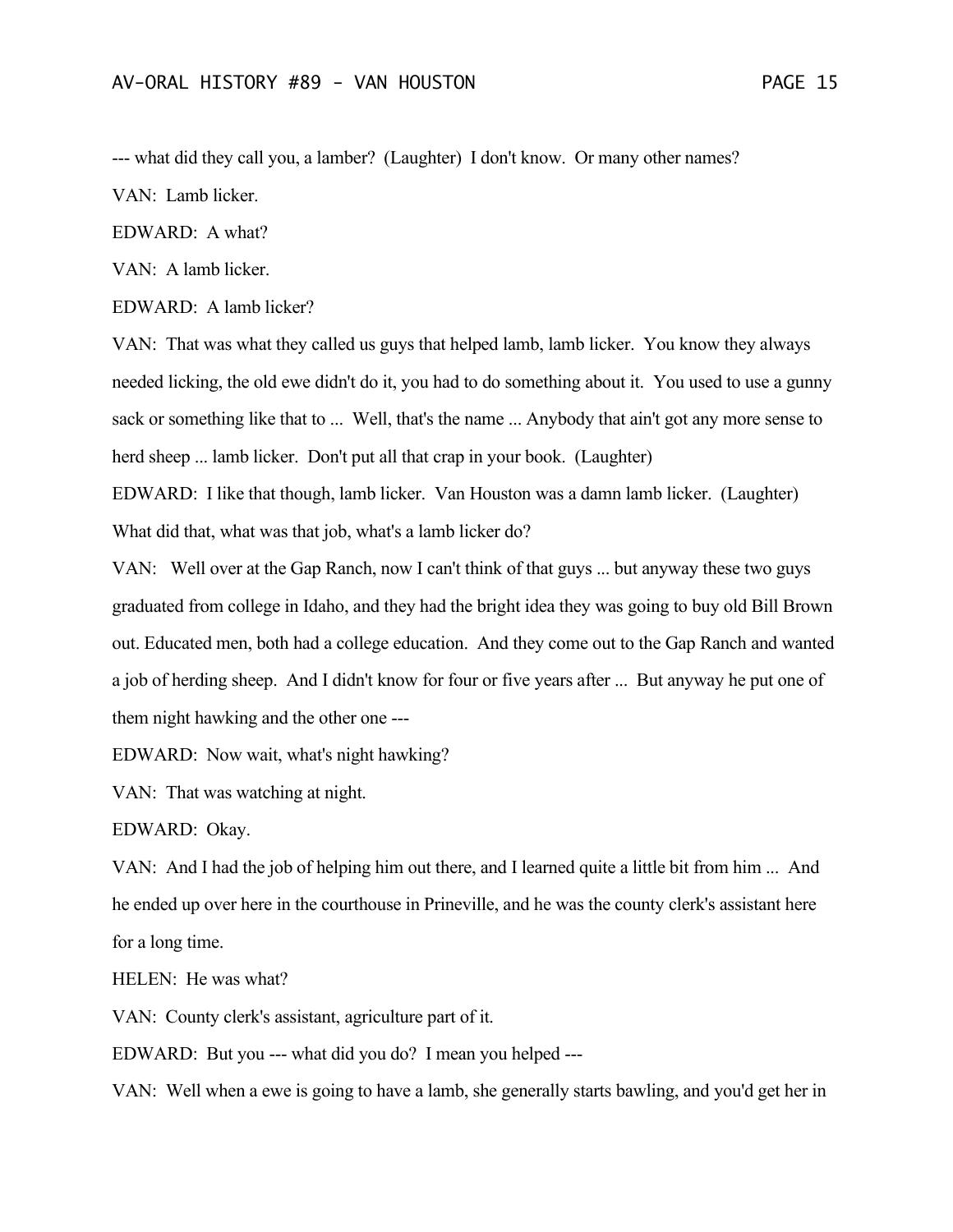--- what did they call you, a lamber? (Laughter) I don't know. Or many other names?

VAN: Lamb licker.

EDWARD: A what?

VAN: A lamb licker.

EDWARD: A lamb licker?

VAN: That was what they called us guys that helped lamb, lamb licker. You know they always needed licking, the old ewe didn't do it, you had to do something about it. You used to use a gunny sack or something like that to ... Well, that's the name ... Anybody that ain't got any more sense to herd sheep ... lamb licker. Don't put all that crap in your book. (Laughter)

EDWARD: I like that though, lamb licker. Van Houston was a damn lamb licker. (Laughter) What did that, what was that job, what's a lamb licker do?

VAN: Well over at the Gap Ranch, now I can't think of that guys ... but anyway these two guys graduated from college in Idaho, and they had the bright idea they was going to buy old Bill Brown out. Educated men, both had a college education. And they come out to the Gap Ranch and wanted a job of herding sheep. And I didn't know for four or five years after ... But anyway he put one of them night hawking and the other one ---

EDWARD: Now wait, what's night hawking?

VAN: That was watching at night.

EDWARD: Okay.

VAN: And I had the job of helping him out there, and I learned quite a little bit from him ... And he ended up over here in the courthouse in Prineville, and he was the county clerk's assistant here for a long time.

HELEN: He was what?

VAN: County clerk's assistant, agriculture part of it.

EDWARD: But you --- what did you do? I mean you helped ---

VAN: Well when a ewe is going to have a lamb, she generally starts bawling, and you'd get her in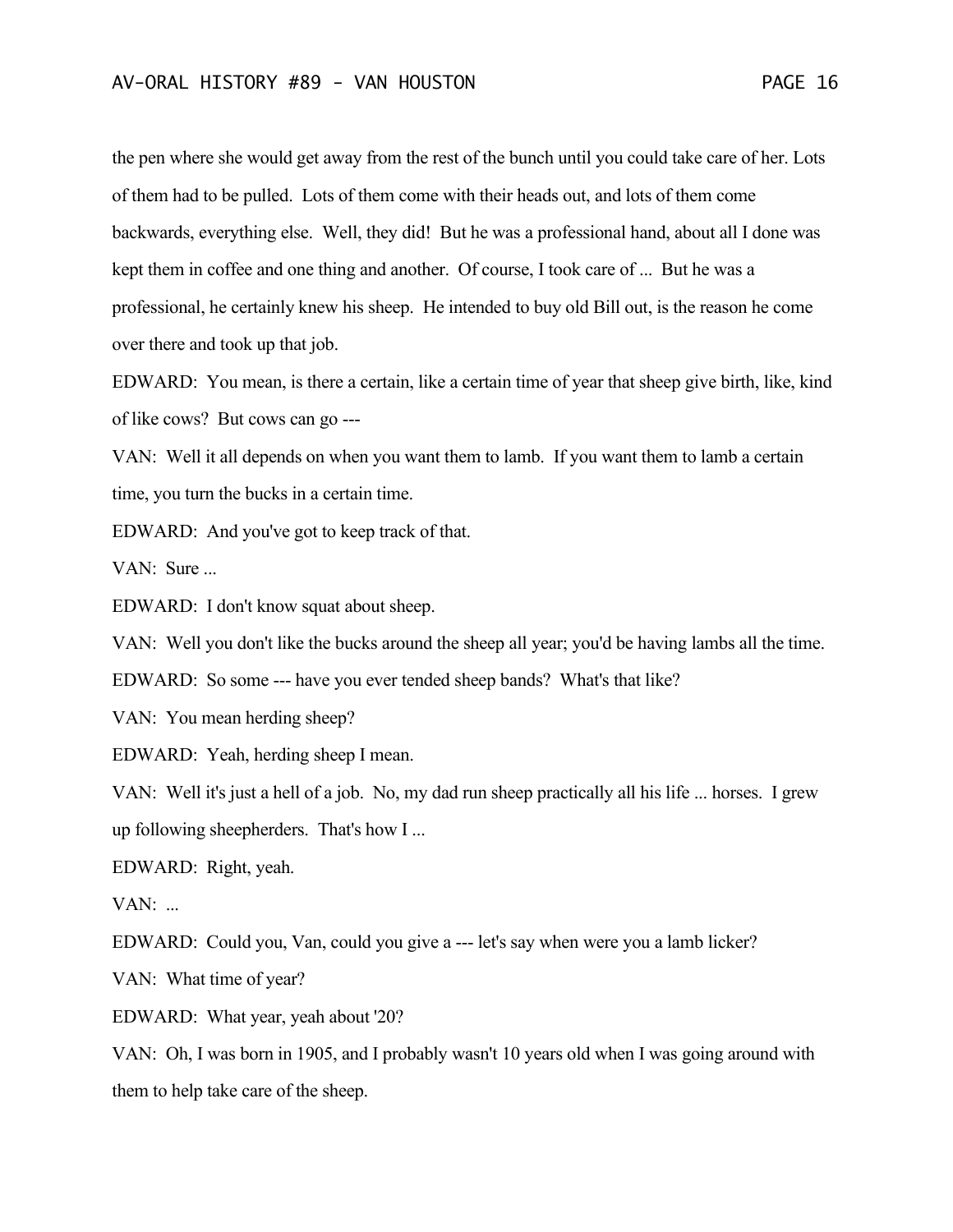the pen where she would get away from the rest of the bunch until you could take care of her. Lots of them had to be pulled. Lots of them come with their heads out, and lots of them come backwards, everything else. Well, they did! But he was a professional hand, about all I done was kept them in coffee and one thing and another. Of course, I took care of ... But he was a professional, he certainly knew his sheep. He intended to buy old Bill out, is the reason he come over there and took up that job.

EDWARD: You mean, is there a certain, like a certain time of year that sheep give birth, like, kind of like cows? But cows can go ---

VAN: Well it all depends on when you want them to lamb. If you want them to lamb a certain time, you turn the bucks in a certain time.

EDWARD: And you've got to keep track of that.

VAN: Sure ...

EDWARD: I don't know squat about sheep.

VAN: Well you don't like the bucks around the sheep all year; you'd be having lambs all the time.

EDWARD: So some --- have you ever tended sheep bands? What's that like?

VAN: You mean herding sheep?

EDWARD: Yeah, herding sheep I mean.

VAN: Well it's just a hell of a job. No, my dad run sheep practically all his life ... horses. I grew up following sheepherders. That's how I ...

EDWARD: Right, yeah.

VAN: ...

EDWARD: Could you, Van, could you give a --- let's say when were you a lamb licker?

VAN: What time of year?

EDWARD: What year, yeah about '20?

VAN: Oh, I was born in 1905, and I probably wasn't 10 years old when I was going around with them to help take care of the sheep.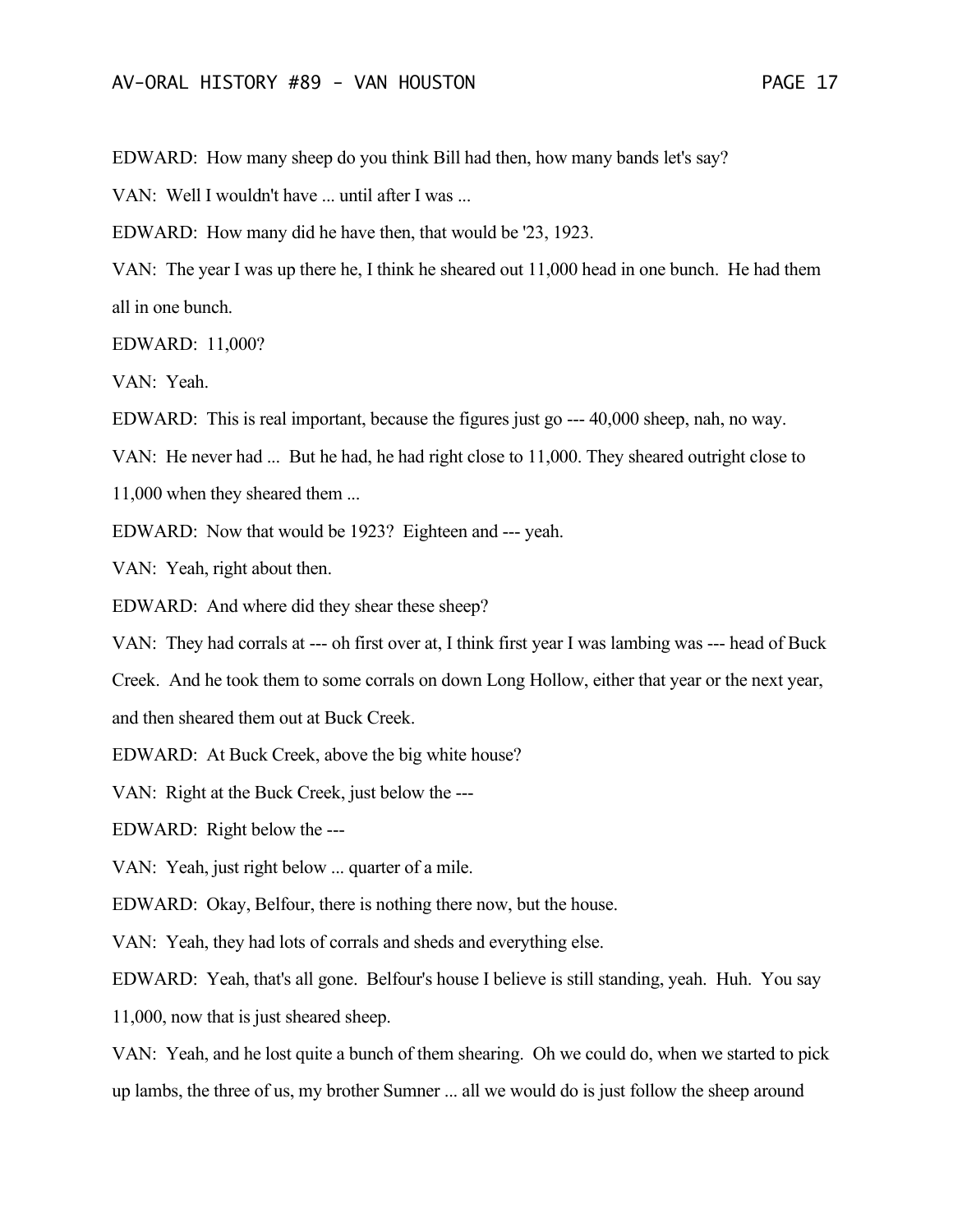EDWARD: How many sheep do you think Bill had then, how many bands let's say?

VAN: Well I wouldn't have ... until after I was ...

EDWARD: How many did he have then, that would be '23, 1923.

VAN: The year I was up there he, I think he sheared out 11,000 head in one bunch. He had them all in one bunch.

EDWARD: 11,000?

VAN: Yeah.

EDWARD: This is real important, because the figures just go --- 40,000 sheep, nah, no way.

VAN: He never had ... But he had, he had right close to 11,000. They sheared outright close to 11,000 when they sheared them ...

EDWARD: Now that would be 1923? Eighteen and --- yeah.

VAN: Yeah, right about then.

EDWARD: And where did they shear these sheep?

VAN: They had corrals at --- oh first over at, I think first year I was lambing was --- head of Buck Creek. And he took them to some corrals on down Long Hollow, either that year or the next year, and then sheared them out at Buck Creek.

EDWARD: At Buck Creek, above the big white house?

VAN: Right at the Buck Creek, just below the ---

EDWARD: Right below the ---

VAN: Yeah, just right below ... quarter of a mile.

EDWARD: Okay, Belfour, there is nothing there now, but the house.

VAN: Yeah, they had lots of corrals and sheds and everything else.

EDWARD: Yeah, that's all gone. Belfour's house I believe is still standing, yeah. Huh. You say 11,000, now that is just sheared sheep.

VAN: Yeah, and he lost quite a bunch of them shearing. Oh we could do, when we started to pick up lambs, the three of us, my brother Sumner ... all we would do is just follow the sheep around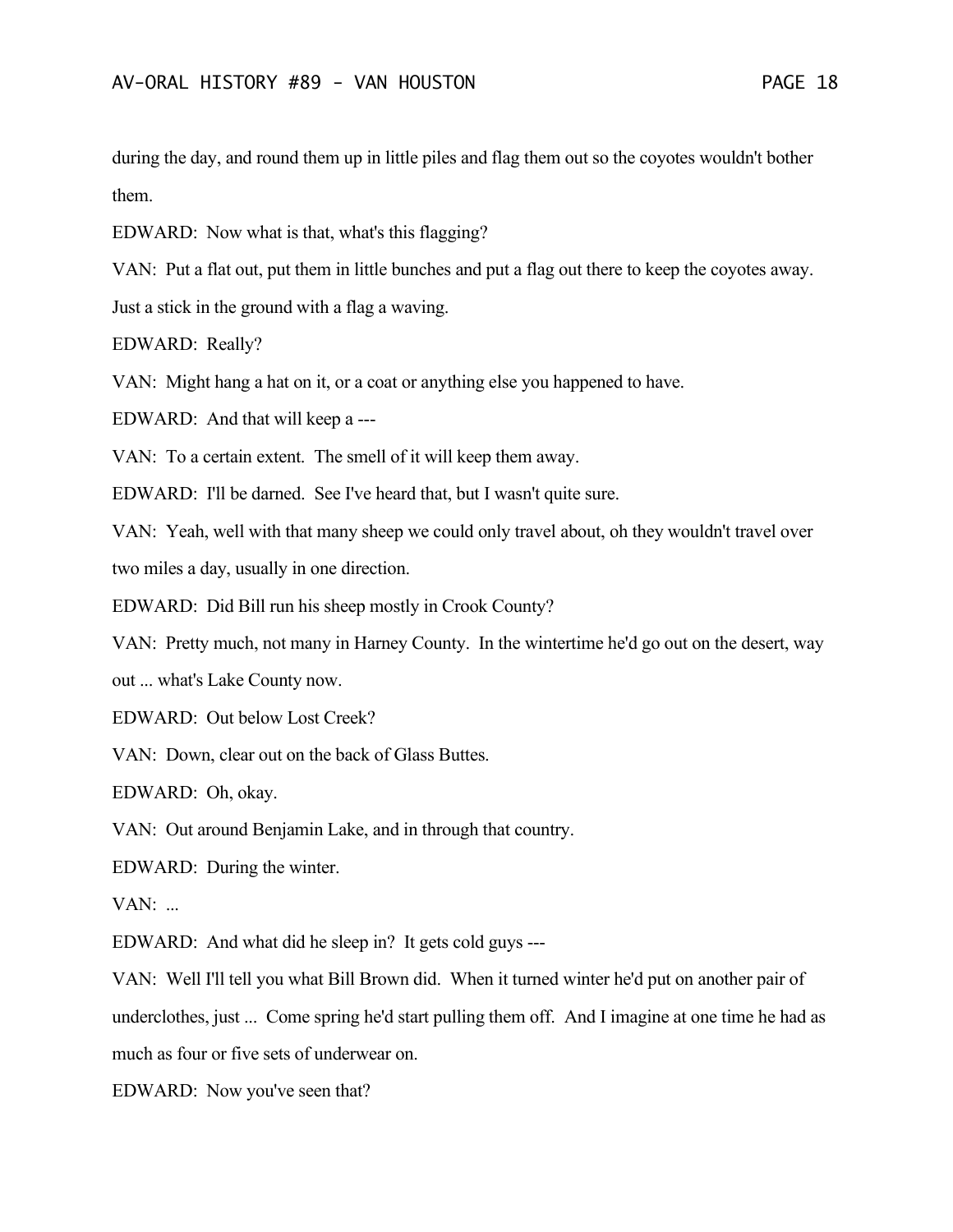during the day, and round them up in little piles and flag them out so the coyotes wouldn't bother them.

EDWARD: Now what is that, what's this flagging?

VAN: Put a flat out, put them in little bunches and put a flag out there to keep the coyotes away. Just a stick in the ground with a flag a waving.

EDWARD: Really?

VAN: Might hang a hat on it, or a coat or anything else you happened to have.

EDWARD: And that will keep a ---

VAN: To a certain extent. The smell of it will keep them away.

EDWARD: I'll be darned. See I've heard that, but I wasn't quite sure.

VAN: Yeah, well with that many sheep we could only travel about, oh they wouldn't travel over two miles a day, usually in one direction.

EDWARD: Did Bill run his sheep mostly in Crook County?

VAN: Pretty much, not many in Harney County. In the wintertime he'd go out on the desert, way out ... what's Lake County now.

EDWARD: Out below Lost Creek?

VAN: Down, clear out on the back of Glass Buttes.

EDWARD: Oh, okay.

VAN: Out around Benjamin Lake, and in through that country.

EDWARD: During the winter.

VAN: ...

EDWARD: And what did he sleep in? It gets cold guys ---

VAN: Well I'll tell you what Bill Brown did. When it turned winter he'd put on another pair of underclothes, just ... Come spring he'd start pulling them off. And I imagine at one time he had as much as four or five sets of underwear on.

EDWARD: Now you've seen that?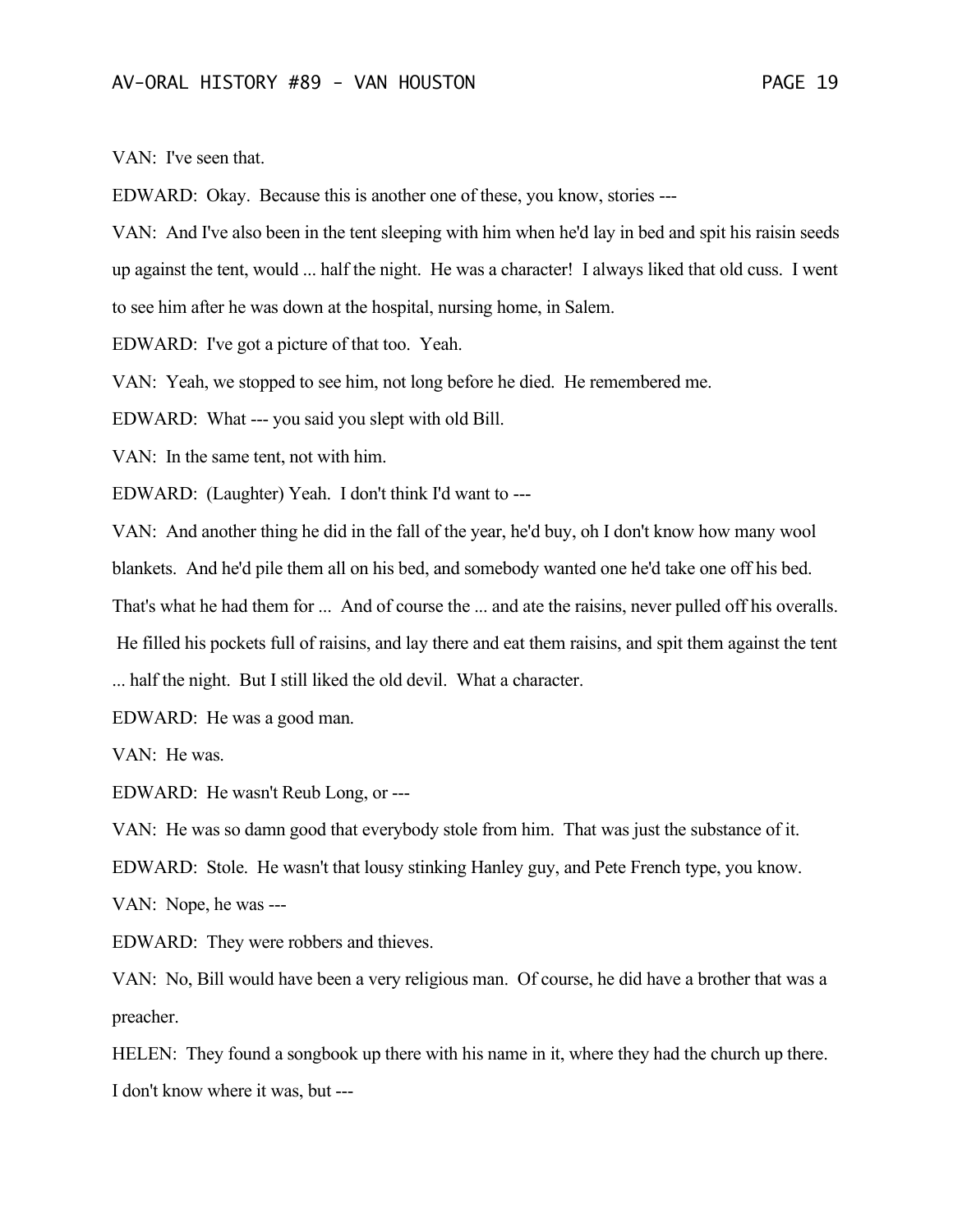VAN: I've seen that.

EDWARD: Okay. Because this is another one of these, you know, stories ---

VAN: And I've also been in the tent sleeping with him when he'd lay in bed and spit his raisin seeds up against the tent, would ... half the night. He was a character! I always liked that old cuss. I went to see him after he was down at the hospital, nursing home, in Salem.

EDWARD: I've got a picture of that too. Yeah.

VAN: Yeah, we stopped to see him, not long before he died. He remembered me.

EDWARD: What --- you said you slept with old Bill.

VAN: In the same tent, not with him.

EDWARD: (Laughter) Yeah. I don't think I'd want to ---

VAN: And another thing he did in the fall of the year, he'd buy, oh I don't know how many wool blankets. And he'd pile them all on his bed, and somebody wanted one he'd take one off his bed. That's what he had them for ... And of course the ... and ate the raisins, never pulled off his overalls. He filled his pockets full of raisins, and lay there and eat them raisins, and spit them against the tent ... half the night. But I still liked the old devil. What a character.

EDWARD: He was a good man.

VAN: He was.

EDWARD: He wasn't Reub Long, or ---

VAN: He was so damn good that everybody stole from him. That was just the substance of it.

EDWARD: Stole. He wasn't that lousy stinking Hanley guy, and Pete French type, you know.

VAN: Nope, he was ---

EDWARD: They were robbers and thieves.

VAN: No, Bill would have been a very religious man. Of course, he did have a brother that was a preacher.

HELEN: They found a songbook up there with his name in it, where they had the church up there. I don't know where it was, but ---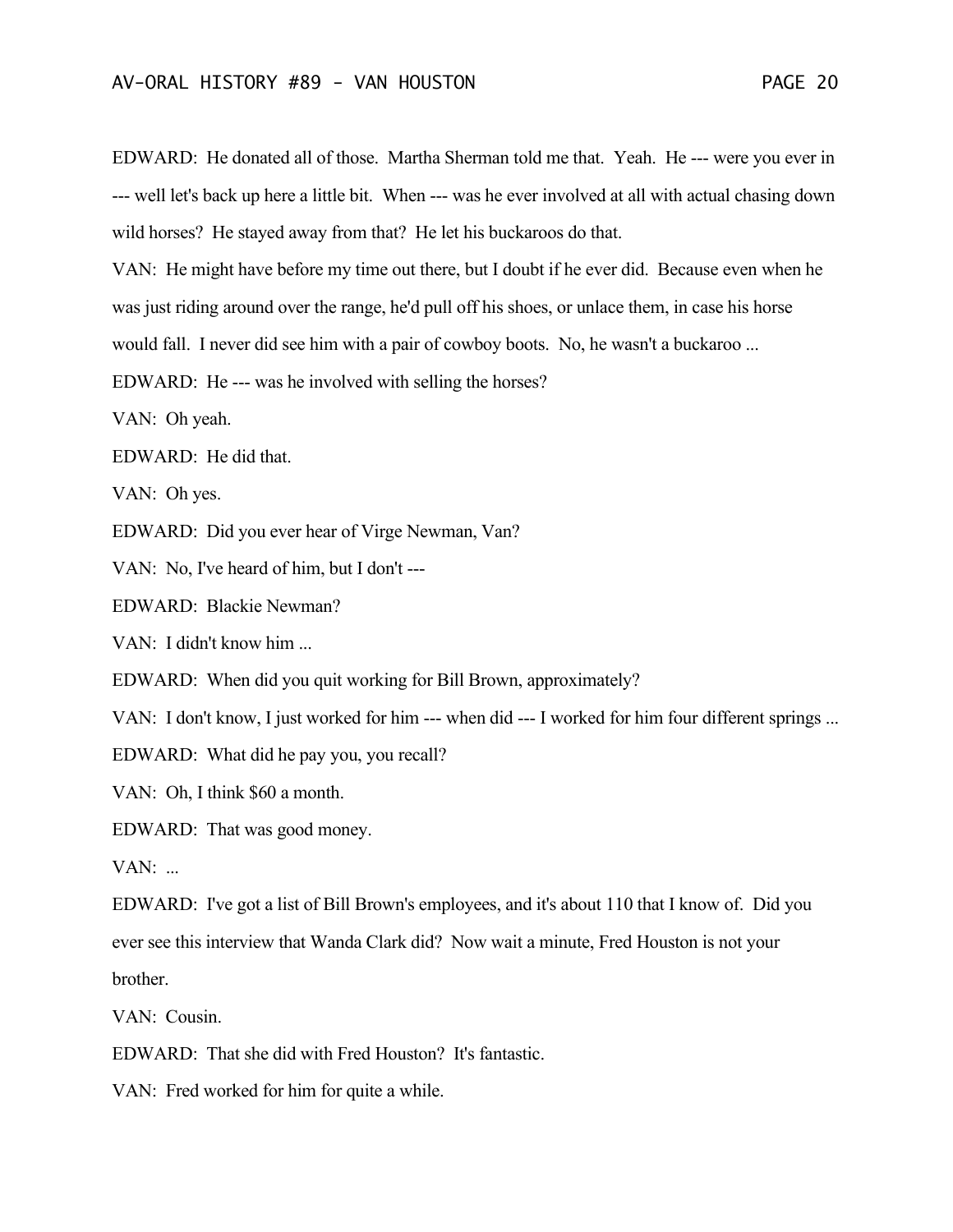EDWARD: He donated all of those. Martha Sherman told me that. Yeah. He --- were you ever in --- well let's back up here a little bit. When --- was he ever involved at all with actual chasing down wild horses? He stayed away from that? He let his buckaroos do that.

VAN: He might have before my time out there, but I doubt if he ever did. Because even when he was just riding around over the range, he'd pull off his shoes, or unlace them, in case his horse would fall. I never did see him with a pair of cowboy boots. No, he wasn't a buckaroo ...

EDWARD: He --- was he involved with selling the horses?

VAN: Oh yeah.

EDWARD: He did that.

VAN: Oh yes.

EDWARD: Did you ever hear of Virge Newman, Van?

VAN: No, I've heard of him, but I don't ---

EDWARD: Blackie Newman?

VAN: I didn't know him ...

EDWARD: When did you quit working for Bill Brown, approximately?

VAN: I don't know, I just worked for him --- when did --- I worked for him four different springs ...

EDWARD: What did he pay you, you recall?

VAN: Oh, I think $60 a month.

EDWARD: That was good money.

VAN: ...

EDWARD: I've got a list of Bill Brown's employees, and it's about 110 that I know of. Did you ever see this interview that Wanda Clark did? Now wait a minute, Fred Houston is not your brother.

VAN: Cousin.

EDWARD: That she did with Fred Houston? It's fantastic.

VAN: Fred worked for him for quite a while.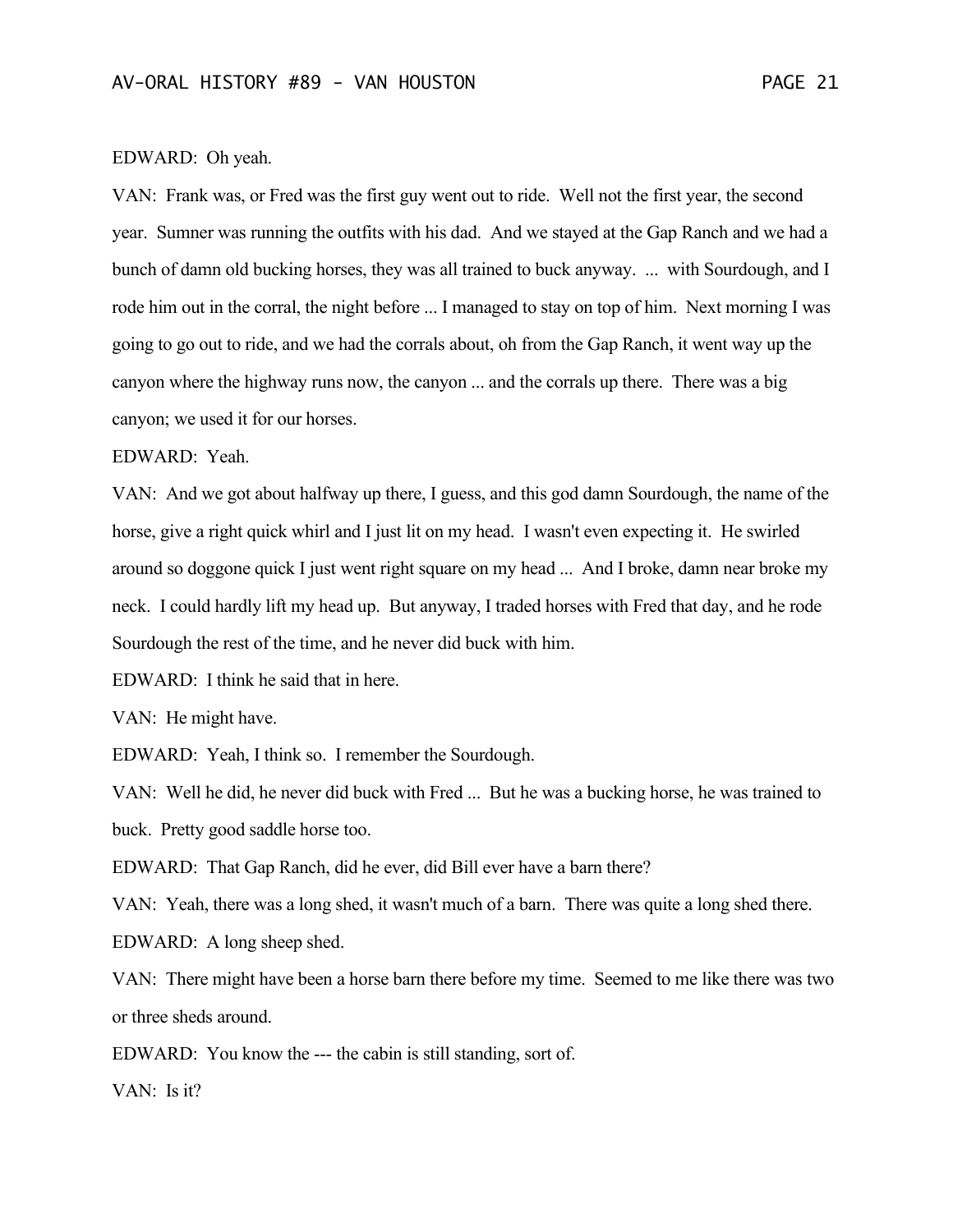EDWARD: Oh yeah.

VAN: Frank was, or Fred was the first guy went out to ride. Well not the first year, the second year. Sumner was running the outfits with his dad. And we stayed at the Gap Ranch and we had a bunch of damn old bucking horses, they was all trained to buck anyway. ... with Sourdough, and I rode him out in the corral, the night before ... I managed to stay on top of him. Next morning I was going to go out to ride, and we had the corrals about, oh from the Gap Ranch, it went way up the canyon where the highway runs now, the canyon ... and the corrals up there. There was a big canyon; we used it for our horses.

EDWARD: Yeah.

VAN: And we got about halfway up there, I guess, and this god damn Sourdough, the name of the horse, give a right quick whirl and I just lit on my head. I wasn't even expecting it. He swirled around so doggone quick I just went right square on my head ... And I broke, damn near broke my neck. I could hardly lift my head up. But anyway, I traded horses with Fred that day, and he rode Sourdough the rest of the time, and he never did buck with him.

EDWARD: I think he said that in here.

VAN: He might have.

EDWARD: Yeah, I think so. I remember the Sourdough.

VAN: Well he did, he never did buck with Fred ... But he was a bucking horse, he was trained to buck. Pretty good saddle horse too.

EDWARD: That Gap Ranch, did he ever, did Bill ever have a barn there?

VAN: Yeah, there was a long shed, it wasn't much of a barn. There was quite a long shed there.

EDWARD: A long sheep shed.

VAN: There might have been a horse barn there before my time. Seemed to me like there was two or three sheds around.

EDWARD: You know the --- the cabin is still standing, sort of.

VAN: Is it?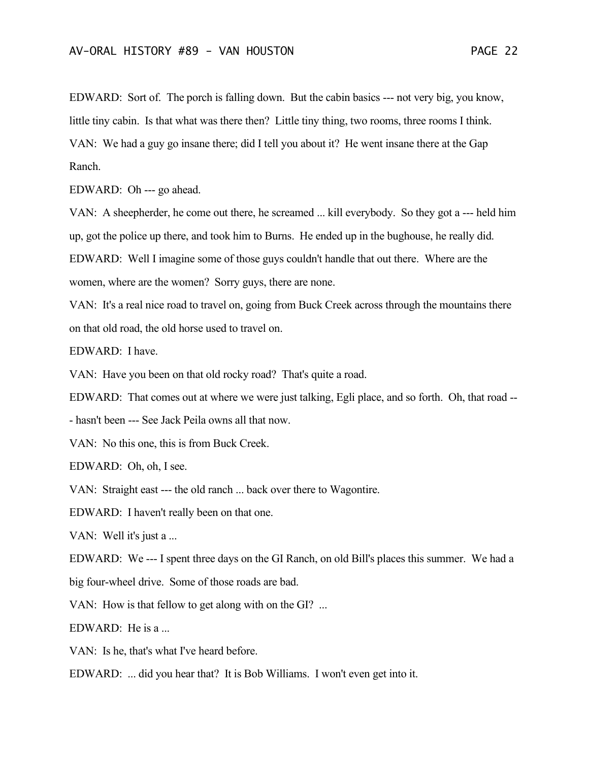EDWARD: Sort of. The porch is falling down. But the cabin basics --- not very big, you know, little tiny cabin. Is that what was there then? Little tiny thing, two rooms, three rooms I think.

VAN: We had a guy go insane there; did I tell you about it? He went insane there at the Gap Ranch.

EDWARD: Oh --- go ahead.

VAN: A sheepherder, he come out there, he screamed ... kill everybody. So they got a --- held him up, got the police up there, and took him to Burns. He ended up in the bughouse, he really did.

EDWARD: Well I imagine some of those guys couldn't handle that out there. Where are the women, where are the women? Sorry guys, there are none.

VAN: It's a real nice road to travel on, going from Buck Creek across through the mountains there on that old road, the old horse used to travel on.

EDWARD: I have.

VAN: Have you been on that old rocky road? That's quite a road.

EDWARD: That comes out at where we were just talking, Egli place, and so forth. Oh, that road --- hasn't been --- See Jack Peila owns all that now.

VAN: No this one, this is from Buck Creek.

EDWARD: Oh, oh, I see.

VAN: Straight east --- the old ranch ... back over there to Wagontire.

EDWARD: I haven't really been on that one.

VAN: Well it's just a ...

EDWARD: We --- I spent three days on the GI Ranch, on old Bill's places this summer. We had a big four-wheel drive. Some of those roads are bad.

VAN: How is that fellow to get along with on the GI? ...

EDWARD: He is a ...

VAN: Is he, that's what I've heard before.

EDWARD: ... did you hear that? It is Bob Williams. I won't even get into it.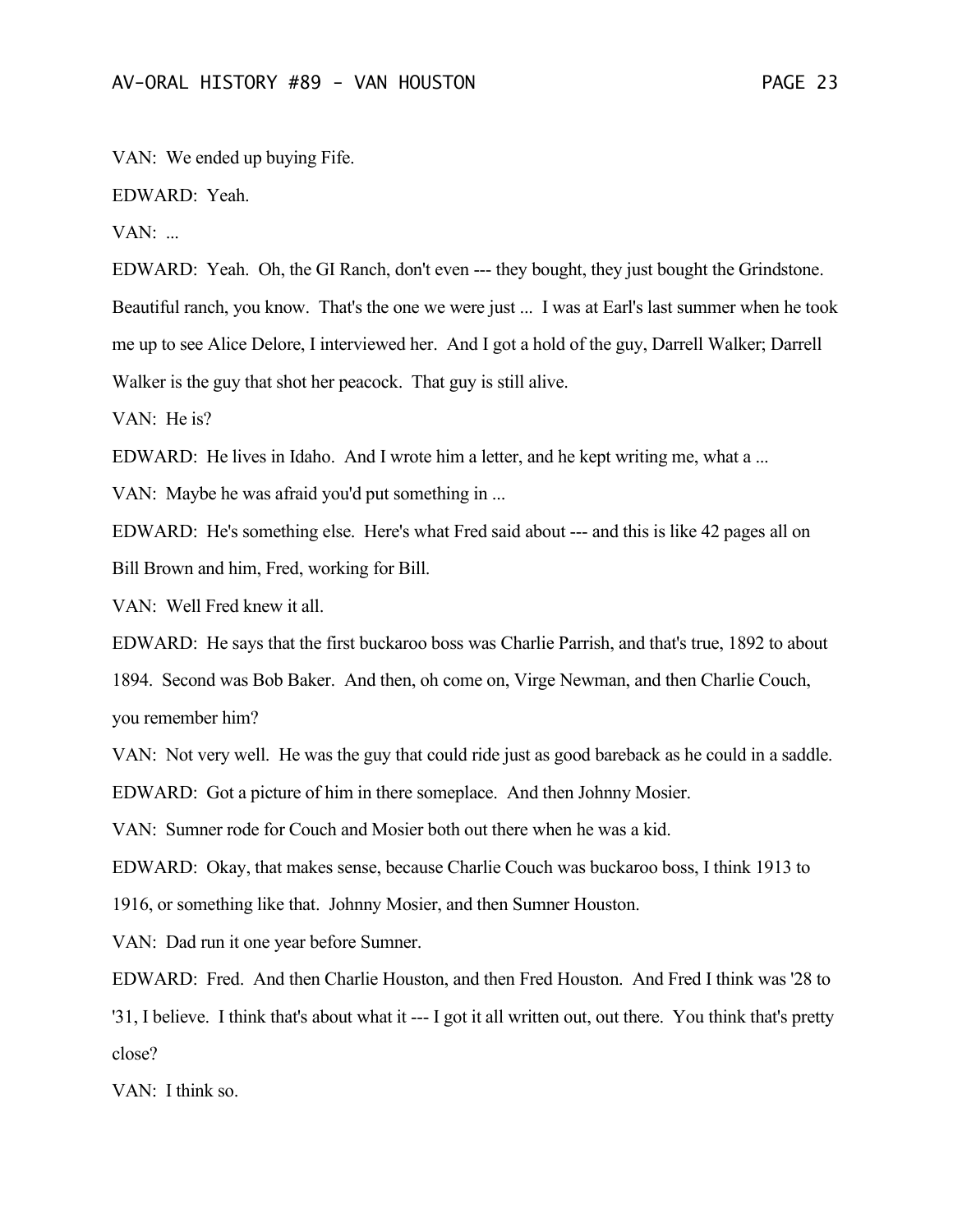VAN: We ended up buying Fife.

EDWARD: Yeah.

VAN: ...

EDWARD: Yeah. Oh, the GI Ranch, don't even --- they bought, they just bought the Grindstone. Beautiful ranch, you know. That's the one we were just ... I was at Earl's last summer when he took me up to see Alice Delore, I interviewed her. And I got a hold of the guy, Darrell Walker; Darrell Walker is the guy that shot her peacock. That guy is still alive.

VAN: He is?

EDWARD: He lives in Idaho. And I wrote him a letter, and he kept writing me, what a ...

VAN: Maybe he was afraid you'd put something in ...

EDWARD: He's something else. Here's what Fred said about --- and this is like 42 pages all on Bill Brown and him, Fred, working for Bill.

VAN: Well Fred knew it all.

EDWARD: He says that the first buckaroo boss was Charlie Parrish, and that's true, 1892 to about 1894. Second was Bob Baker. And then, oh come on, Virge Newman, and then Charlie Couch, you remember him?

VAN: Not very well. He was the guy that could ride just as good bareback as he could in a saddle.

EDWARD: Got a picture of him in there someplace. And then Johnny Mosier.

VAN: Sumner rode for Couch and Mosier both out there when he was a kid.

EDWARD: Okay, that makes sense, because Charlie Couch was buckaroo boss, I think 1913 to 1916, or something like that. Johnny Mosier, and then Sumner Houston.

VAN: Dad run it one year before Sumner.

EDWARD: Fred. And then Charlie Houston, and then Fred Houston. And Fred I think was '28 to '31, I believe. I think that's about what it --- I got it all written out, out there. You think that's pretty close?

VAN: I think so.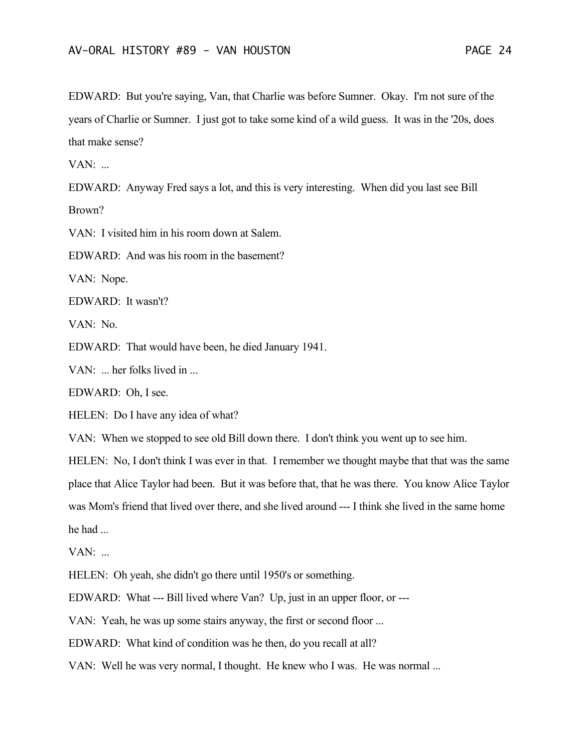EDWARD: But you're saying, Van, that Charlie was before Sumner. Okay. I'm not sure of the years of Charlie or Sumner. I just got to take some kind of a wild guess. It was in the '20s, does that make sense?

VAN: ...

EDWARD: Anyway Fred says a lot, and this is very interesting. When did you last see Bill Brown?

VAN: I visited him in his room down at Salem.

EDWARD: And was his room in the basement?

VAN: Nope.

EDWARD: It wasn't?

VAN: No.

EDWARD: That would have been, he died January 1941.

VAN: ... her folks lived in ...

EDWARD: Oh, I see.

HELEN: Do I have any idea of what?

VAN: When we stopped to see old Bill down there. I don't think you went up to see him.

HELEN: No, I don't think I was ever in that. I remember we thought maybe that that was the same place that Alice Taylor had been. But it was before that, that he was there. You know Alice Taylor was Mom's friend that lived over there, and she lived around --- I think she lived in the same home he had ...

VAN: ...

HELEN: Oh yeah, she didn't go there until 1950's or something.

EDWARD: What --- Bill lived where Van? Up, just in an upper floor, or ---

VAN: Yeah, he was up some stairs anyway, the first or second floor ...

EDWARD: What kind of condition was he then, do you recall at all?

VAN: Well he was very normal, I thought. He knew who I was. He was normal ...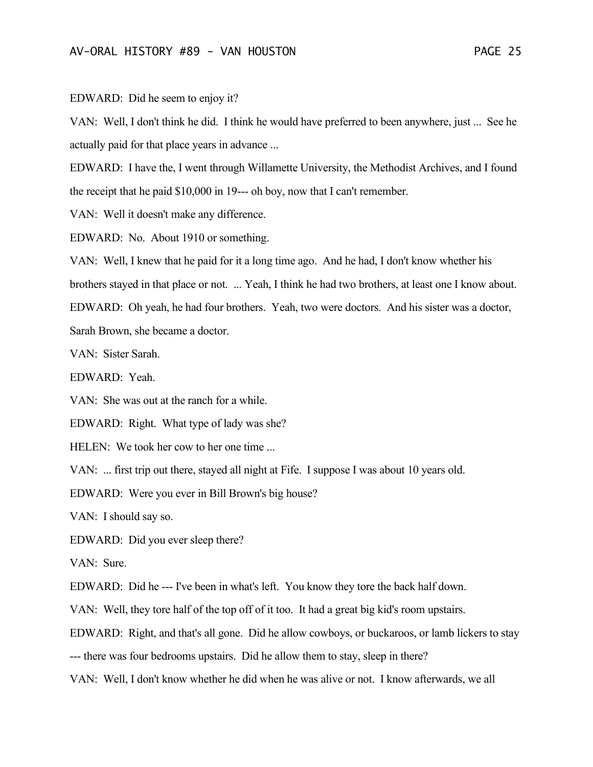EDWARD: Did he seem to enjoy it?

VAN: Well, I don't think he did. I think he would have preferred to been anywhere, just ... See he actually paid for that place years in advance ...

EDWARD: I have the, I went through Willamette University, the Methodist Archives, and I found the receipt that he paid $10,000 in 19--- oh boy, now that I can't remember.

VAN: Well it doesn't make any difference.

EDWARD: No. About 1910 or something.

VAN: Well, I knew that he paid for it a long time ago. And he had, I don't know whether his brothers stayed in that place or not. ... Yeah, I think he had two brothers, at least one I know about.

EDWARD: Oh yeah, he had four brothers. Yeah, two were doctors. And his sister was a doctor, Sarah Brown, she became a doctor.

VAN: Sister Sarah.

EDWARD: Yeah.

VAN: She was out at the ranch for a while.

EDWARD: Right. What type of lady was she?

HELEN: We took her cow to her one time ...

VAN: ... first trip out there, stayed all night at Fife. I suppose I was about 10 years old.

EDWARD: Were you ever in Bill Brown's big house?

VAN: I should say so.

EDWARD: Did you ever sleep there?

VAN: Sure.

EDWARD: Did he --- I've been in what's left. You know they tore the back half down.

VAN: Well, they tore half of the top off of it too. It had a great big kid's room upstairs.

EDWARD: Right, and that's all gone. Did he allow cowboys, or buckaroos, or lamb lickers to stay --- there was four bedrooms upstairs. Did he allow them to stay, sleep in there?

VAN: Well, I don't know whether he did when he was alive or not. I know afterwards, we all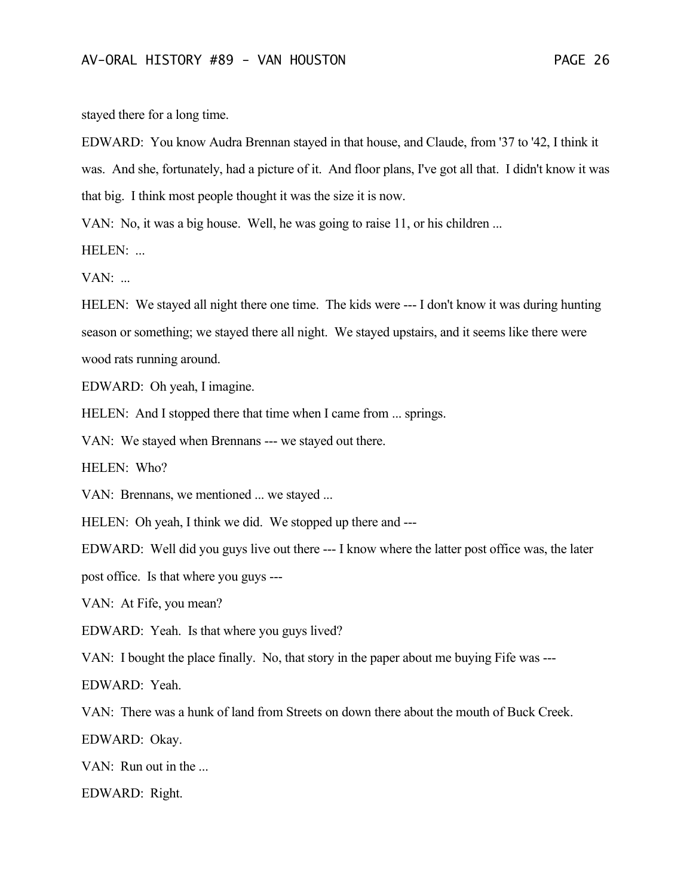stayed there for a long time.

EDWARD: You know Audra Brennan stayed in that house, and Claude, from '37 to '42, I think it was. And she, fortunately, had a picture of it. And floor plans, I've got all that. I didn't know it was that big. I think most people thought it was the size it is now.

VAN: No, it was a big house. Well, he was going to raise 11, or his children ...

HELEN: ...

VAN: ...

HELEN: We stayed all night there one time. The kids were --- I don't know it was during hunting season or something; we stayed there all night. We stayed upstairs, and it seems like there were wood rats running around.

EDWARD: Oh yeah, I imagine.

HELEN: And I stopped there that time when I came from ... springs.

VAN: We stayed when Brennans --- we stayed out there.

HELEN: Who?

VAN: Brennans, we mentioned ... we stayed ...

HELEN: Oh yeah, I think we did. We stopped up there and ---

EDWARD: Well did you guys live out there --- I know where the latter post office was, the later post office. Is that where you guys ---

VAN: At Fife, you mean?

EDWARD: Yeah. Is that where you guys lived?

VAN: I bought the place finally. No, that story in the paper about me buying Fife was ---

EDWARD: Yeah.

VAN: There was a hunk of land from Streets on down there about the mouth of Buck Creek.

EDWARD: Okay.

VAN: Run out in the ...

EDWARD: Right.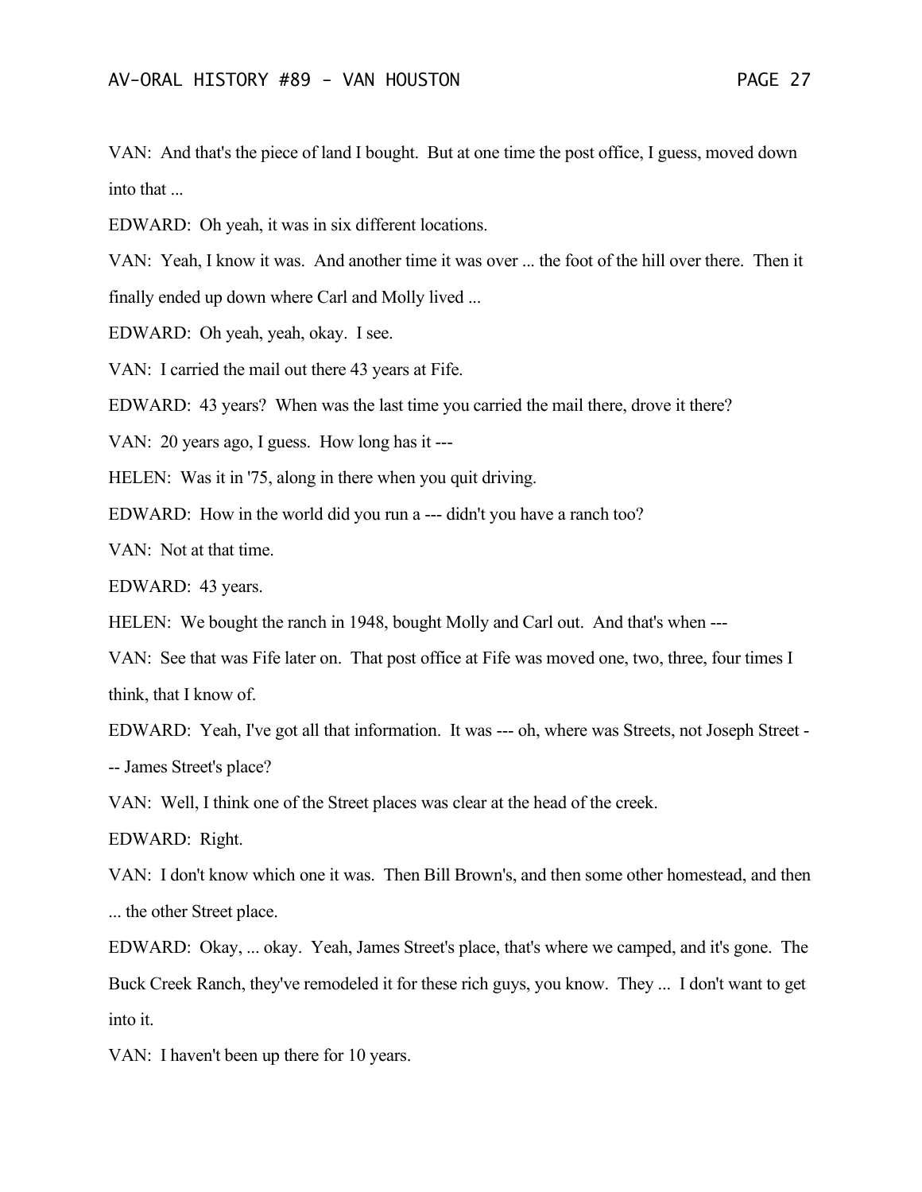VAN: And that's the piece of land I bought. But at one time the post office, I guess, moved down into that ...

EDWARD: Oh yeah, it was in six different locations.

VAN: Yeah, I know it was. And another time it was over ... the foot of the hill over there. Then it finally ended up down where Carl and Molly lived ...

EDWARD: Oh yeah, yeah, okay. I see.

VAN: I carried the mail out there 43 years at Fife.

EDWARD: 43 years? When was the last time you carried the mail there, drove it there?

VAN: 20 years ago, I guess. How long has it ---

HELEN: Was it in '75, along in there when you quit driving.

EDWARD: How in the world did you run a --- didn't you have a ranch too?

VAN: Not at that time.

EDWARD: 43 years.

HELEN: We bought the ranch in 1948, bought Molly and Carl out. And that's when ---

VAN: See that was Fife later on. That post office at Fife was moved one, two, three, four times I think, that I know of.

EDWARD: Yeah, I've got all that information. It was --- oh, where was Streets, not Joseph Street --- James Street's place?

VAN: Well, I think one of the Street places was clear at the head of the creek.

EDWARD: Right.

VAN: I don't know which one it was. Then Bill Brown's, and then some other homestead, and then ... the other Street place.

EDWARD: Okay, ... okay. Yeah, James Street's place, that's where we camped, and it's gone. The Buck Creek Ranch, they've remodeled it for these rich guys, you know. They ... I don't want to get into it.

VAN: I haven't been up there for 10 years.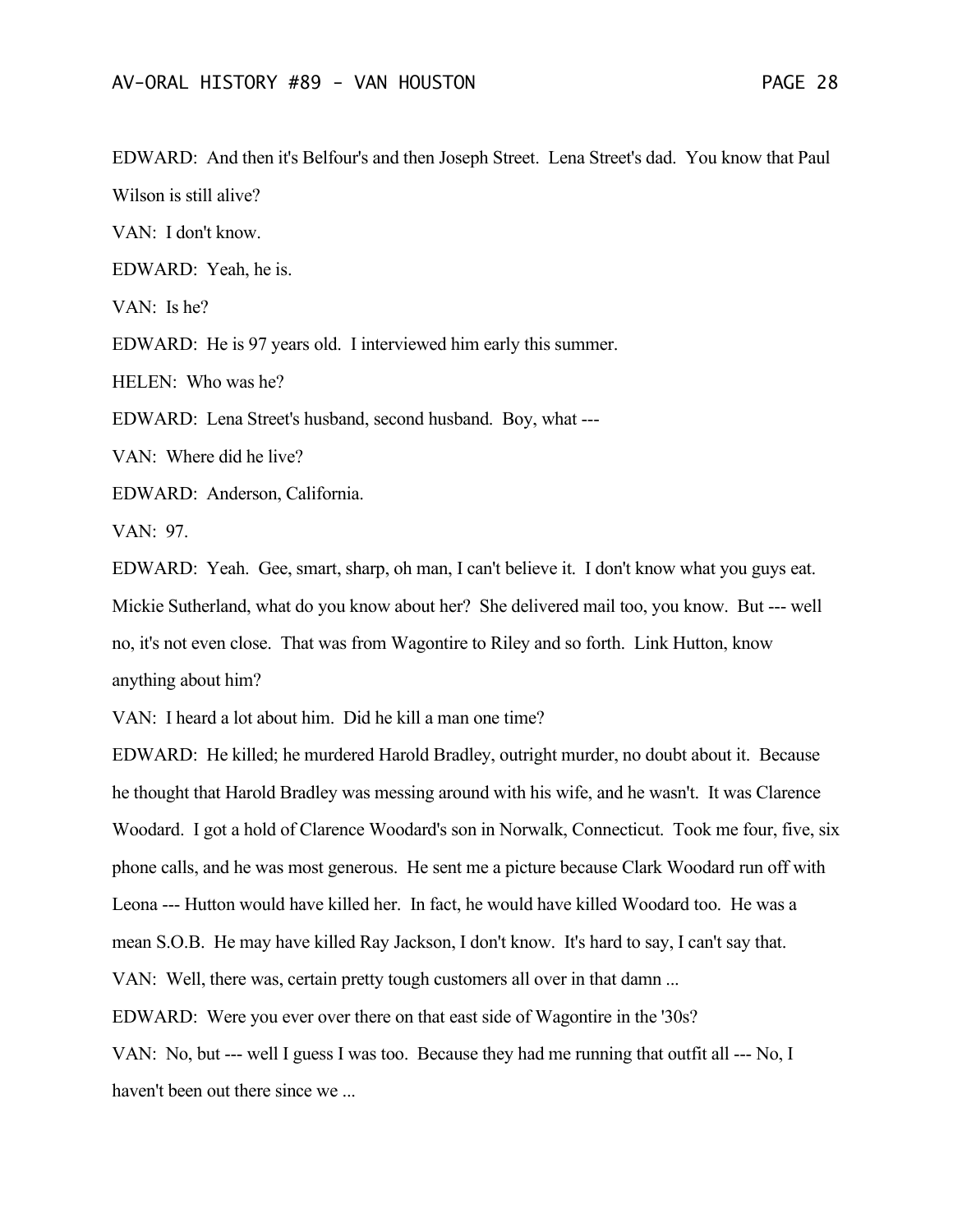EDWARD: And then it's Belfour's and then Joseph Street. Lena Street's dad. You know that Paul Wilson is still alive?

VAN: I don't know.

EDWARD: Yeah, he is.

VAN: Is he?

EDWARD: He is 97 years old. I interviewed him early this summer.

HELEN: Who was he?

EDWARD: Lena Street's husband, second husband. Boy, what ---

VAN: Where did he live?

EDWARD: Anderson, California.

VAN: 97.

EDWARD: Yeah. Gee, smart, sharp, oh man, I can't believe it. I don't know what you guys eat. Mickie Sutherland, what do you know about her? She delivered mail too, you know. But --- well no, it's not even close. That was from Wagontire to Riley and so forth. Link Hutton, know anything about him?

VAN: I heard a lot about him. Did he kill a man one time?

EDWARD: He killed; he murdered Harold Bradley, outright murder, no doubt about it. Because he thought that Harold Bradley was messing around with his wife, and he wasn't. It was Clarence Woodard. I got a hold of Clarence Woodard's son in Norwalk, Connecticut. Took me four, five, six phone calls, and he was most generous. He sent me a picture because Clark Woodard run off with Leona --- Hutton would have killed her. In fact, he would have killed Woodard too. He was a mean S.O.B. He may have killed Ray Jackson, I don't know. It's hard to say, I can't say that.

VAN: Well, there was, certain pretty tough customers all over in that damn ...

EDWARD: Were you ever over there on that east side of Wagontire in the '30s?

VAN: No, but --- well I guess I was too. Because they had me running that outfit all --- No, I haven't been out there since we ...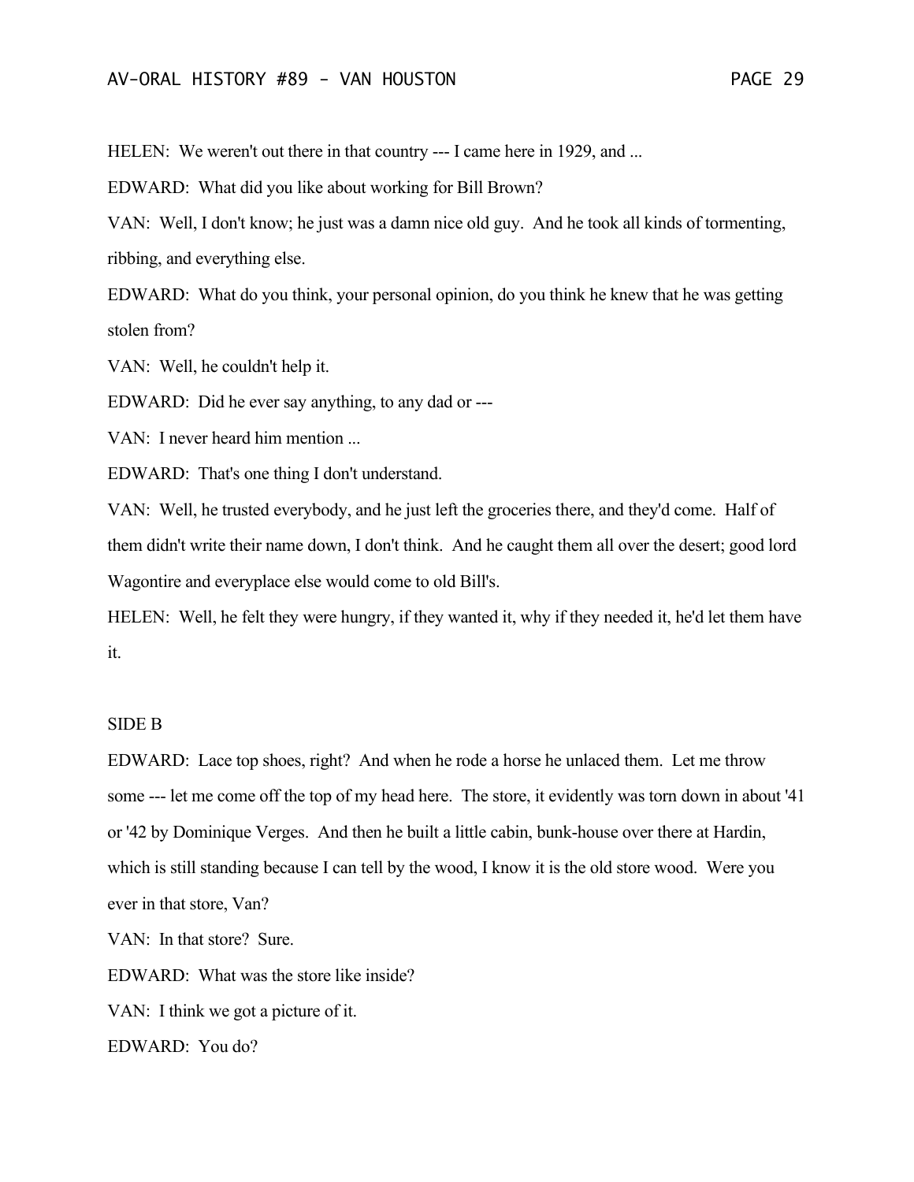HELEN: We weren't out there in that country --- I came here in 1929, and ...

EDWARD: What did you like about working for Bill Brown?

VAN: Well, I don't know; he just was a damn nice old guy. And he took all kinds of tormenting, ribbing, and everything else.

EDWARD: What do you think, your personal opinion, do you think he knew that he was getting stolen from?

VAN: Well, he couldn't help it.

EDWARD: Did he ever say anything, to any dad or ---

VAN: I never heard him mention ...

EDWARD: That's one thing I don't understand.

VAN: Well, he trusted everybody, and he just left the groceries there, and they'd come. Half of them didn't write their name down, I don't think. And he caught them all over the desert; good lord Wagontire and everyplace else would come to old Bill's.

HELEN: Well, he felt they were hungry, if they wanted it, why if they needed it, he'd let them have it.

SIDE B

EDWARD: Lace top shoes, right? And when he rode a horse he unlaced them. Let me throw some --- let me come off the top of my head here. The store, it evidently was torn down in about '41 or '42 by Dominique Verges. And then he built a little cabin, bunk-house over there at Hardin, which is still standing because I can tell by the wood, I know it is the old store wood. Were you ever in that store, Van?

VAN: In that store? Sure.

EDWARD: What was the store like inside?

VAN: I think we got a picture of it.

EDWARD: You do?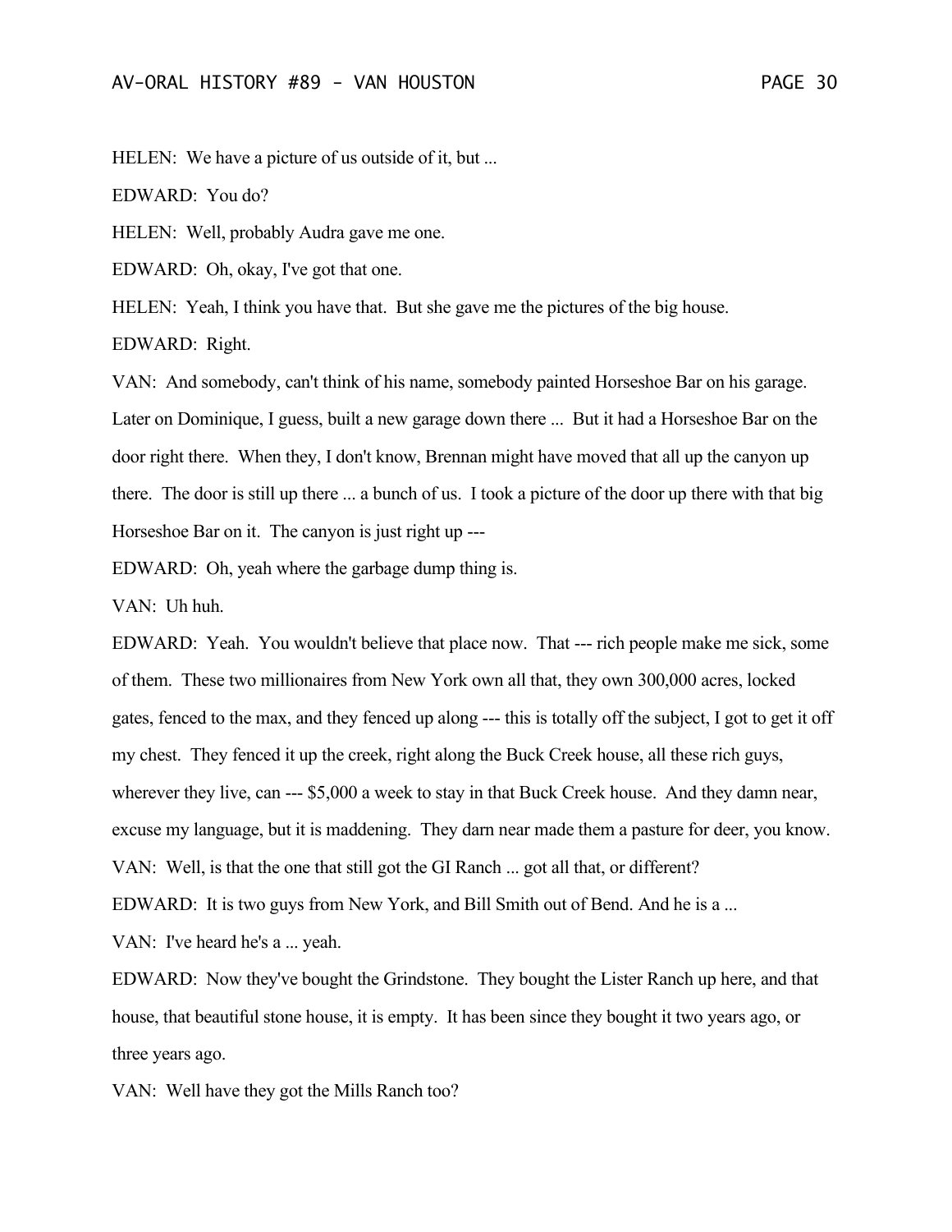HELEN: We have a picture of us outside of it, but ...

EDWARD: You do?

HELEN: Well, probably Audra gave me one.

EDWARD: Oh, okay, I've got that one.

HELEN: Yeah, I think you have that. But she gave me the pictures of the big house.

EDWARD: Right.

VAN: And somebody, can't think of his name, somebody painted Horseshoe Bar on his garage. Later on Dominique, I guess, built a new garage down there ... But it had a Horseshoe Bar on the door right there. When they, I don't know, Brennan might have moved that all up the canyon up there. The door is still up there ... a bunch of us. I took a picture of the door up there with that big Horseshoe Bar on it. The canyon is just right up ---

EDWARD: Oh, yeah where the garbage dump thing is.

VAN: Uh huh.

EDWARD: Yeah. You wouldn't believe that place now. That --- rich people make me sick, some of them. These two millionaires from New York own all that, they own 300,000 acres, locked gates, fenced to the max, and they fenced up along --- this is totally off the subject, I got to get it off my chest. They fenced it up the creek, right along the Buck Creek house, all these rich guys, wherever they live, can --- $5,000 a week to stay in that Buck Creek house. And they damn near, excuse my language, but it is maddening. They darn near made them a pasture for deer, you know.

VAN: Well, is that the one that still got the GI Ranch ... got all that, or different?

EDWARD: It is two guys from New York, and Bill Smith out of Bend. And he is a ...

VAN: I've heard he's a ... yeah.

EDWARD: Now they've bought the Grindstone. They bought the Lister Ranch up here, and that house, that beautiful stone house, it is empty. It has been since they bought it two years ago, or three years ago.

VAN: Well have they got the Mills Ranch too?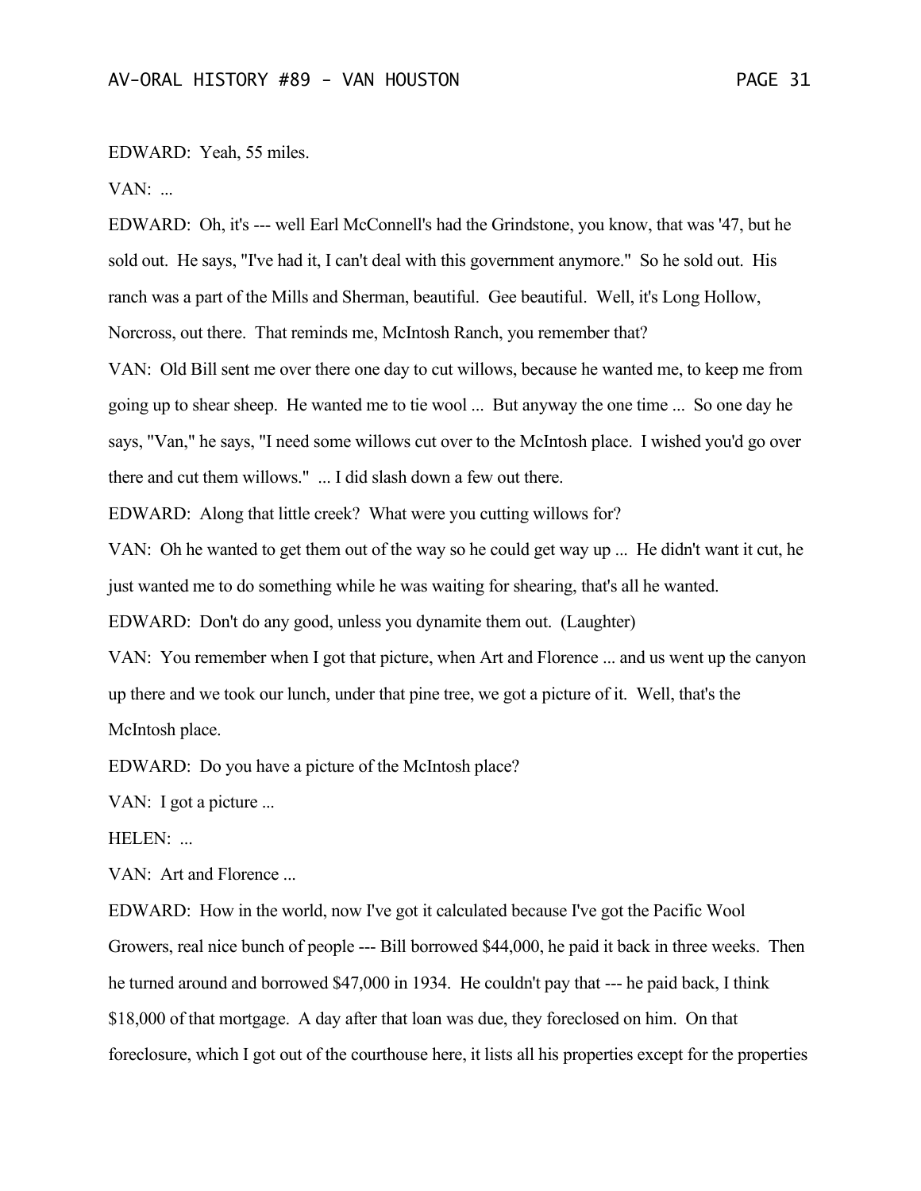EDWARD: Yeah, 55 miles.

VAN: ...

EDWARD: Oh, it's --- well Earl McConnell's had the Grindstone, you know, that was '47, but he sold out. He says, "I've had it, I can't deal with this government anymore." So he sold out. His ranch was a part of the Mills and Sherman, beautiful. Gee beautiful. Well, it's Long Hollow, Norcross, out there. That reminds me, McIntosh Ranch, you remember that?

VAN: Old Bill sent me over there one day to cut willows, because he wanted me, to keep me from going up to shear sheep. He wanted me to tie wool ... But anyway the one time ... So one day he says, "Van," he says, "I need some willows cut over to the McIntosh place. I wished you'd go over there and cut them willows." ... I did slash down a few out there.

EDWARD: Along that little creek? What were you cutting willows for?

VAN: Oh he wanted to get them out of the way so he could get way up ... He didn't want it cut, he just wanted me to do something while he was waiting for shearing, that's all he wanted.

EDWARD: Don't do any good, unless you dynamite them out. (Laughter)

VAN: You remember when I got that picture, when Art and Florence ... and us went up the canyon up there and we took our lunch, under that pine tree, we got a picture of it. Well, that's the McIntosh place.

EDWARD: Do you have a picture of the McIntosh place?

VAN: I got a picture ...

HELEN: ...

VAN: Art and Florence ...

EDWARD: How in the world, now I've got it calculated because I've got the Pacific Wool Growers, real nice bunch of people --- Bill borrowed $44,000, he paid it back in three weeks. Then he turned around and borrowed $47,000 in 1934. He couldn't pay that --- he paid back, I think $18,000 of that mortgage. A day after that loan was due, they foreclosed on him. On that foreclosure, which I got out of the courthouse here, it lists all his properties except for the properties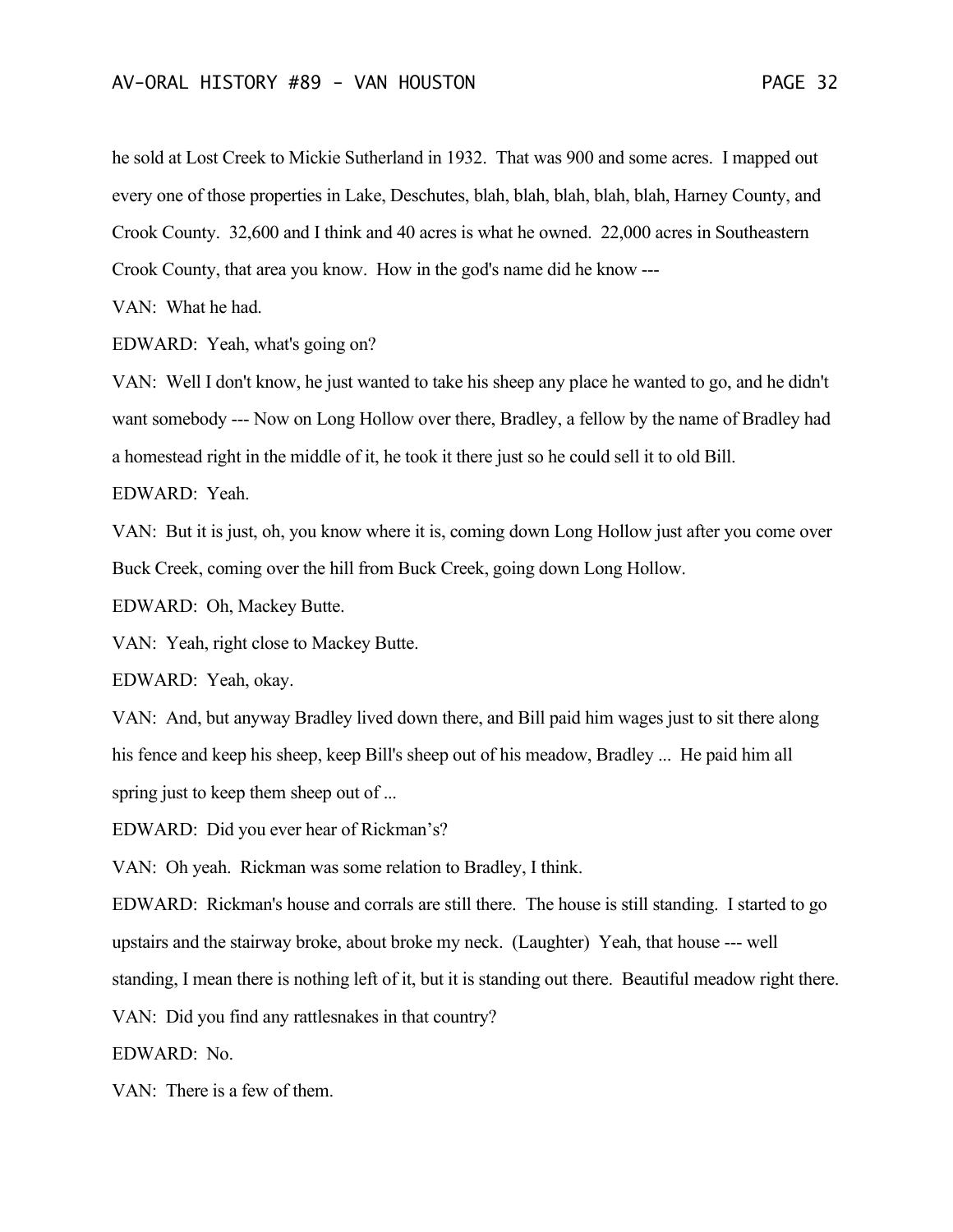he sold at Lost Creek to Mickie Sutherland in 1932. That was 900 and some acres. I mapped out every one of those properties in Lake, Deschutes, blah, blah, blah, blah, blah, Harney County, and Crook County. 32,600 and I think and 40 acres is what he owned. 22,000 acres in Southeastern Crook County, that area you know. How in the god's name did he know ---

VAN: What he had.

EDWARD: Yeah, what's going on?

VAN: Well I don't know, he just wanted to take his sheep any place he wanted to go, and he didn't want somebody --- Now on Long Hollow over there, Bradley, a fellow by the name of Bradley had a homestead right in the middle of it, he took it there just so he could sell it to old Bill.

EDWARD: Yeah.

VAN: But it is just, oh, you know where it is, coming down Long Hollow just after you come over Buck Creek, coming over the hill from Buck Creek, going down Long Hollow.

EDWARD: Oh, Mackey Butte.

VAN: Yeah, right close to Mackey Butte.

EDWARD: Yeah, okay.

VAN: And, but anyway Bradley lived down there, and Bill paid him wages just to sit there along his fence and keep his sheep, keep Bill's sheep out of his meadow, Bradley ... He paid him all spring just to keep them sheep out of ...

EDWARD: Did you ever hear of Rickman's?

VAN: Oh yeah. Rickman was some relation to Bradley, I think.

EDWARD: Rickman's house and corrals are still there. The house is still standing. I started to go upstairs and the stairway broke, about broke my neck. (Laughter) Yeah, that house --- well standing, I mean there is nothing left of it, but it is standing out there. Beautiful meadow right there.

VAN: Did you find any rattlesnakes in that country?

EDWARD: No.

VAN: There is a few of them.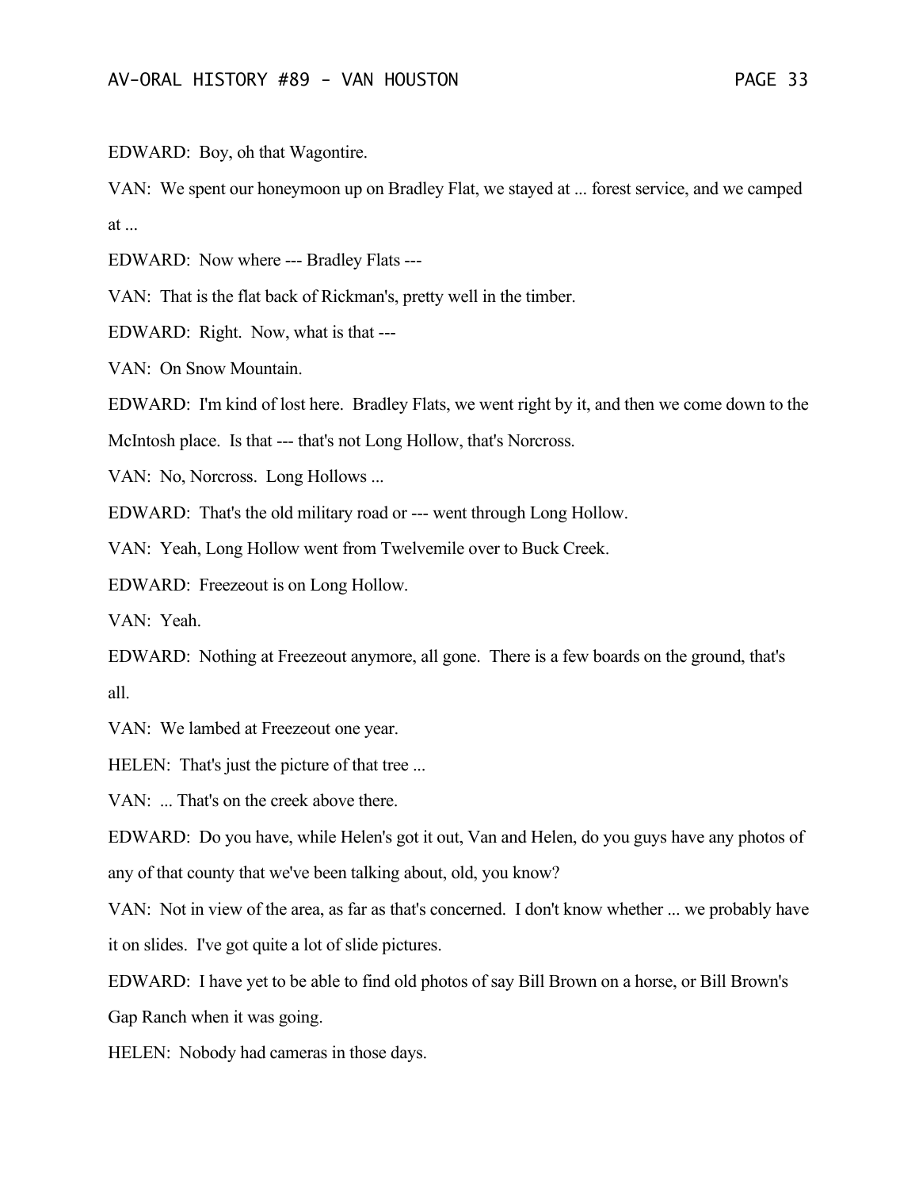EDWARD: Boy, oh that Wagontire.

VAN: We spent our honeymoon up on Bradley Flat, we stayed at ... forest service, and we camped at ...

EDWARD: Now where --- Bradley Flats ---

VAN: That is the flat back of Rickman's, pretty well in the timber.

EDWARD: Right. Now, what is that ---

VAN: On Snow Mountain.

EDWARD: I'm kind of lost here. Bradley Flats, we went right by it, and then we come down to the McIntosh place. Is that --- that's not Long Hollow, that's Norcross.

VAN: No, Norcross. Long Hollows ...

EDWARD: That's the old military road or --- went through Long Hollow.

VAN: Yeah, Long Hollow went from Twelvemile over to Buck Creek.

EDWARD: Freezeout is on Long Hollow.

VAN: Yeah.

EDWARD: Nothing at Freezeout anymore, all gone. There is a few boards on the ground, that's all.

VAN: We lambed at Freezeout one year.

HELEN: That's just the picture of that tree ...

VAN: ... That's on the creek above there.

EDWARD: Do you have, while Helen's got it out, Van and Helen, do you guys have any photos of any of that county that we've been talking about, old, you know?

VAN: Not in view of the area, as far as that's concerned. I don't know whether ... we probably have it on slides. I've got quite a lot of slide pictures.

EDWARD: I have yet to be able to find old photos of say Bill Brown on a horse, or Bill Brown's Gap Ranch when it was going.

HELEN: Nobody had cameras in those days.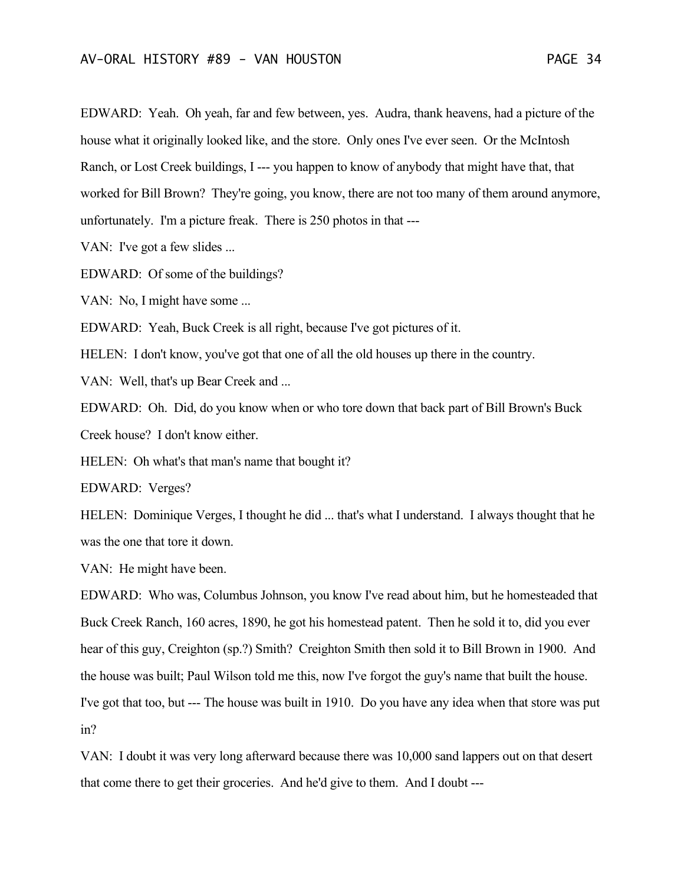EDWARD: Yeah. Oh yeah, far and few between, yes. Audra, thank heavens, had a picture of the house what it originally looked like, and the store. Only ones I've ever seen. Or the McIntosh Ranch, or Lost Creek buildings, I --- you happen to know of anybody that might have that, that worked for Bill Brown? They're going, you know, there are not too many of them around anymore, unfortunately. I'm a picture freak. There is 250 photos in that ---

VAN: I've got a few slides ...

EDWARD: Of some of the buildings?

VAN: No, I might have some ...

EDWARD: Yeah, Buck Creek is all right, because I've got pictures of it.

HELEN: I don't know, you've got that one of all the old houses up there in the country.

VAN: Well, that's up Bear Creek and ...

EDWARD: Oh. Did, do you know when or who tore down that back part of Bill Brown's Buck Creek house? I don't know either.

HELEN: Oh what's that man's name that bought it?

EDWARD: Verges?

HELEN: Dominique Verges, I thought he did ... that's what I understand. I always thought that he was the one that tore it down.

VAN: He might have been.

EDWARD: Who was, Columbus Johnson, you know I've read about him, but he homesteaded that Buck Creek Ranch, 160 acres, 1890, he got his homestead patent. Then he sold it to, did you ever hear of this guy, Creighton (sp.?) Smith? Creighton Smith then sold it to Bill Brown in 1900. And the house was built; Paul Wilson told me this, now I've forgot the guy's name that built the house. I've got that too, but --- The house was built in 1910. Do you have any idea when that store was put in?

VAN: I doubt it was very long afterward because there was 10,000 sand lappers out on that desert that come there to get their groceries. And he'd give to them. And I doubt ---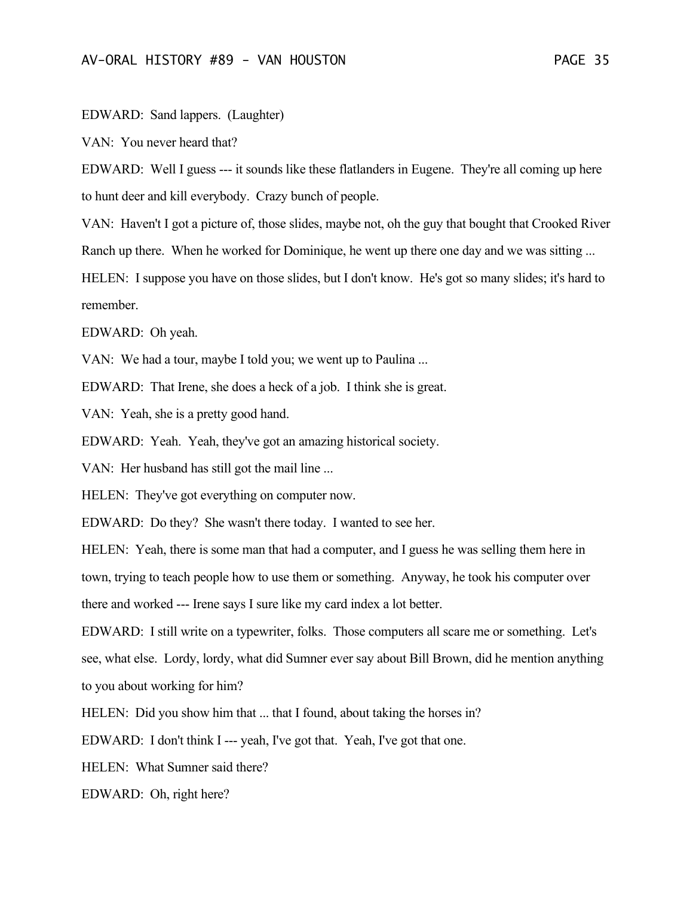EDWARD: Sand lappers. (Laughter)

VAN: You never heard that?

EDWARD: Well I guess --- it sounds like these flatlanders in Eugene. They're all coming up here to hunt deer and kill everybody. Crazy bunch of people.

VAN: Haven't I got a picture of, those slides, maybe not, oh the guy that bought that Crooked River Ranch up there. When he worked for Dominique, he went up there one day and we was sitting ...

HELEN: I suppose you have on those slides, but I don't know. He's got so many slides; it's hard to remember.

EDWARD: Oh yeah.

VAN: We had a tour, maybe I told you; we went up to Paulina ...

EDWARD: That Irene, she does a heck of a job. I think she is great.

VAN: Yeah, she is a pretty good hand.

EDWARD: Yeah. Yeah, they've got an amazing historical society.

VAN: Her husband has still got the mail line ...

HELEN: They've got everything on computer now.

EDWARD: Do they? She wasn't there today. I wanted to see her.

HELEN: Yeah, there is some man that had a computer, and I guess he was selling them here in town, trying to teach people how to use them or something. Anyway, he took his computer over there and worked --- Irene says I sure like my card index a lot better.

EDWARD: I still write on a typewriter, folks. Those computers all scare me or something. Let's see, what else. Lordy, lordy, what did Sumner ever say about Bill Brown, did he mention anything to you about working for him?

HELEN: Did you show him that ... that I found, about taking the horses in?

EDWARD: I don't think I --- yeah, I've got that. Yeah, I've got that one.

HELEN: What Sumner said there?

EDWARD: Oh, right here?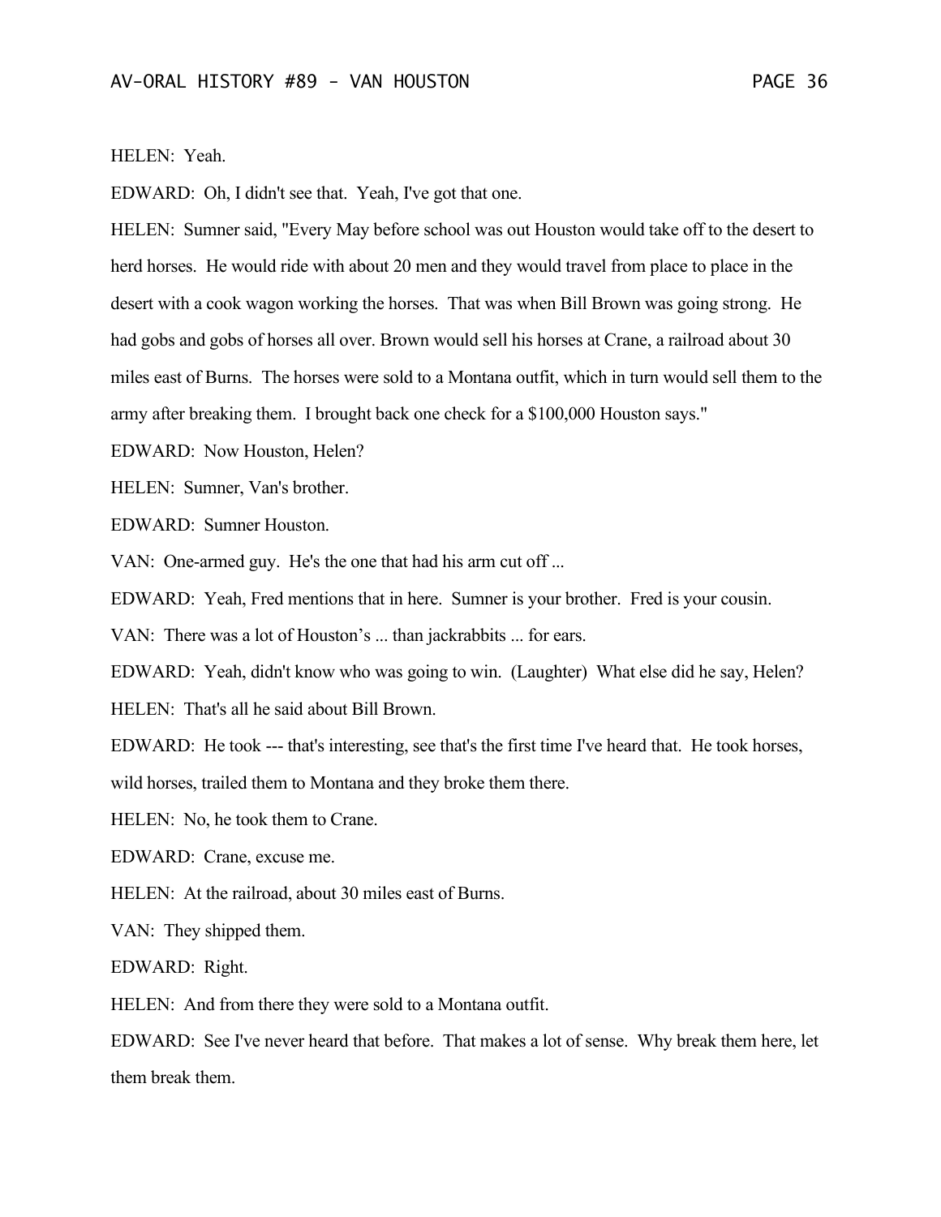HELEN: Yeah.

EDWARD: Oh, I didn't see that. Yeah, I've got that one.

HELEN: Sumner said, "Every May before school was out Houston would take off to the desert to herd horses. He would ride with about 20 men and they would travel from place to place in the desert with a cook wagon working the horses. That was when Bill Brown was going strong. He had gobs and gobs of horses all over. Brown would sell his horses at Crane, a railroad about 30 miles east of Burns. The horses were sold to a Montana outfit, which in turn would sell them to the army after breaking them. I brought back one check for a $100,000 Houston says."

EDWARD: Now Houston, Helen?

HELEN: Sumner, Van's brother.

EDWARD: Sumner Houston.

VAN: One-armed guy. He's the one that had his arm cut off ...

EDWARD: Yeah, Fred mentions that in here. Sumner is your brother. Fred is your cousin.

VAN: There was a lot of Houston's ... than jackrabbits ... for ears.

EDWARD: Yeah, didn't know who was going to win. (Laughter) What else did he say, Helen?

HELEN: That's all he said about Bill Brown.

EDWARD: He took --- that's interesting, see that's the first time I've heard that. He took horses, wild horses, trailed them to Montana and they broke them there.

HELEN: No, he took them to Crane.

EDWARD: Crane, excuse me.

HELEN: At the railroad, about 30 miles east of Burns.

VAN: They shipped them.

EDWARD: Right.

HELEN: And from there they were sold to a Montana outfit.

EDWARD: See I've never heard that before. That makes a lot of sense. Why break them here, let them break them.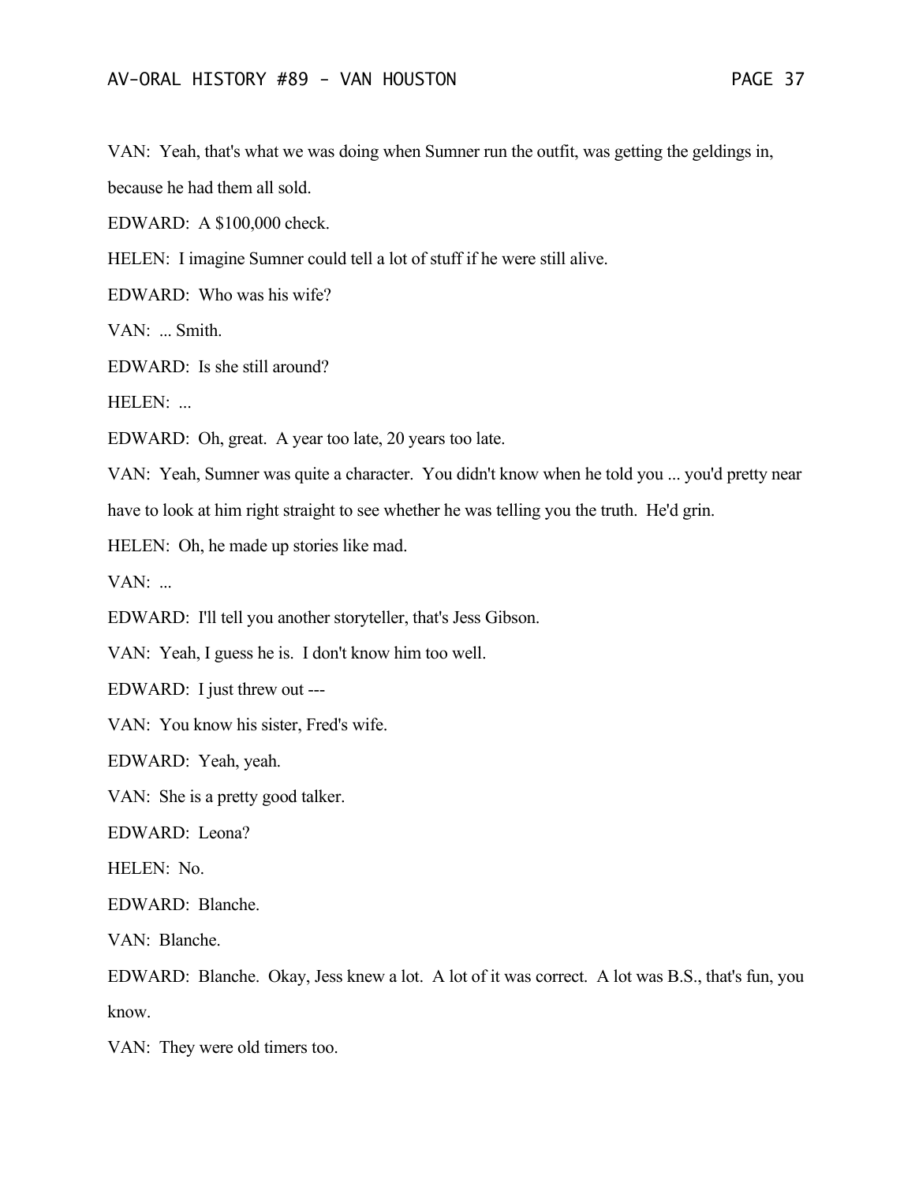VAN: Yeah, that's what we was doing when Sumner run the outfit, was getting the geldings in, because he had them all sold.

EDWARD: A $100,000 check.

HELEN: I imagine Sumner could tell a lot of stuff if he were still alive.

EDWARD: Who was his wife?

VAN: ... Smith.

EDWARD: Is she still around?

HELEN: ...

EDWARD: Oh, great. A year too late, 20 years too late.

VAN: Yeah, Sumner was quite a character. You didn't know when he told you ... you'd pretty near have to look at him right straight to see whether he was telling you the truth. He'd grin.

HELEN: Oh, he made up stories like mad.

VAN: ...

EDWARD: I'll tell you another storyteller, that's Jess Gibson.

VAN: Yeah, I guess he is. I don't know him too well.

EDWARD: I just threw out ---

VAN: You know his sister, Fred's wife.

EDWARD: Yeah, yeah.

VAN: She is a pretty good talker.

EDWARD: Leona?

HELEN: No.

EDWARD: Blanche.

VAN: Blanche.

EDWARD: Blanche. Okay, Jess knew a lot. A lot of it was correct. A lot was B.S., that's fun, you know.

VAN: They were old timers too.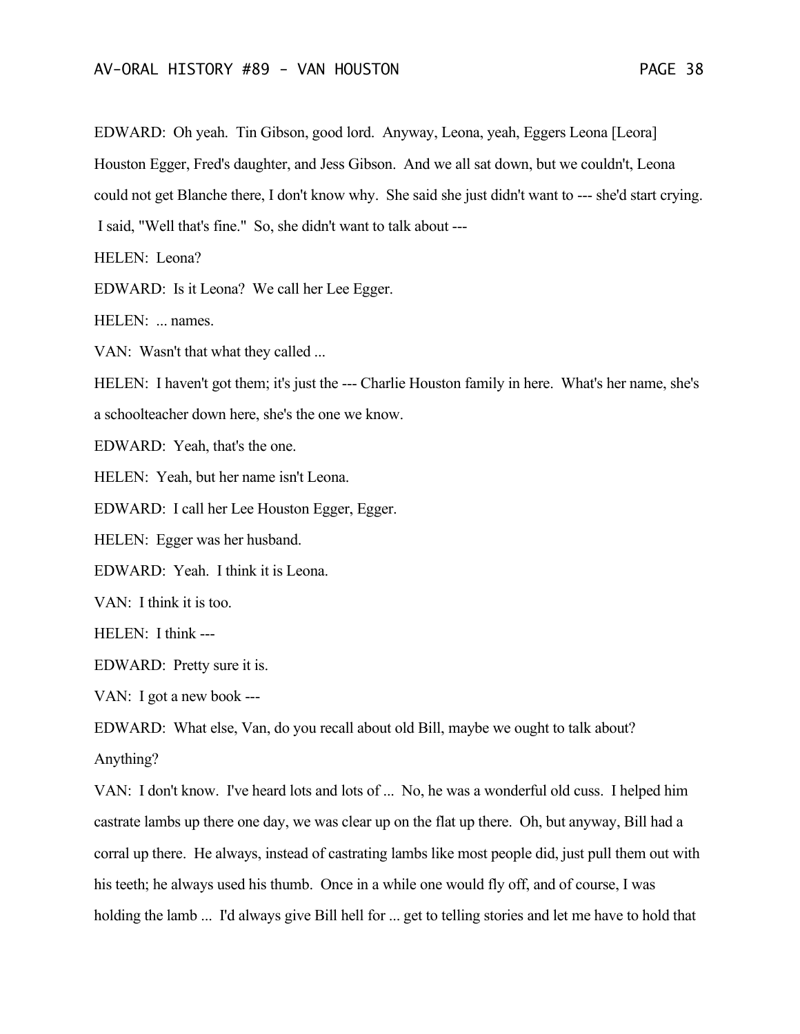EDWARD: Oh yeah. Tin Gibson, good lord. Anyway, Leona, yeah, Eggers Leona [Leora] Houston Egger, Fred's daughter, and Jess Gibson. And we all sat down, but we couldn't, Leona could not get Blanche there, I don't know why. She said she just didn't want to --- she'd start crying. I said, "Well that's fine." So, she didn't want to talk about ---

HELEN: Leona?

EDWARD: Is it Leona? We call her Lee Egger.

HELEN: ... names.

VAN: Wasn't that what they called ...

HELEN: I haven't got them; it's just the --- Charlie Houston family in here. What's her name, she's a schoolteacher down here, she's the one we know.

EDWARD: Yeah, that's the one.

HELEN: Yeah, but her name isn't Leona.

EDWARD: I call her Lee Houston Egger, Egger.

HELEN: Egger was her husband.

EDWARD: Yeah. I think it is Leona.

VAN: I think it is too.

HELEN: I think ---

EDWARD: Pretty sure it is.

VAN: I got a new book ---

EDWARD: What else, Van, do you recall about old Bill, maybe we ought to talk about? Anything?

VAN: I don't know. I've heard lots and lots of ... No, he was a wonderful old cuss. I helped him castrate lambs up there one day, we was clear up on the flat up there. Oh, but anyway, Bill had a corral up there. He always, instead of castrating lambs like most people did, just pull them out with his teeth; he always used his thumb. Once in a while one would fly off, and of course, I was holding the lamb ... I'd always give Bill hell for ... get to telling stories and let me have to hold that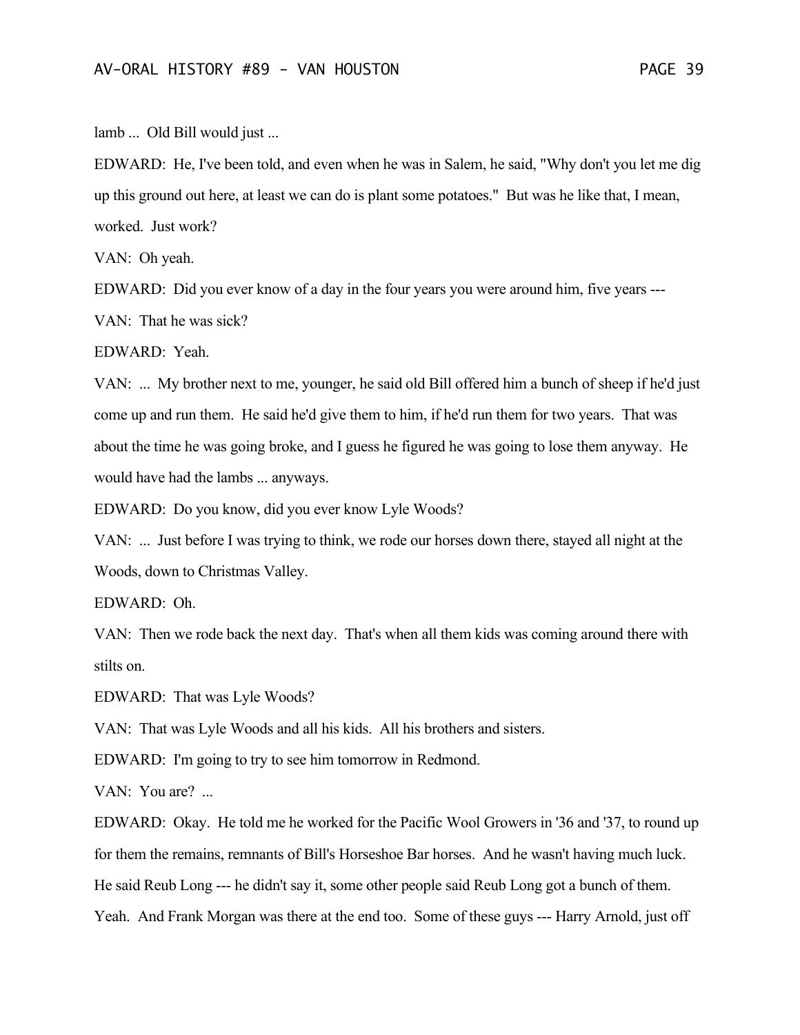lamb ... Old Bill would just ...

EDWARD: He, I've been told, and even when he was in Salem, he said, "Why don't you let me dig up this ground out here, at least we can do is plant some potatoes." But was he like that, I mean, worked. Just work?

VAN: Oh yeah.

EDWARD: Did you ever know of a day in the four years you were around him, five years ---

VAN: That he was sick?

EDWARD: Yeah.

VAN: ... My brother next to me, younger, he said old Bill offered him a bunch of sheep if he'd just come up and run them. He said he'd give them to him, if he'd run them for two years. That was about the time he was going broke, and I guess he figured he was going to lose them anyway. He would have had the lambs ... anyways.

EDWARD: Do you know, did you ever know Lyle Woods?

VAN: ... Just before I was trying to think, we rode our horses down there, stayed all night at the Woods, down to Christmas Valley.

EDWARD: Oh.

VAN: Then we rode back the next day. That's when all them kids was coming around there with stilts on.

EDWARD: That was Lyle Woods?

VAN: That was Lyle Woods and all his kids. All his brothers and sisters.

EDWARD: I'm going to try to see him tomorrow in Redmond.

VAN: You are? ...

EDWARD: Okay. He told me he worked for the Pacific Wool Growers in '36 and '37, to round up for them the remains, remnants of Bill's Horseshoe Bar horses. And he wasn't having much luck. He said Reub Long --- he didn't say it, some other people said Reub Long got a bunch of them. Yeah. And Frank Morgan was there at the end too. Some of these guys --- Harry Arnold, just off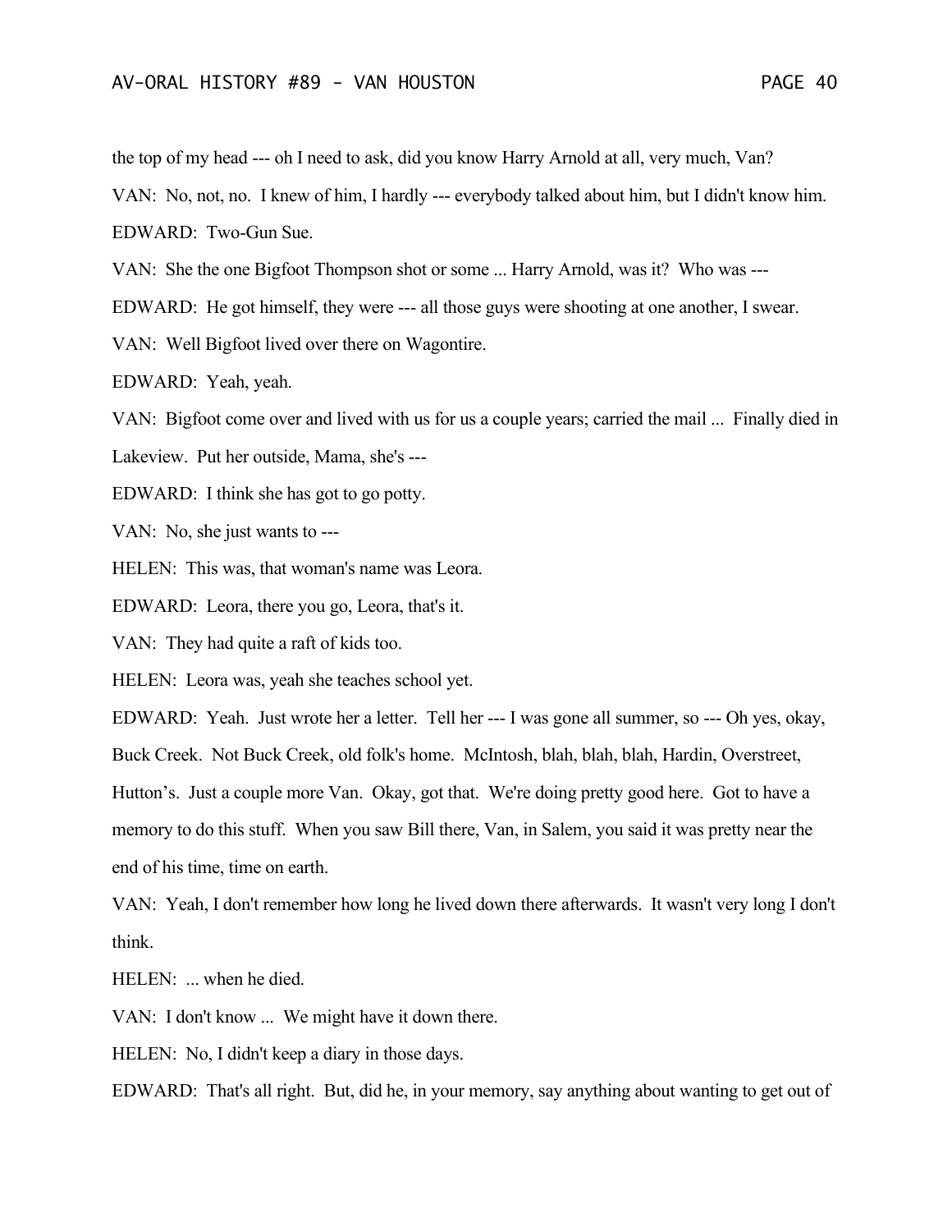the top of my head --- oh I need to ask, did you know Harry Arnold at all, very much, Van?

VAN: No, not, no. I knew of him, I hardly --- everybody talked about him, but I didn't know him.

EDWARD: Two-Gun Sue.

VAN: She the one Bigfoot Thompson shot or some ... Harry Arnold, was it? Who was ---

EDWARD: He got himself, they were --- all those guys were shooting at one another, I swear.

VAN: Well Bigfoot lived over there on Wagontire.

EDWARD: Yeah, yeah.

VAN: Bigfoot come over and lived with us for us a couple years; carried the mail ... Finally died in Lakeview. Put her outside, Mama, she's ---

EDWARD: I think she has got to go potty.

VAN: No, she just wants to ---

HELEN: This was, that woman's name was Leora.

EDWARD: Leora, there you go, Leora, that's it.

VAN: They had quite a raft of kids too.

HELEN: Leora was, yeah she teaches school yet.

EDWARD: Yeah. Just wrote her a letter. Tell her --- I was gone all summer, so --- Oh yes, okay, Buck Creek. Not Buck Creek, old folk's home. McIntosh, blah, blah, blah, Hardin, Overstreet, Hutton's. Just a couple more Van. Okay, got that. We're doing pretty good here. Got to have a memory to do this stuff. When you saw Bill there, Van, in Salem, you said it was pretty near the end of his time, time on earth.

VAN: Yeah, I don't remember how long he lived down there afterwards. It wasn't very long I don't think.

HELEN: ... when he died.

VAN: I don't know ... We might have it down there.

HELEN: No, I didn't keep a diary in those days.

EDWARD: That's all right. But, did he, in your memory, say anything about wanting to get out of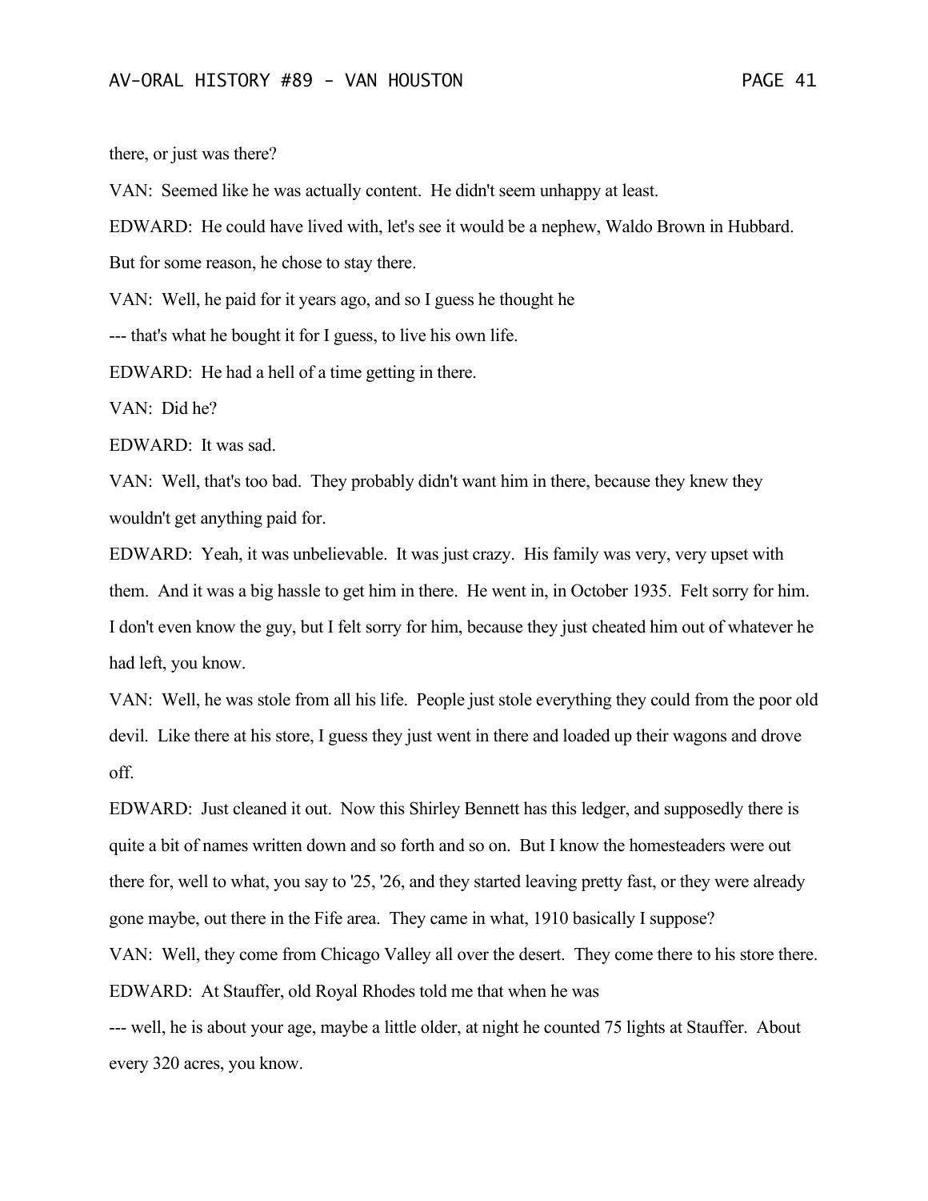there, or just was there?

VAN: Seemed like he was actually content. He didn't seem unhappy at least.

EDWARD: He could have lived with, let's see it would be a nephew, Waldo Brown in Hubbard. But for some reason, he chose to stay there.

VAN: Well, he paid for it years ago, and so I guess he thought he
--- that's what he bought it for I guess, to live his own life.

EDWARD: He had a hell of a time getting in there.

VAN: Did he?

EDWARD: It was sad.

VAN: Well, that's too bad. They probably didn't want him in there, because they knew they wouldn't get anything paid for.

EDWARD: Yeah, it was unbelievable. It was just crazy. His family was very, very upset with them. And it was a big hassle to get him in there. He went in, in October 1935. Felt sorry for him. I don't even know the guy, but I felt sorry for him, because they just cheated him out of whatever he had left, you know.

VAN: Well, he was stole from all his life. People just stole everything they could from the poor old devil. Like there at his store, I guess they just went in there and loaded up their wagons and drove off.

EDWARD: Just cleaned it out. Now this Shirley Bennett has this ledger, and supposedly there is quite a bit of names written down and so forth and so on. But I know the homesteaders were out there for, well to what, you say to '25, '26, and they started leaving pretty fast, or they were already gone maybe, out there in the Fife area. They came in what, 1910 basically I suppose?

VAN: Well, they come from Chicago Valley all over the desert. They come there to his store there.

EDWARD: At Stauffer, old Royal Rhodes told me that when he was
--- well, he is about your age, maybe a little older, at night he counted 75 lights at Stauffer. About every 320 acres, you know.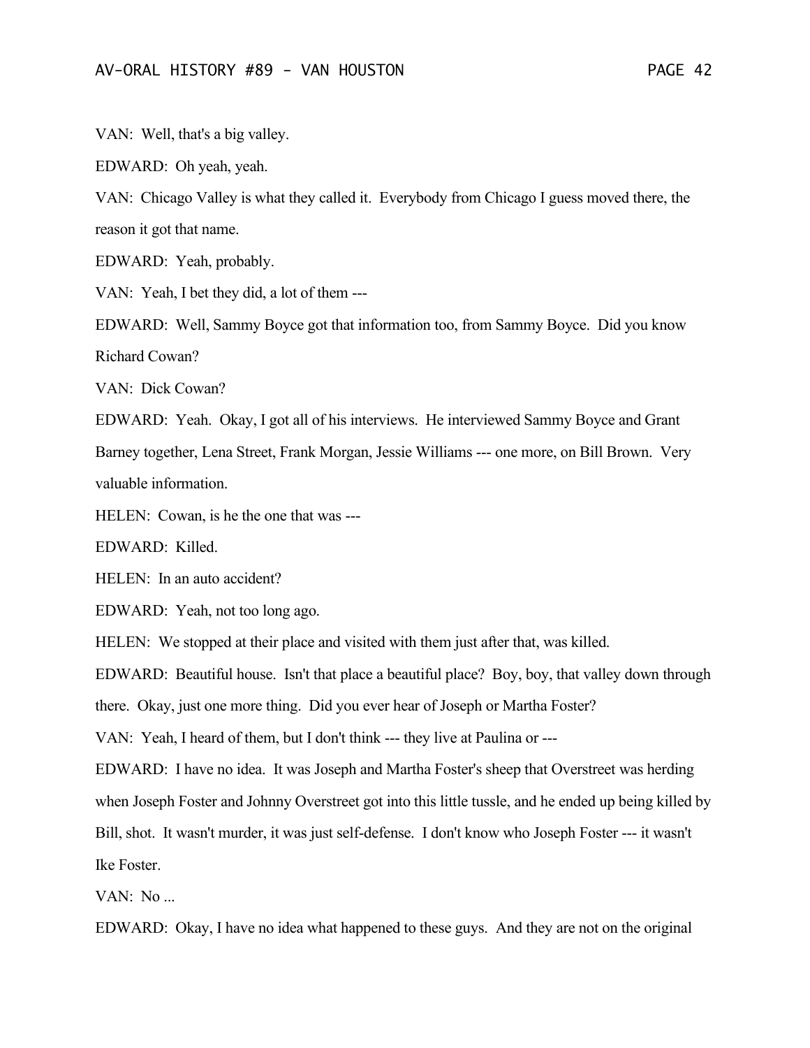VAN: Well, that's a big valley.

EDWARD: Oh yeah, yeah.

VAN: Chicago Valley is what they called it. Everybody from Chicago I guess moved there, the reason it got that name.

EDWARD: Yeah, probably.

VAN: Yeah, I bet they did, a lot of them ---

EDWARD: Well, Sammy Boyce got that information too, from Sammy Boyce. Did you know Richard Cowan?

VAN: Dick Cowan?

EDWARD: Yeah. Okay, I got all of his interviews. He interviewed Sammy Boyce and Grant Barney together, Lena Street, Frank Morgan, Jessie Williams --- one more, on Bill Brown. Very valuable information.

HELEN: Cowan, is he the one that was ---

EDWARD: Killed.

HELEN: In an auto accident?

EDWARD: Yeah, not too long ago.

HELEN: We stopped at their place and visited with them just after that, was killed.

EDWARD: Beautiful house. Isn't that place a beautiful place? Boy, boy, that valley down through there. Okay, just one more thing. Did you ever hear of Joseph or Martha Foster?

VAN: Yeah, I heard of them, but I don't think --- they live at Paulina or ---

EDWARD: I have no idea. It was Joseph and Martha Foster's sheep that Overstreet was herding when Joseph Foster and Johnny Overstreet got into this little tussle, and he ended up being killed by Bill, shot. It wasn't murder, it was just self-defense. I don't know who Joseph Foster --- it wasn't Ike Foster.

VAN: No ...

EDWARD: Okay, I have no idea what happened to these guys. And they are not on the original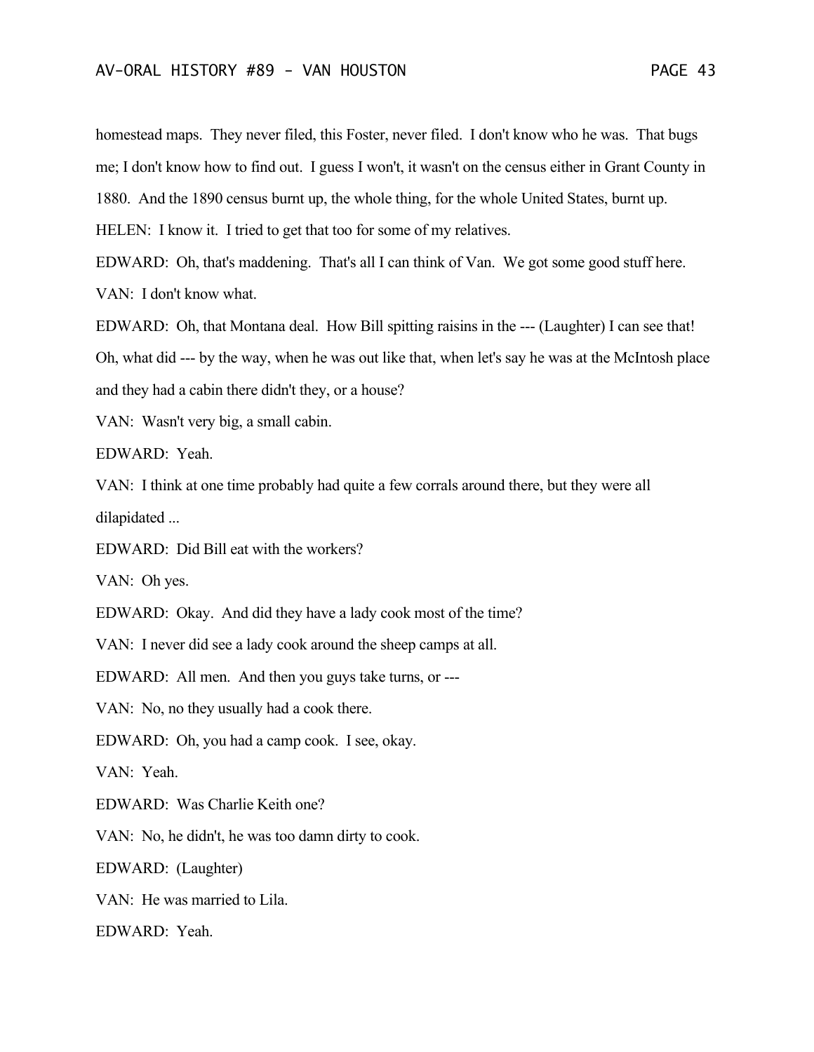homestead maps. They never filed, this Foster, never filed. I don't know who he was. That bugs me; I don't know how to find out. I guess I won't, it wasn't on the census either in Grant County in 1880. And the 1890 census burnt up, the whole thing, for the whole United States, burnt up.

HELEN: I know it. I tried to get that too for some of my relatives.

EDWARD: Oh, that's maddening. That's all I can think of Van. We got some good stuff here.

VAN: I don't know what.

EDWARD: Oh, that Montana deal. How Bill spitting raisins in the --- (Laughter) I can see that! Oh, what did --- by the way, when he was out like that, when let's say he was at the McIntosh place and they had a cabin there didn't they, or a house?

VAN: Wasn't very big, a small cabin.

EDWARD: Yeah.

VAN: I think at one time probably had quite a few corrals around there, but they were all dilapidated ...

EDWARD: Did Bill eat with the workers?

VAN: Oh yes.

EDWARD: Okay. And did they have a lady cook most of the time?

VAN: I never did see a lady cook around the sheep camps at all.

EDWARD: All men. And then you guys take turns, or ---

VAN: No, no they usually had a cook there.

EDWARD: Oh, you had a camp cook. I see, okay.

VAN: Yeah.

EDWARD: Was Charlie Keith one?

VAN: No, he didn't, he was too damn dirty to cook.

EDWARD: (Laughter)

VAN: He was married to Lila.

EDWARD: Yeah.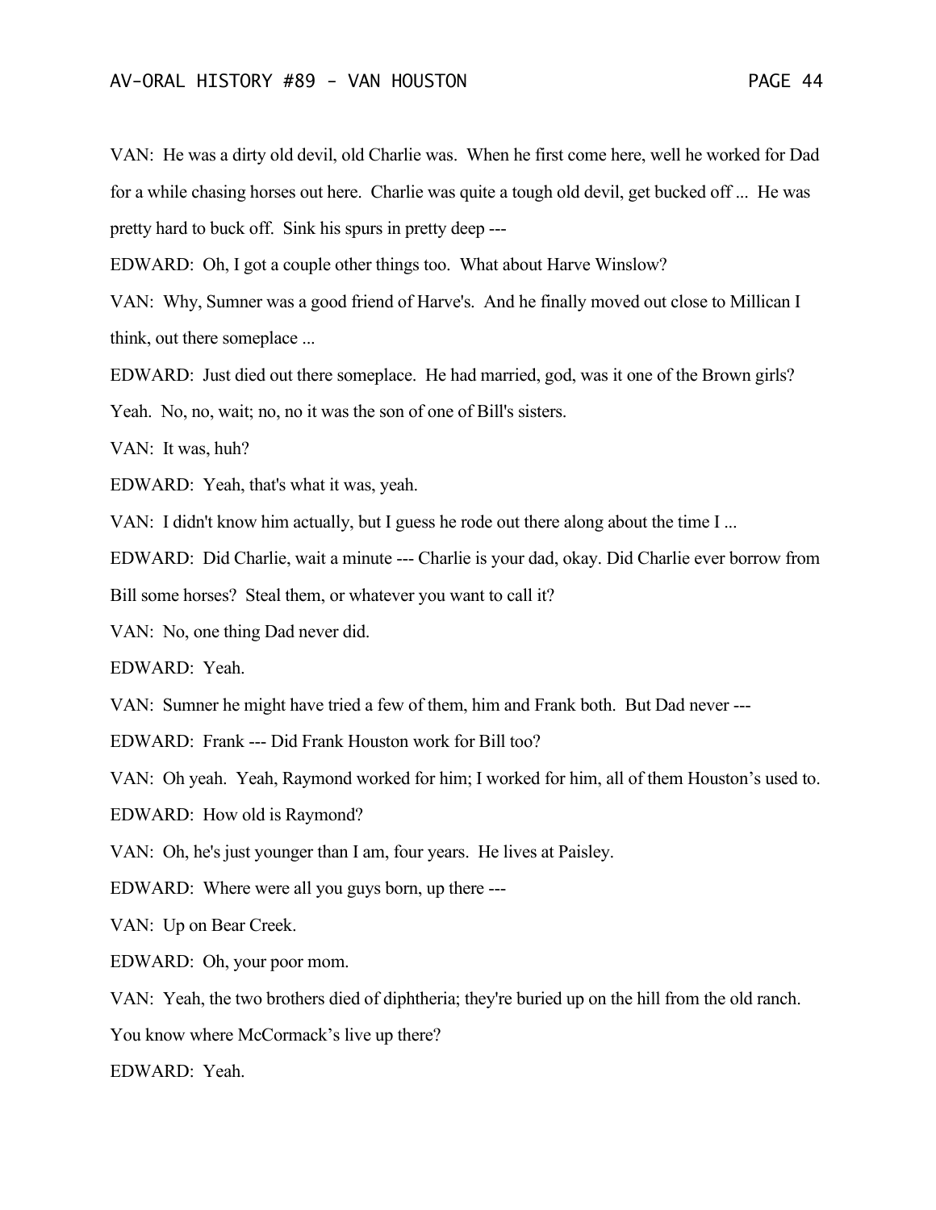VAN: He was a dirty old devil, old Charlie was. When he first come here, well he worked for Dad for a while chasing horses out here. Charlie was quite a tough old devil, get bucked off ... He was pretty hard to buck off. Sink his spurs in pretty deep ---

EDWARD: Oh, I got a couple other things too. What about Harve Winslow?

VAN: Why, Sumner was a good friend of Harve's. And he finally moved out close to Millican I think, out there someplace ...

EDWARD: Just died out there someplace. He had married, god, was it one of the Brown girls? Yeah. No, no, wait; no, no it was the son of one of Bill's sisters.

VAN: It was, huh?

EDWARD: Yeah, that's what it was, yeah.

VAN: I didn't know him actually, but I guess he rode out there along about the time I ...

EDWARD: Did Charlie, wait a minute --- Charlie is your dad, okay. Did Charlie ever borrow from Bill some horses? Steal them, or whatever you want to call it?

VAN: No, one thing Dad never did.

EDWARD: Yeah.

VAN: Sumner he might have tried a few of them, him and Frank both. But Dad never ---

EDWARD: Frank --- Did Frank Houston work for Bill too?

VAN: Oh yeah. Yeah, Raymond worked for him; I worked for him, all of them Houston's used to.

EDWARD: How old is Raymond?

VAN: Oh, he's just younger than I am, four years. He lives at Paisley.

EDWARD: Where were all you guys born, up there ---

VAN: Up on Bear Creek.

EDWARD: Oh, your poor mom.

VAN: Yeah, the two brothers died of diphtheria; they're buried up on the hill from the old ranch. You know where McCormack's live up there?

EDWARD: Yeah.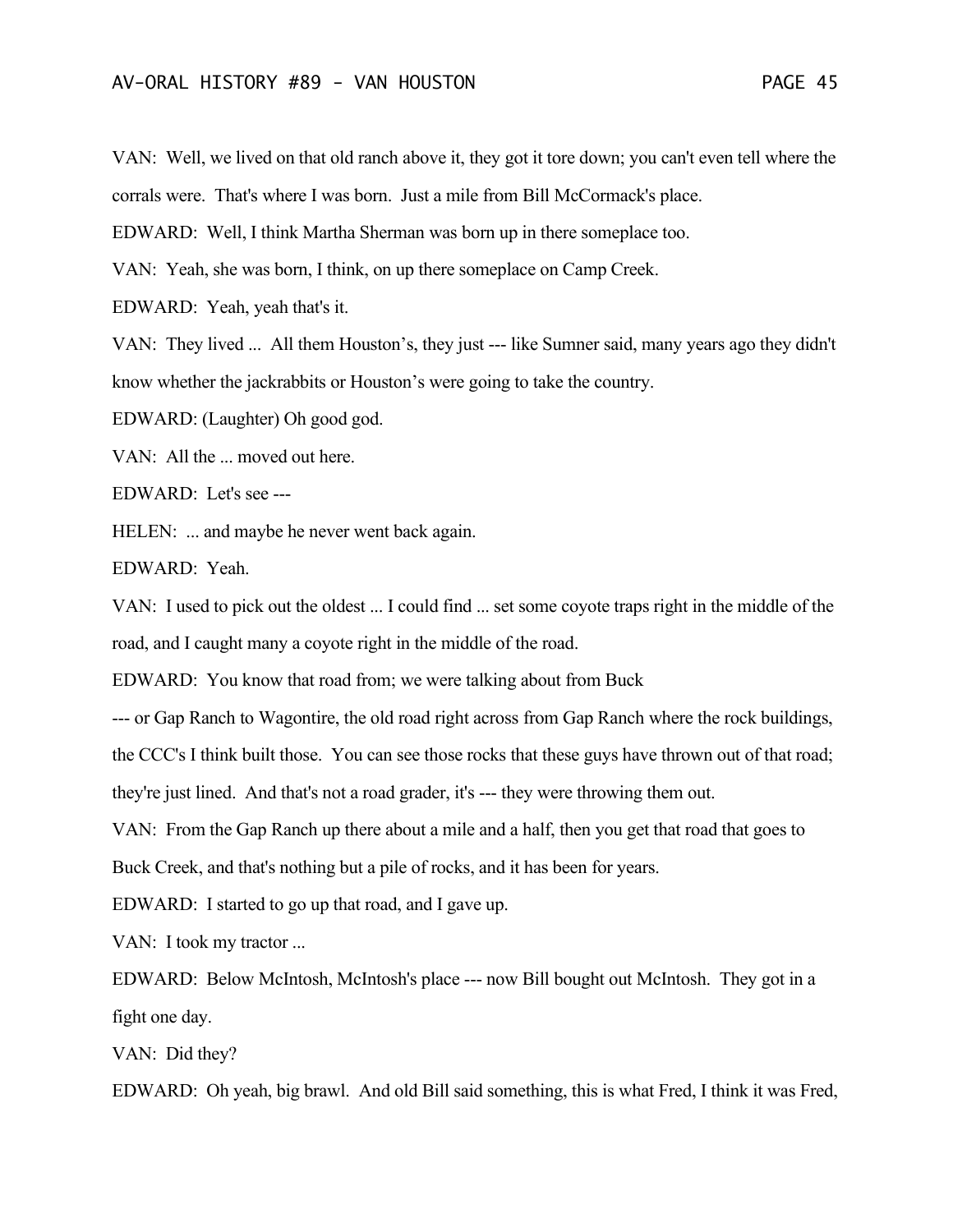VAN: Well, we lived on that old ranch above it, they got it tore down; you can't even tell where the corrals were. That's where I was born. Just a mile from Bill McCormack's place.

EDWARD: Well, I think Martha Sherman was born up in there someplace too.

VAN: Yeah, she was born, I think, on up there someplace on Camp Creek.

EDWARD: Yeah, yeah that's it.

VAN: They lived ... All them Houston's, they just --- like Sumner said, many years ago they didn't know whether the jackrabbits or Houston's were going to take the country.

EDWARD: (Laughter) Oh good god.

VAN: All the ... moved out here.

EDWARD: Let's see ---

HELEN: ... and maybe he never went back again.

EDWARD: Yeah.

VAN: I used to pick out the oldest ... I could find ... set some coyote traps right in the middle of the road, and I caught many a coyote right in the middle of the road.

EDWARD: You know that road from; we were talking about from Buck --- or Gap Ranch to Wagontire, the old road right across from Gap Ranch where the rock buildings, the CCC's I think built those. You can see those rocks that these guys have thrown out of that road; they're just lined. And that's not a road grader, it's --- they were throwing them out.

VAN: From the Gap Ranch up there about a mile and a half, then you get that road that goes to Buck Creek, and that's nothing but a pile of rocks, and it has been for years.

EDWARD: I started to go up that road, and I gave up.

VAN: I took my tractor ...

EDWARD: Below McIntosh, McIntosh's place --- now Bill bought out McIntosh. They got in a fight one day.

VAN: Did they?

EDWARD: Oh yeah, big brawl. And old Bill said something, this is what Fred, I think it was Fred,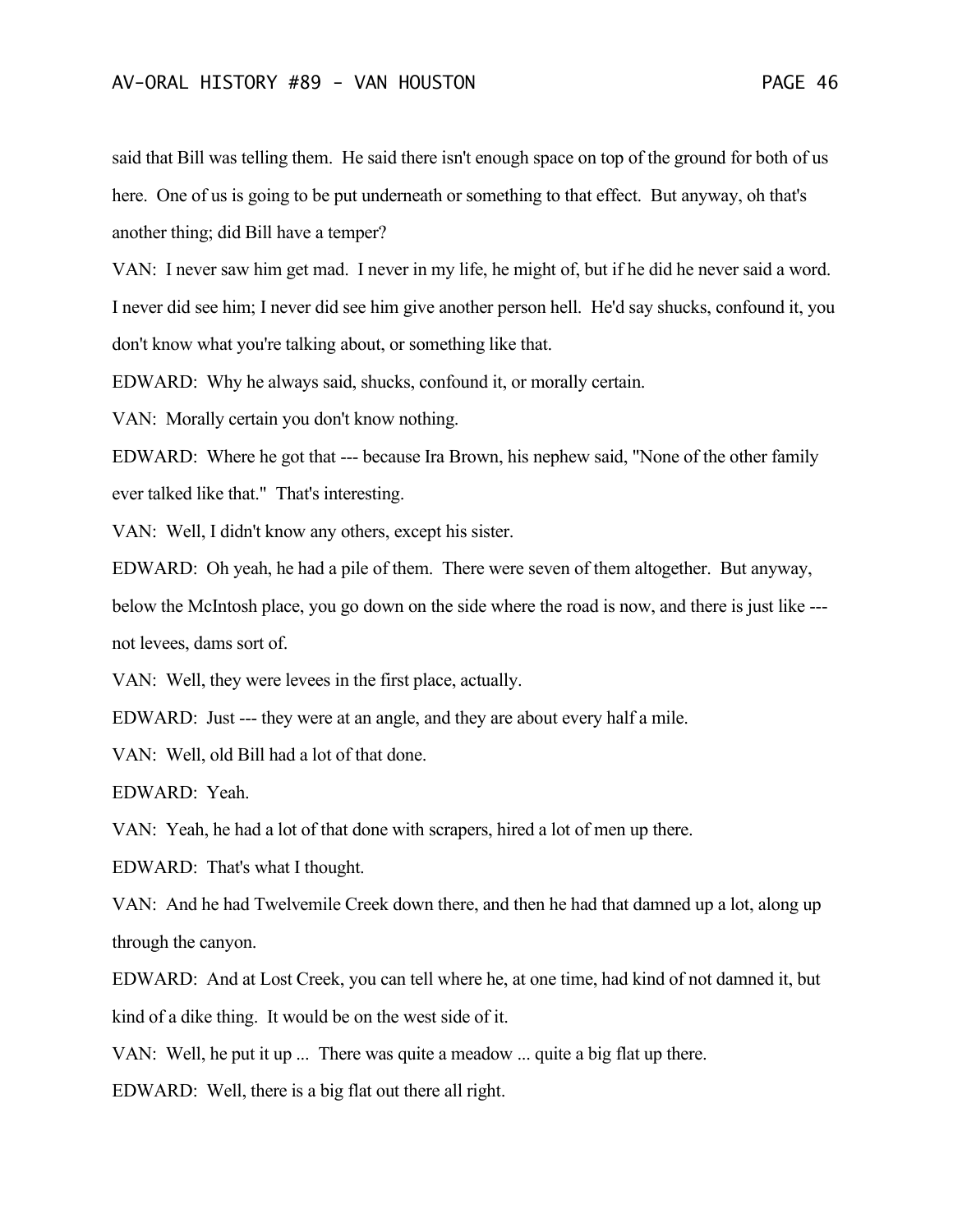said that Bill was telling them. He said there isn't enough space on top of the ground for both of us here. One of us is going to be put underneath or something to that effect. But anyway, oh that's another thing; did Bill have a temper?

VAN: I never saw him get mad. I never in my life, he might of, but if he did he never said a word. I never did see him; I never did see him give another person hell. He'd say shucks, confound it, you don't know what you're talking about, or something like that.

EDWARD: Why he always said, shucks, confound it, or morally certain.

VAN: Morally certain you don't know nothing.

EDWARD: Where he got that --- because Ira Brown, his nephew said, "None of the other family ever talked like that." That's interesting.

VAN: Well, I didn't know any others, except his sister.

EDWARD: Oh yeah, he had a pile of them. There were seven of them altogether. But anyway, below the McIntosh place, you go down on the side where the road is now, and there is just like --- not levees, dams sort of.

VAN: Well, they were levees in the first place, actually.

EDWARD: Just --- they were at an angle, and they are about every half a mile.

VAN: Well, old Bill had a lot of that done.

EDWARD: Yeah.

VAN: Yeah, he had a lot of that done with scrapers, hired a lot of men up there.

EDWARD: That's what I thought.

VAN: And he had Twelvemile Creek down there, and then he had that damned up a lot, along up through the canyon.

EDWARD: And at Lost Creek, you can tell where he, at one time, had kind of not damned it, but kind of a dike thing. It would be on the west side of it.

VAN: Well, he put it up ... There was quite a meadow ... quite a big flat up there.

EDWARD: Well, there is a big flat out there all right.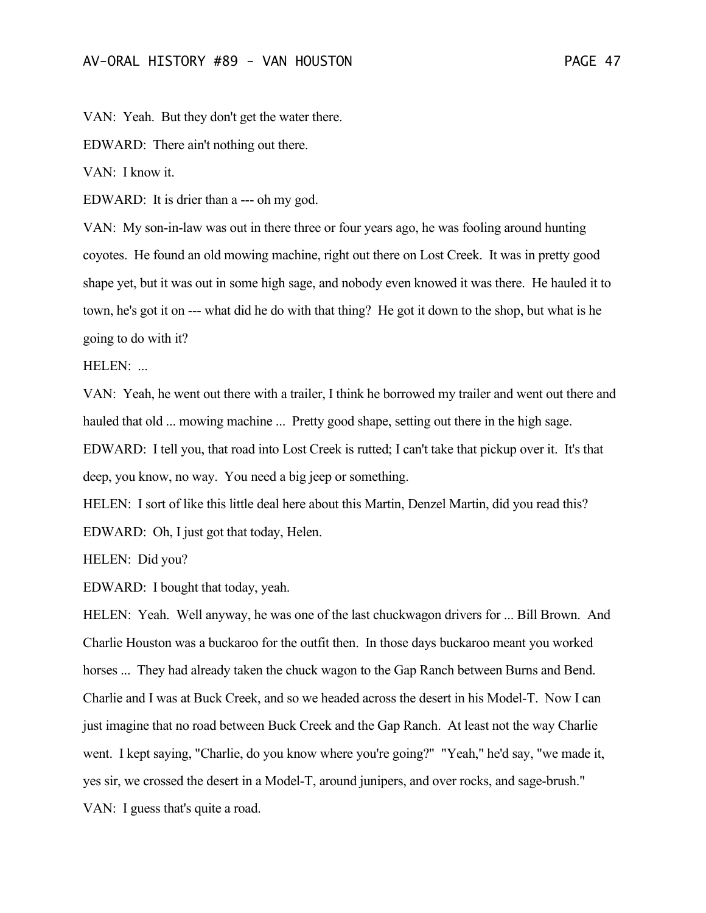VAN: Yeah. But they don't get the water there.

EDWARD: There ain't nothing out there.

VAN: I know it.

EDWARD: It is drier than a --- oh my god.

VAN: My son-in-law was out in there three or four years ago, he was fooling around hunting coyotes. He found an old mowing machine, right out there on Lost Creek. It was in pretty good shape yet, but it was out in some high sage, and nobody even knowed it was there. He hauled it to town, he's got it on --- what did he do with that thing? He got it down to the shop, but what is he going to do with it?

HELEN: ...

VAN: Yeah, he went out there with a trailer, I think he borrowed my trailer and went out there and hauled that old ... mowing machine ... Pretty good shape, setting out there in the high sage.

EDWARD: I tell you, that road into Lost Creek is rutted; I can't take that pickup over it. It's that deep, you know, no way. You need a big jeep or something.

HELEN: I sort of like this little deal here about this Martin, Denzel Martin, did you read this?

EDWARD: Oh, I just got that today, Helen.

HELEN: Did you?

EDWARD: I bought that today, yeah.

HELEN: Yeah. Well anyway, he was one of the last chuckwagon drivers for ... Bill Brown. And Charlie Houston was a buckaroo for the outfit then. In those days buckaroo meant you worked horses ... They had already taken the chuck wagon to the Gap Ranch between Burns and Bend. Charlie and I was at Buck Creek, and so we headed across the desert in his Model-T. Now I can just imagine that no road between Buck Creek and the Gap Ranch. At least not the way Charlie went. I kept saying, "Charlie, do you know where you're going?" "Yeah," he'd say, "we made it, yes sir, we crossed the desert in a Model-T, around junipers, and over rocks, and sage-brush."

VAN: I guess that's quite a road.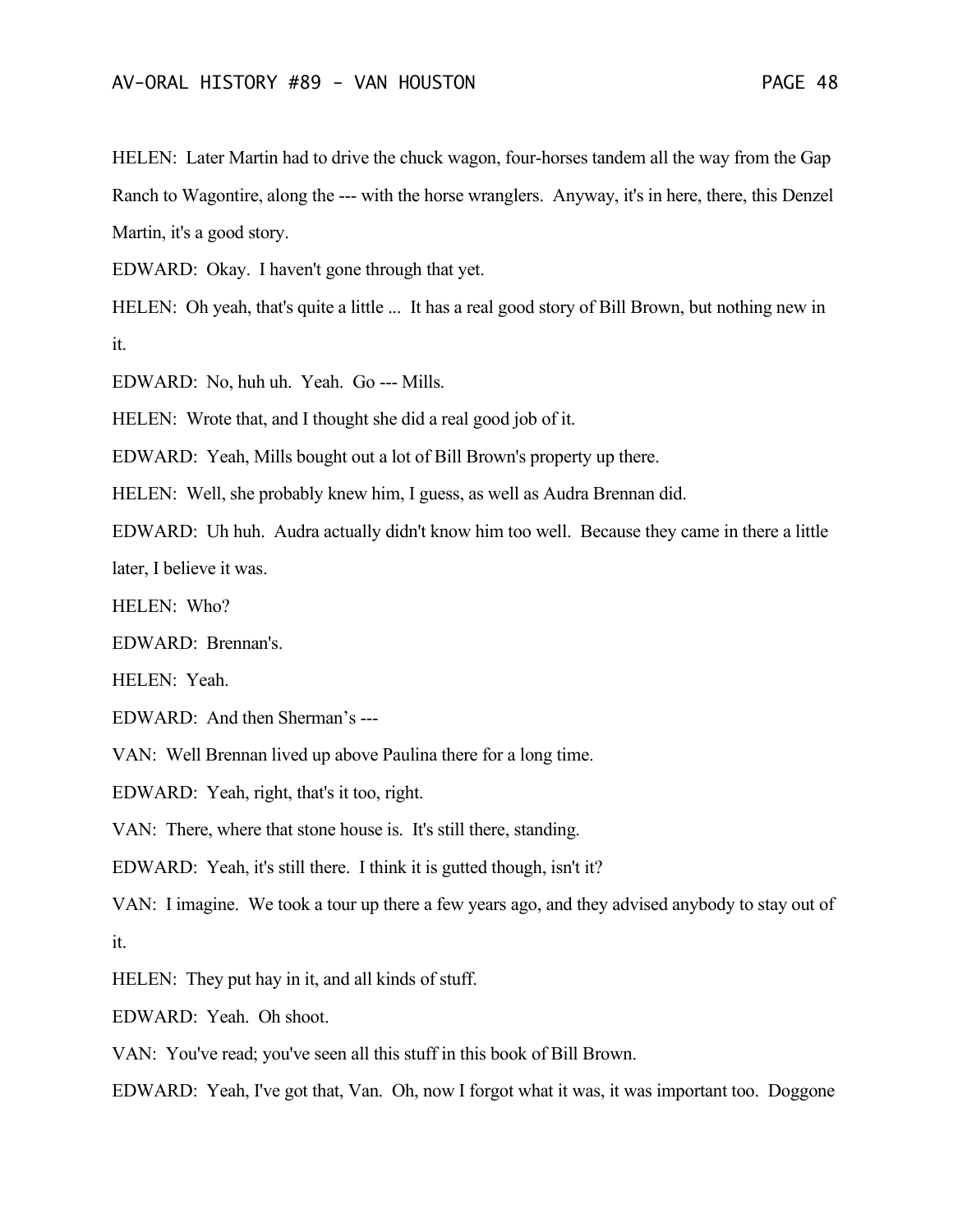HELEN: Later Martin had to drive the chuck wagon, four-horses tandem all the way from the Gap Ranch to Wagontire, along the --- with the horse wranglers. Anyway, it's in here, there, this Denzel Martin, it's a good story.

EDWARD: Okay. I haven't gone through that yet.

HELEN: Oh yeah, that's quite a little ... It has a real good story of Bill Brown, but nothing new in it.

EDWARD: No, huh uh. Yeah. Go --- Mills.

HELEN: Wrote that, and I thought she did a real good job of it.

EDWARD: Yeah, Mills bought out a lot of Bill Brown's property up there.

HELEN: Well, she probably knew him, I guess, as well as Audra Brennan did.

EDWARD: Uh huh. Audra actually didn't know him too well. Because they came in there a little later, I believe it was.

HELEN: Who?

EDWARD: Brennan's.

HELEN: Yeah.

EDWARD: And then Sherman's ---

VAN: Well Brennan lived up above Paulina there for a long time.

EDWARD: Yeah, right, that's it too, right.

VAN: There, where that stone house is. It's still there, standing.

EDWARD: Yeah, it's still there. I think it is gutted though, isn't it?

VAN: I imagine. We took a tour up there a few years ago, and they advised anybody to stay out of it.

HELEN: They put hay in it, and all kinds of stuff.

EDWARD: Yeah. Oh shoot.

VAN: You've read; you've seen all this stuff in this book of Bill Brown.

EDWARD: Yeah, I've got that, Van. Oh, now I forgot what it was, it was important too. Doggone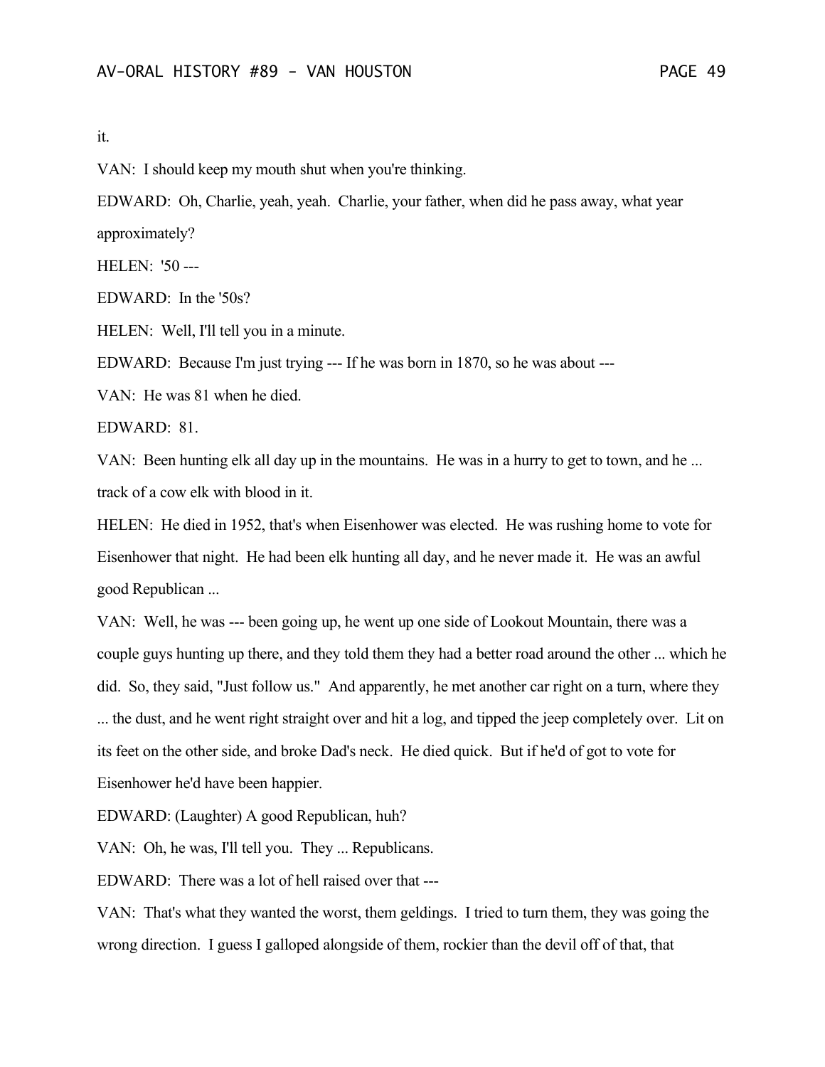it.

VAN: I should keep my mouth shut when you're thinking.

EDWARD: Oh, Charlie, yeah, yeah. Charlie, your father, when did he pass away, what year approximately?

HELEN: '50 ---

EDWARD: In the '50s?

HELEN: Well, I'll tell you in a minute.

EDWARD: Because I'm just trying --- If he was born in 1870, so he was about ---

VAN: He was 81 when he died.

EDWARD: 81.

VAN: Been hunting elk all day up in the mountains. He was in a hurry to get to town, and he ... track of a cow elk with blood in it.

HELEN: He died in 1952, that's when Eisenhower was elected. He was rushing home to vote for Eisenhower that night. He had been elk hunting all day, and he never made it. He was an awful good Republican ...

VAN: Well, he was --- been going up, he went up one side of Lookout Mountain, there was a couple guys hunting up there, and they told them they had a better road around the other ... which he did. So, they said, "Just follow us." And apparently, he met another car right on a turn, where they ... the dust, and he went right straight over and hit a log, and tipped the jeep completely over. Lit on its feet on the other side, and broke Dad's neck. He died quick. But if he'd of got to vote for Eisenhower he'd have been happier.

EDWARD: (Laughter) A good Republican, huh?

VAN: Oh, he was, I'll tell you. They ... Republicans.

EDWARD: There was a lot of hell raised over that ---

VAN: That's what they wanted the worst, them geldings. I tried to turn them, they was going the wrong direction. I guess I galloped alongside of them, rockier than the devil off of that, that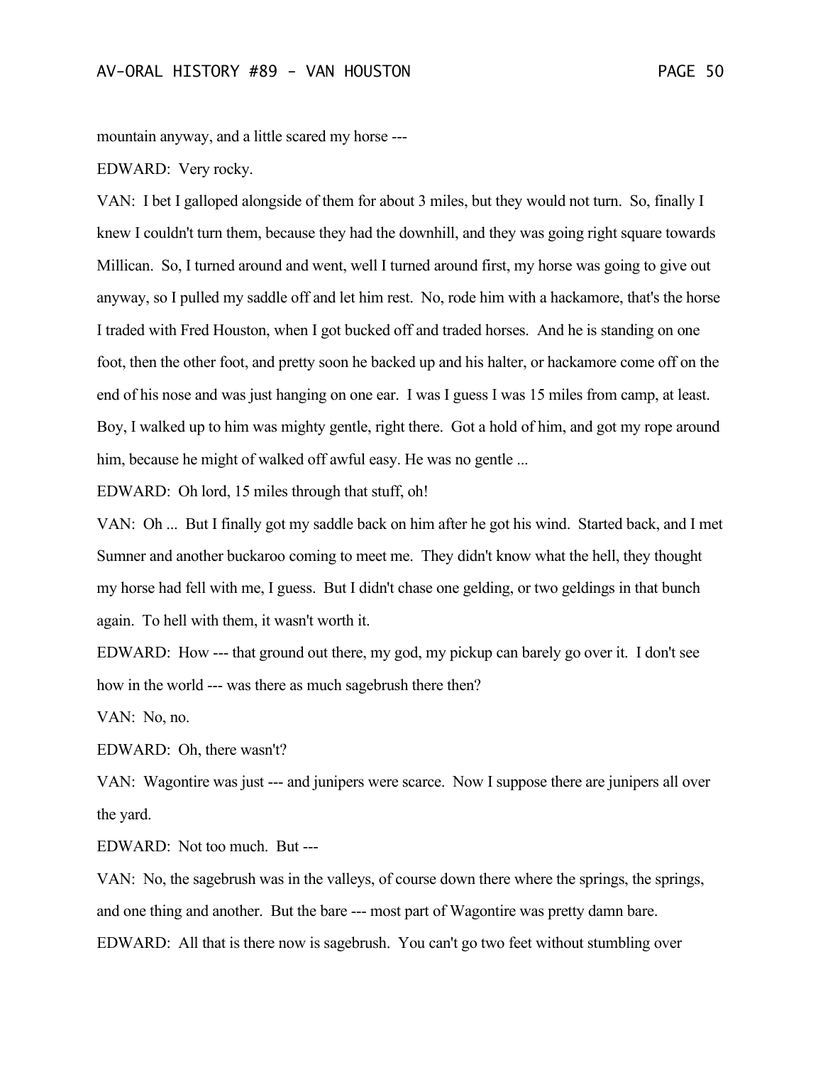mountain anyway, and a little scared my horse ---

EDWARD: Very rocky.

VAN: I bet I galloped alongside of them for about 3 miles, but they would not turn. So, finally I knew I couldn't turn them, because they had the downhill, and they was going right square towards Millican. So, I turned around and went, well I turned around first, my horse was going to give out anyway, so I pulled my saddle off and let him rest. No, rode him with a hackamore, that's the horse I traded with Fred Houston, when I got bucked off and traded horses. And he is standing on one foot, then the other foot, and pretty soon he backed up and his halter, or hackamore come off on the end of his nose and was just hanging on one ear. I was I guess I was 15 miles from camp, at least. Boy, I walked up to him was mighty gentle, right there. Got a hold of him, and got my rope around him, because he might of walked off awful easy. He was no gentle ...

EDWARD: Oh lord, 15 miles through that stuff, oh!

VAN: Oh ... But I finally got my saddle back on him after he got his wind. Started back, and I met Sumner and another buckaroo coming to meet me. They didn't know what the hell, they thought my horse had fell with me, I guess. But I didn't chase one gelding, or two geldings in that bunch again. To hell with them, it wasn't worth it.

EDWARD: How --- that ground out there, my god, my pickup can barely go over it. I don't see how in the world --- was there as much sagebrush there then?

VAN: No, no.

EDWARD: Oh, there wasn't?

VAN: Wagontire was just --- and junipers were scarce. Now I suppose there are junipers all over the yard.

EDWARD: Not too much. But ---

VAN: No, the sagebrush was in the valleys, of course down there where the springs, the springs, and one thing and another. But the bare --- most part of Wagontire was pretty damn bare.

EDWARD: All that is there now is sagebrush. You can't go two feet without stumbling over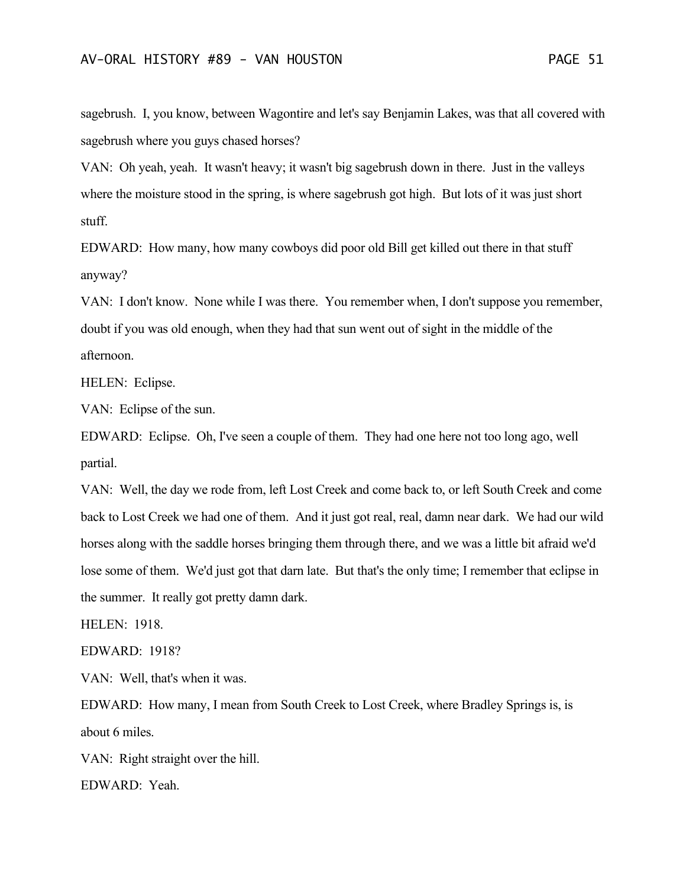sagebrush. I, you know, between Wagontire and let's say Benjamin Lakes, was that all covered with sagebrush where you guys chased horses?

VAN: Oh yeah, yeah. It wasn't heavy; it wasn't big sagebrush down in there. Just in the valleys where the moisture stood in the spring, is where sagebrush got high. But lots of it was just short stuff.

EDWARD: How many, how many cowboys did poor old Bill get killed out there in that stuff anyway?

VAN: I don't know. None while I was there. You remember when, I don't suppose you remember, doubt if you was old enough, when they had that sun went out of sight in the middle of the afternoon.

HELEN: Eclipse.

VAN: Eclipse of the sun.

EDWARD: Eclipse. Oh, I've seen a couple of them. They had one here not too long ago, well partial.

VAN: Well, the day we rode from, left Lost Creek and come back to, or left South Creek and come back to Lost Creek we had one of them. And it just got real, real, damn near dark. We had our wild horses along with the saddle horses bringing them through there, and we was a little bit afraid we'd lose some of them. We'd just got that darn late. But that's the only time; I remember that eclipse in the summer. It really got pretty damn dark.

HELEN: 1918.

EDWARD: 1918?

VAN: Well, that's when it was.

EDWARD: How many, I mean from South Creek to Lost Creek, where Bradley Springs is, is about 6 miles.

VAN: Right straight over the hill.

EDWARD: Yeah.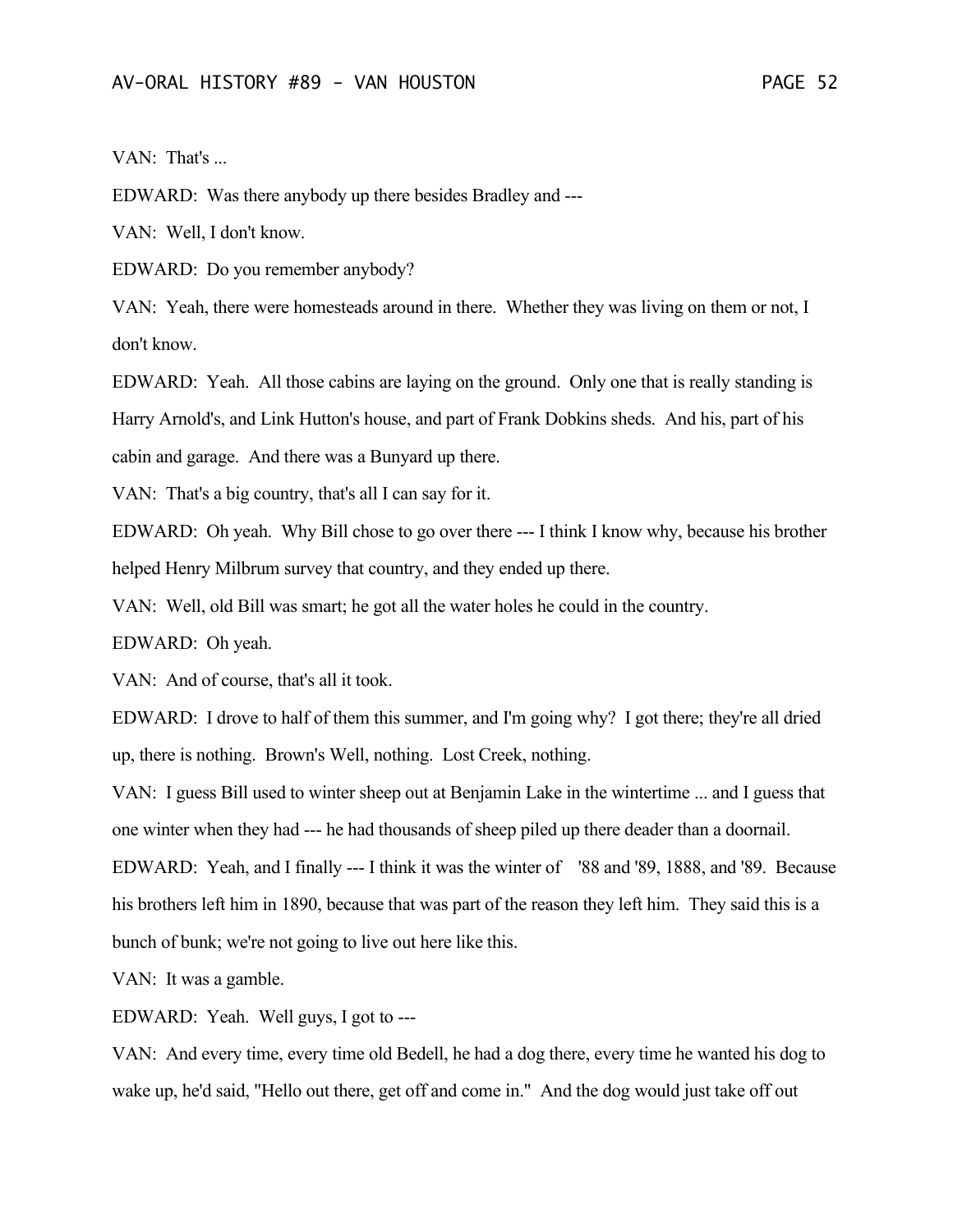VAN: That's ...

EDWARD: Was there anybody up there besides Bradley and ---

VAN: Well, I don't know.

EDWARD: Do you remember anybody?

VAN: Yeah, there were homesteads around in there. Whether they was living on them or not, I don't know.

EDWARD: Yeah. All those cabins are laying on the ground. Only one that is really standing is Harry Arnold's, and Link Hutton's house, and part of Frank Dobkins sheds. And his, part of his cabin and garage. And there was a Bunyard up there.

VAN: That's a big country, that's all I can say for it.

EDWARD: Oh yeah. Why Bill chose to go over there --- I think I know why, because his brother helped Henry Milbrum survey that country, and they ended up there.

VAN: Well, old Bill was smart; he got all the water holes he could in the country.

EDWARD: Oh yeah.

VAN: And of course, that's all it took.

EDWARD: I drove to half of them this summer, and I'm going why? I got there; they're all dried up, there is nothing. Brown's Well, nothing. Lost Creek, nothing.

VAN: I guess Bill used to winter sheep out at Benjamin Lake in the wintertime ... and I guess that one winter when they had --- he had thousands of sheep piled up there deader than a doornail.

EDWARD: Yeah, and I finally --- I think it was the winter of '88 and '89, 1888, and '89. Because his brothers left him in 1890, because that was part of the reason they left him. They said this is a bunch of bunk; we're not going to live out here like this.

VAN: It was a gamble.

EDWARD: Yeah. Well guys, I got to ---

VAN: And every time, every time old Bedell, he had a dog there, every time he wanted his dog to wake up, he'd said, "Hello out there, get off and come in." And the dog would just take off out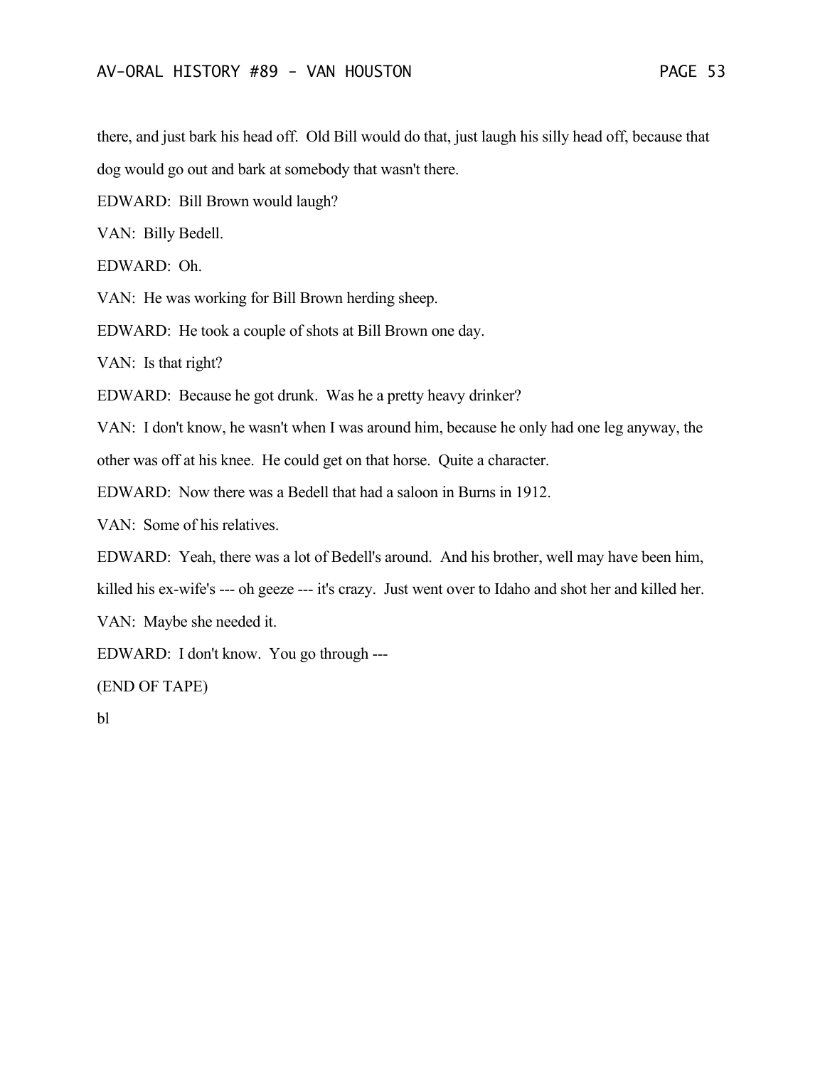there, and just bark his head off. Old Bill would do that, just laugh his silly head off, because that dog would go out and bark at somebody that wasn't there.

EDWARD: Bill Brown would laugh?

VAN: Billy Bedell.

EDWARD: Oh.

VAN: He was working for Bill Brown herding sheep.

EDWARD: He took a couple of shots at Bill Brown one day.

VAN: Is that right?

EDWARD: Because he got drunk. Was he a pretty heavy drinker?

VAN: I don't know, he wasn't when I was around him, because he only had one leg anyway, the other was off at his knee. He could get on that horse. Quite a character.

EDWARD: Now there was a Bedell that had a saloon in Burns in 1912.

VAN: Some of his relatives.

EDWARD: Yeah, there was a lot of Bedell's around. And his brother, well may have been him, killed his ex-wife's --- oh geeze --- it's crazy. Just went over to Idaho and shot her and killed her.

VAN: Maybe she needed it.

EDWARD: I don't know. You go through ---

(END OF TAPE)

bl